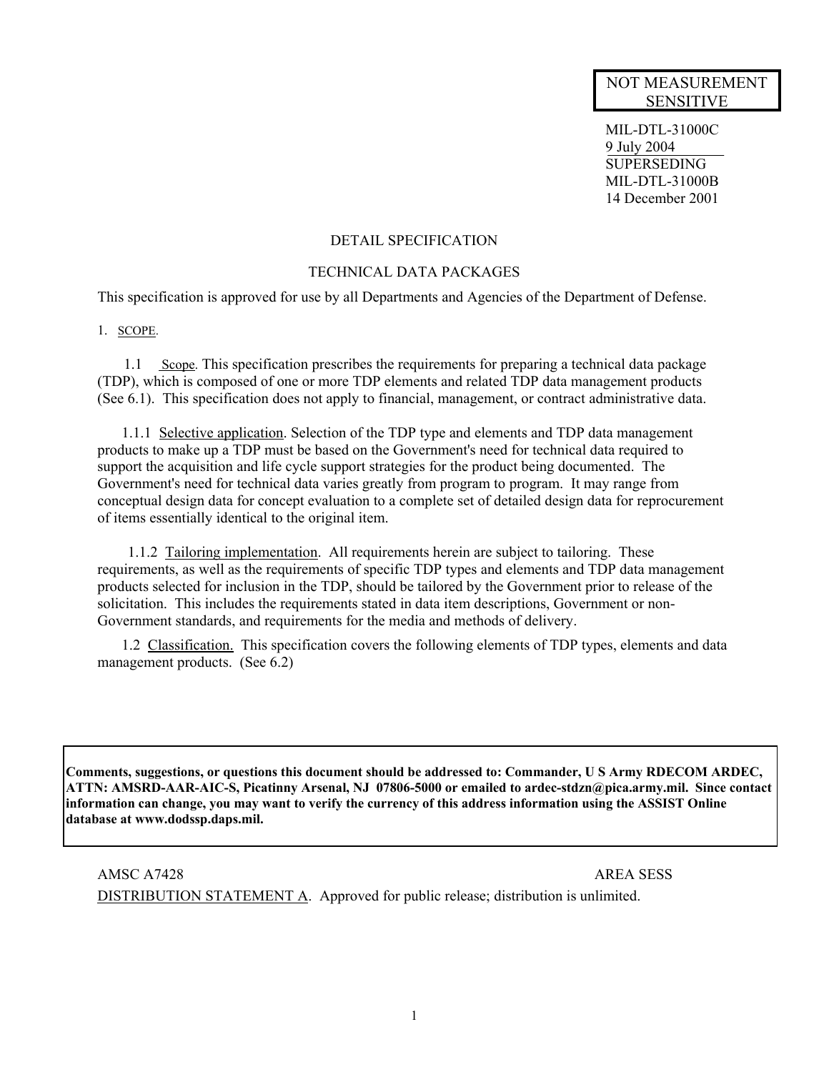NOT MEASUREMENT SENSITIVE

MIL-DTL-31000C
9 July 2004
SUPERSEDING
MIL-DTL-31000B
14 December 2001

# DETAIL SPECIFICATION

# TECHNICAL DATA PACKAGES

This specification is approved for use by all Departments and Agencies of the Department of Defense.

## 1. SCOPE.

1.1 Scope. This specification prescribes the requirements for preparing a technical data package (TDP), which is composed of one or more TDP elements and related TDP data management products (See 6.1). This specification does not apply to financial, management, or contract administrative data.

1.1.1 Selective application. Selection of the TDP type and elements and TDP data management products to make up a TDP must be based on the Government's need for technical data required to support the acquisition and life cycle support strategies for the product being documented. The Government's need for technical data varies greatly from program to program. It may range from conceptual design data for concept evaluation to a complete set of detailed design data for reprocurement of items essentially identical to the original item.

1.1.2 Tailoring implementation. All requirements herein are subject to tailoring. These requirements, as well as the requirements of specific TDP types and elements and TDP data management products selected for inclusion in the TDP, should be tailored by the Government prior to release of the solicitation. This includes the requirements stated in data item descriptions, Government or non-Government standards, and requirements for the media and methods of delivery.

1.2 Classification. This specification covers the following elements of TDP types, elements and data management products. (See 6.2)

**Comments, suggestions, or questions this document should be addressed to: Commander, U S Army RDECOM ARDEC, ATTN: AMSRD-AAR-AIC-S, Picatinny Arsenal, NJ 07806-5000 or emailed to ardec-stdzn@pica.army.mil. Since contact information can change, you may want to verify the currency of this address information using the ASSIST Online database at www.dodssp.daps.mil.**

AMSC A7428 AREA SESS

DISTRIBUTION STATEMENT A. Approved for public release; distribution is unlimited.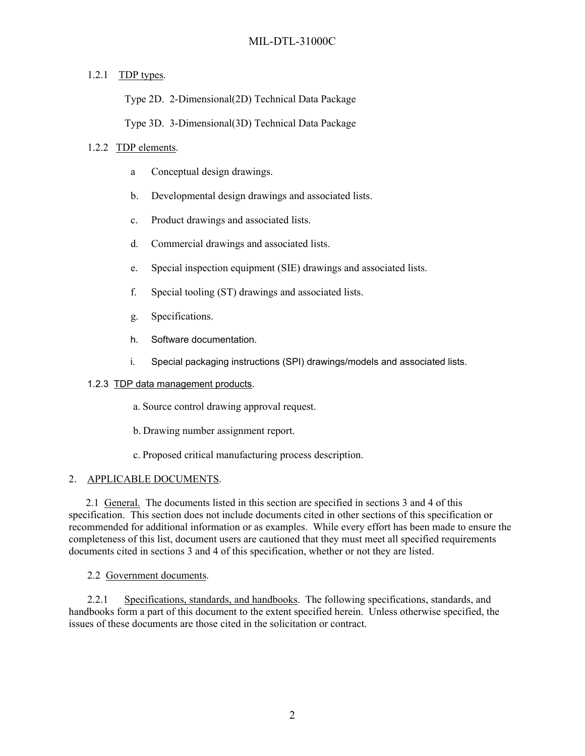1.2.1 TDP types.

Type 2D. 2-Dimensional(2D) Technical Data Package

Type 3D. 3-Dimensional(3D) Technical Data Package

1.2.2 TDP elements.

a Conceptual design drawings.

b. Developmental design drawings and associated lists.

c. Product drawings and associated lists.

d. Commercial drawings and associated lists.

e. Special inspection equipment (SIE) drawings and associated lists.

f. Special tooling (ST) drawings and associated lists.

g. Specifications.

h. Software documentation.

i. Special packaging instructions (SPI) drawings/models and associated lists.

1.2.3 TDP data management products.

a. Source control drawing approval request.

b. Drawing number assignment report.

c. Proposed critical manufacturing process description.

## 2. APPLICABLE DOCUMENTS.

2.1 General. The documents listed in this section are specified in sections 3 and 4 of this specification. This section does not include documents cited in other sections of this specification or recommended for additional information or as examples. While every effort has been made to ensure the completeness of this list, document users are cautioned that they must meet all specified requirements documents cited in sections 3 and 4 of this specification, whether or not they are listed.

2.2 Government documents.

2.2.1 Specifications, standards, and handbooks. The following specifications, standards, and handbooks form a part of this document to the extent specified herein. Unless otherwise specified, the issues of these documents are those cited in the solicitation or contract.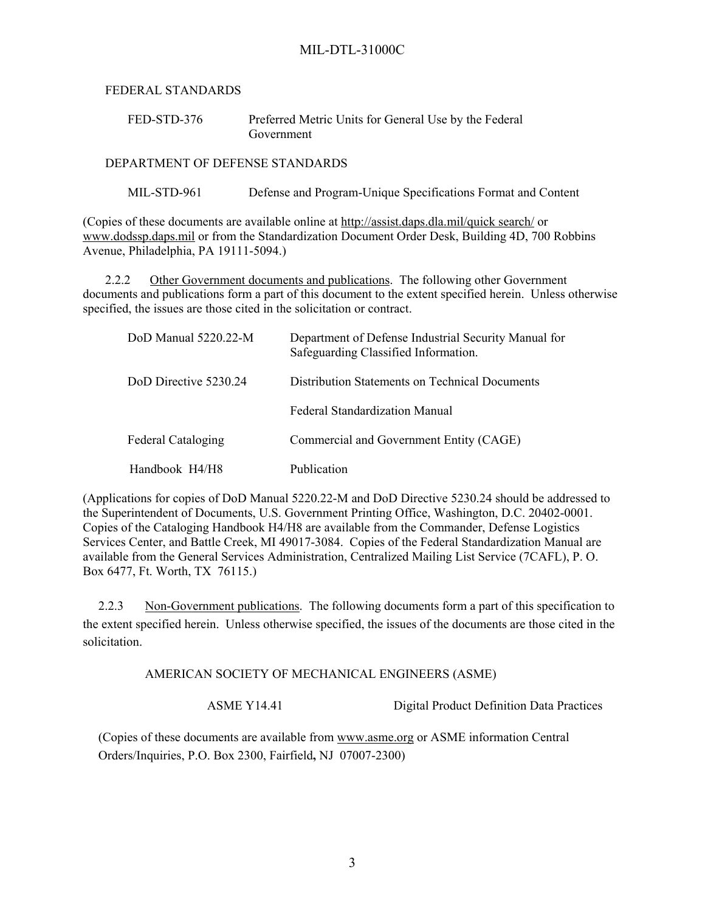FEDERAL STANDARDS

| | |
|---|---|
| FED-STD-376 | Preferred Metric Units for General Use by the Federal Government |

DEPARTMENT OF DEFENSE STANDARDS

| | |
|---|---|
| MIL-STD-961 | Defense and Program-Unique Specifications Format and Content |

(Copies of these documents are available online at http://assist.daps.dla.mil/quick search/ or www.dodssp.daps.mil or from the Standardization Document Order Desk, Building 4D, 700 Robbins Avenue, Philadelphia, PA 19111-5094.)

2.2.2 Other Government documents and publications. The following other Government documents and publications form a part of this document to the extent specified herein. Unless otherwise specified, the issues are those cited in the solicitation or contract.

| | |
|---|---|
| DoD Manual 5220.22-M | Department of Defense Industrial Security Manual for Safeguarding Classified Information. |
| DoD Directive 5230.24 | Distribution Statements on Technical Documents |
| | Federal Standardization Manual |
| Federal Cataloging Handbook H4/H8 | Commercial and Government Entity (CAGE) Publication |

(Applications for copies of DoD Manual 5220.22-M and DoD Directive 5230.24 should be addressed to the Superintendent of Documents, U.S. Government Printing Office, Washington, D.C. 20402-0001. Copies of the Cataloging Handbook H4/H8 are available from the Commander, Defense Logistics Services Center, and Battle Creek, MI 49017-3084. Copies of the Federal Standardization Manual are available from the General Services Administration, Centralized Mailing List Service (7CAFL), P. O. Box 6477, Ft. Worth, TX 76115.)

2.2.3 Non-Government publications. The following documents form a part of this specification to the extent specified herein. Unless otherwise specified, the issues of the documents are those cited in the solicitation.

AMERICAN SOCIETY OF MECHANICAL ENGINEERS (ASME)

| | |
|---|---|
| ASME Y14.41 | Digital Product Definition Data Practices |

(Copies of these documents are available from www.asme.org or ASME information Central Orders/Inquiries, P.O. Box 2300, Fairfield, NJ 07007-2300)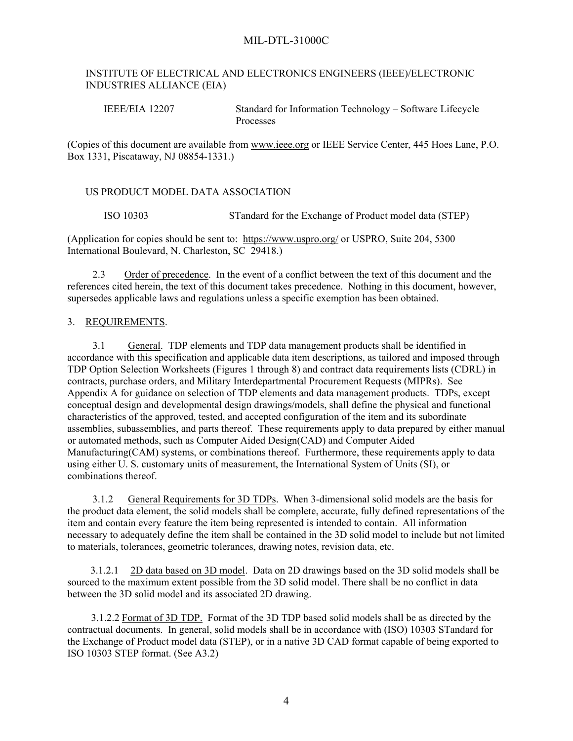INSTITUTE OF ELECTRICAL AND ELECTRONICS ENGINEERS (IEEE)/ELECTRONIC INDUSTRIES ALLIANCE (EIA)

| | |
|---|---|
| IEEE/EIA 12207 | Standard for Information Technology – Software Lifecycle Processes |

(Copies of this document are available from www.ieee.org or IEEE Service Center, 445 Hoes Lane, P.O. Box 1331, Piscataway, NJ 08854-1331.)

US PRODUCT MODEL DATA ASSOCIATION

| | |
|---|---|
| ISO 10303 | STandard for the Exchange of Product model data (STEP) |

(Application for copies should be sent to: https://www.uspro.org/ or USPRO, Suite 204, 5300 International Boulevard, N. Charleston, SC 29418.)

2.3 Order of precedence. In the event of a conflict between the text of this document and the references cited herein, the text of this document takes precedence. Nothing in this document, however, supersedes applicable laws and regulations unless a specific exemption has been obtained.

## 3. REQUIREMENTS.

3.1 General. TDP elements and TDP data management products shall be identified in accordance with this specification and applicable data item descriptions, as tailored and imposed through TDP Option Selection Worksheets (Figures 1 through 8) and contract data requirements lists (CDRL) in contracts, purchase orders, and Military Interdepartmental Procurement Requests (MIPRs). See Appendix A for guidance on selection of TDP elements and data management products. TDPs, except conceptual design and developmental design drawings/models, shall define the physical and functional characteristics of the approved, tested, and accepted configuration of the item and its subordinate assemblies, subassemblies, and parts thereof. These requirements apply to data prepared by either manual or automated methods, such as Computer Aided Design(CAD) and Computer Aided Manufacturing(CAM) systems, or combinations thereof. Furthermore, these requirements apply to data using either U. S. customary units of measurement, the International System of Units (SI), or combinations thereof.

3.1.2 General Requirements for 3D TDPs. When 3-dimensional solid models are the basis for the product data element, the solid models shall be complete, accurate, fully defined representations of the item and contain every feature the item being represented is intended to contain. All information necessary to adequately define the item shall be contained in the 3D solid model to include but not limited to materials, tolerances, geometric tolerances, drawing notes, revision data, etc.

3.1.2.1 2D data based on 3D model. Data on 2D drawings based on the 3D solid models shall be sourced to the maximum extent possible from the 3D solid model. There shall be no conflict in data between the 3D solid model and its associated 2D drawing.

3.1.2.2 Format of 3D TDP. Format of the 3D TDP based solid models shall be as directed by the contractual documents. In general, solid models shall be in accordance with (ISO) 10303 STandard for the Exchange of Product model data (STEP), or in a native 3D CAD format capable of being exported to ISO 10303 STEP format. (See A3.2)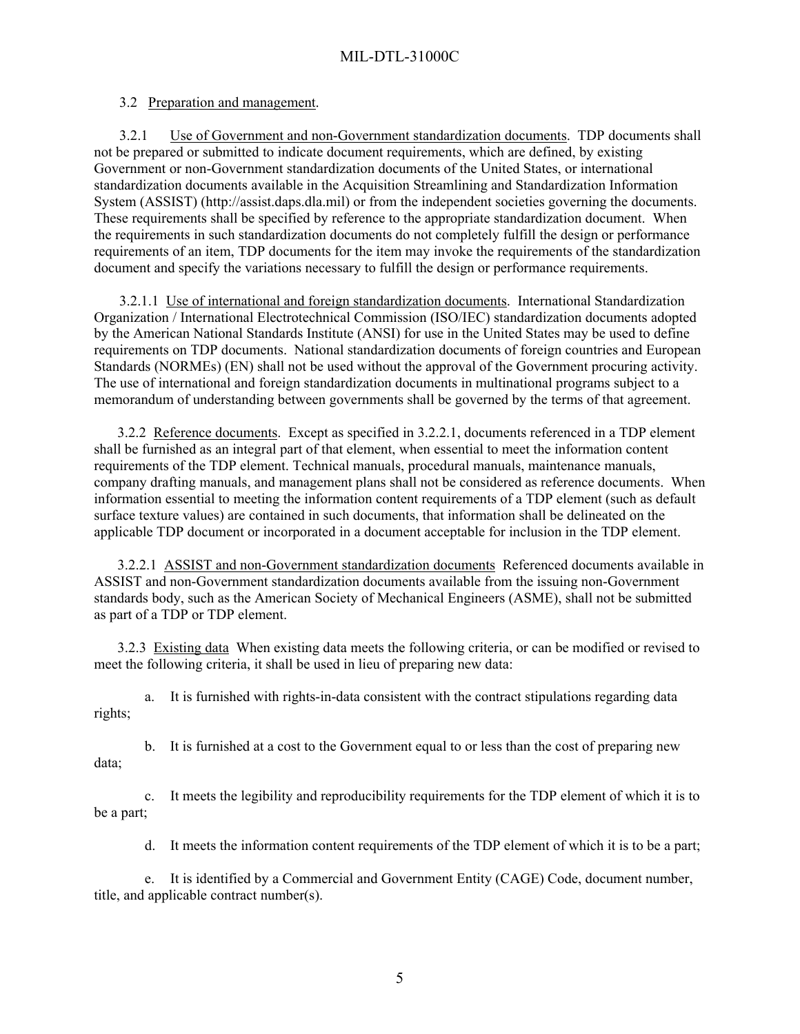3.2 Preparation and management.

3.2.1 Use of Government and non-Government standardization documents. TDP documents shall not be prepared or submitted to indicate document requirements, which are defined, by existing Government or non-Government standardization documents of the United States, or international standardization documents available in the Acquisition Streamlining and Standardization Information System (ASSIST) (http://assist.daps.dla.mil) or from the independent societies governing the documents. These requirements shall be specified by reference to the appropriate standardization document. When the requirements in such standardization documents do not completely fulfill the design or performance requirements of an item, TDP documents for the item may invoke the requirements of the standardization document and specify the variations necessary to fulfill the design or performance requirements.

3.2.1.1 Use of international and foreign standardization documents. International Standardization Organization / International Electrotechnical Commission (ISO/IEC) standardization documents adopted by the American National Standards Institute (ANSI) for use in the United States may be used to define requirements on TDP documents. National standardization documents of foreign countries and European Standards (NORMEs) (EN) shall not be used without the approval of the Government procuring activity. The use of international and foreign standardization documents in multinational programs subject to a memorandum of understanding between governments shall be governed by the terms of that agreement.

3.2.2 Reference documents. Except as specified in 3.2.2.1, documents referenced in a TDP element shall be furnished as an integral part of that element, when essential to meet the information content requirements of the TDP element. Technical manuals, procedural manuals, maintenance manuals, company drafting manuals, and management plans shall not be considered as reference documents. When information essential to meeting the information content requirements of a TDP element (such as default surface texture values) are contained in such documents, that information shall be delineated on the applicable TDP document or incorporated in a document acceptable for inclusion in the TDP element.

3.2.2.1 ASSIST and non-Government standardization documents Referenced documents available in ASSIST and non-Government standardization documents available from the issuing non-Government standards body, such as the American Society of Mechanical Engineers (ASME), shall not be submitted as part of a TDP or TDP element.

3.2.3 Existing data When existing data meets the following criteria, or can be modified or revised to meet the following criteria, it shall be used in lieu of preparing new data:

a. It is furnished with rights-in-data consistent with the contract stipulations regarding data rights;

b. It is furnished at a cost to the Government equal to or less than the cost of preparing new data;

c. It meets the legibility and reproducibility requirements for the TDP element of which it is to be a part;

d. It meets the information content requirements of the TDP element of which it is to be a part;

e. It is identified by a Commercial and Government Entity (CAGE) Code, document number, title, and applicable contract number(s).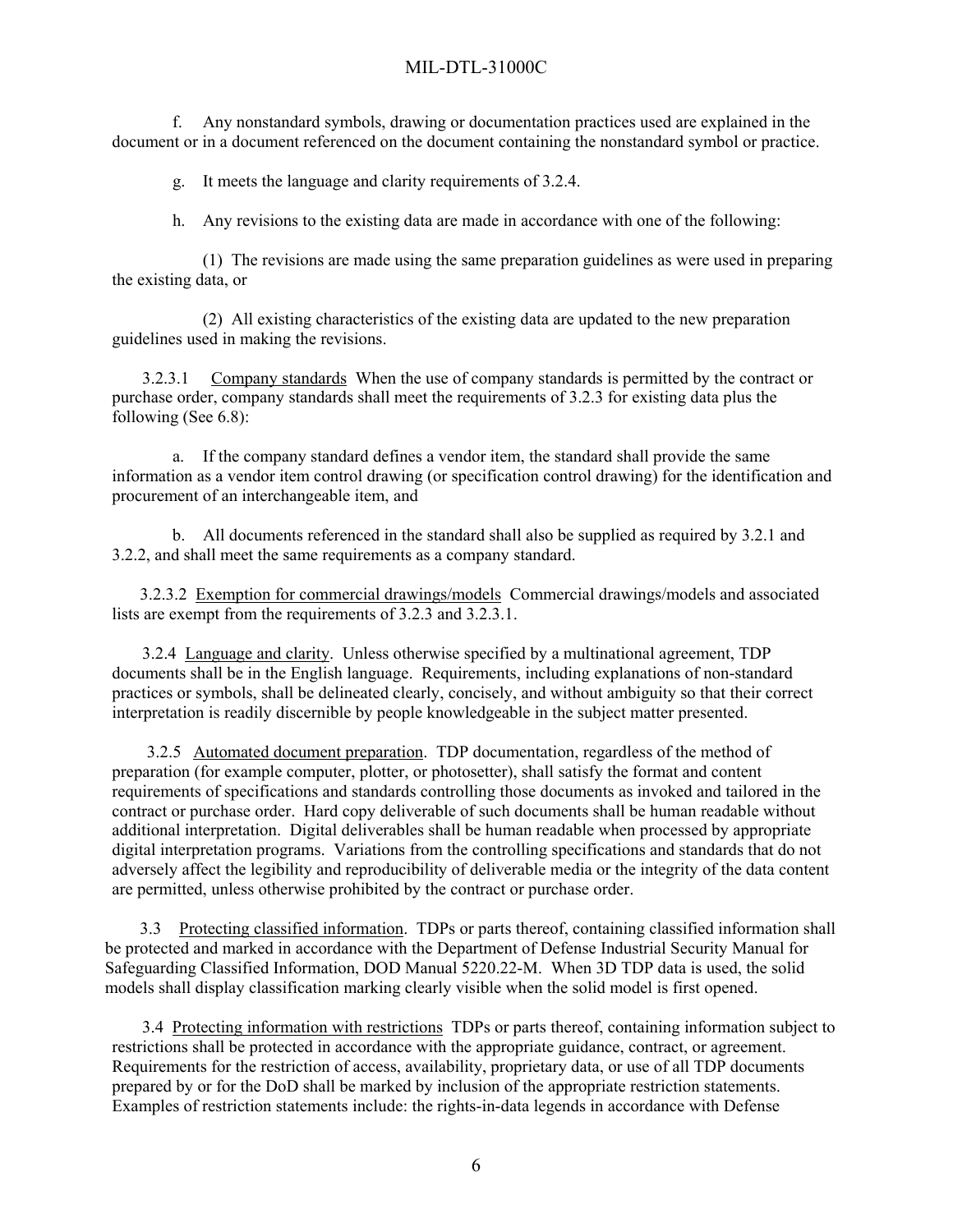f. Any nonstandard symbols, drawing or documentation practices used are explained in the document or in a document referenced on the document containing the nonstandard symbol or practice.

g. It meets the language and clarity requirements of 3.2.4.

h. Any revisions to the existing data are made in accordance with one of the following:

(1) The revisions are made using the same preparation guidelines as were used in preparing the existing data, or

(2) All existing characteristics of the existing data are updated to the new preparation guidelines used in making the revisions.

3.2.3.1 Company standards When the use of company standards is permitted by the contract or purchase order, company standards shall meet the requirements of 3.2.3 for existing data plus the following (See 6.8):

a. If the company standard defines a vendor item, the standard shall provide the same information as a vendor item control drawing (or specification control drawing) for the identification and procurement of an interchangeable item, and

b. All documents referenced in the standard shall also be supplied as required by 3.2.1 and 3.2.2, and shall meet the same requirements as a company standard.

3.2.3.2 Exemption for commercial drawings/models Commercial drawings/models and associated lists are exempt from the requirements of 3.2.3 and 3.2.3.1.

3.2.4 Language and clarity. Unless otherwise specified by a multinational agreement, TDP documents shall be in the English language. Requirements, including explanations of non-standard practices or symbols, shall be delineated clearly, concisely, and without ambiguity so that their correct interpretation is readily discernible by people knowledgeable in the subject matter presented.

3.2.5 Automated document preparation. TDP documentation, regardless of the method of preparation (for example computer, plotter, or photosetter), shall satisfy the format and content requirements of specifications and standards controlling those documents as invoked and tailored in the contract or purchase order. Hard copy deliverable of such documents shall be human readable without additional interpretation. Digital deliverables shall be human readable when processed by appropriate digital interpretation programs. Variations from the controlling specifications and standards that do not adversely affect the legibility and reproducibility of deliverable media or the integrity of the data content are permitted, unless otherwise prohibited by the contract or purchase order.

3.3 Protecting classified information. TDPs or parts thereof, containing classified information shall be protected and marked in accordance with the Department of Defense Industrial Security Manual for Safeguarding Classified Information, DOD Manual 5220.22-M. When 3D TDP data is used, the solid models shall display classification marking clearly visible when the solid model is first opened.

3.4 Protecting information with restrictions TDPs or parts thereof, containing information subject to restrictions shall be protected in accordance with the appropriate guidance, contract, or agreement. Requirements for the restriction of access, availability, proprietary data, or use of all TDP documents prepared by or for the DoD shall be marked by inclusion of the appropriate restriction statements. Examples of restriction statements include: the rights-in-data legends in accordance with Defense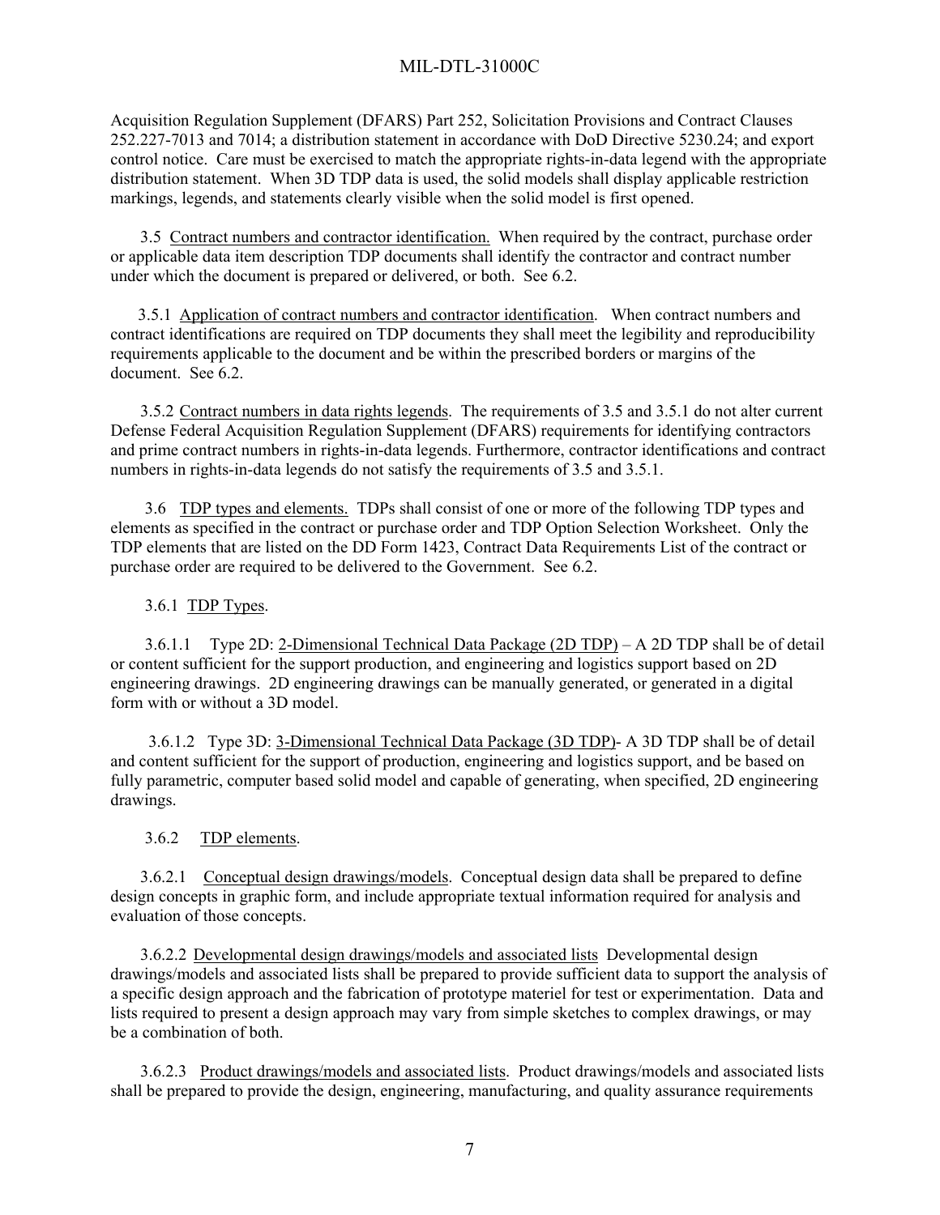Acquisition Regulation Supplement (DFARS) Part 252, Solicitation Provisions and Contract Clauses 252.227-7013 and 7014; a distribution statement in accordance with DoD Directive 5230.24; and export control notice. Care must be exercised to match the appropriate rights-in-data legend with the appropriate distribution statement. When 3D TDP data is used, the solid models shall display applicable restriction markings, legends, and statements clearly visible when the solid model is first opened.

3.5 Contract numbers and contractor identification. When required by the contract, purchase order or applicable data item description TDP documents shall identify the contractor and contract number under which the document is prepared or delivered, or both. See 6.2.

3.5.1 Application of contract numbers and contractor identification. When contract numbers and contract identifications are required on TDP documents they shall meet the legibility and reproducibility requirements applicable to the document and be within the prescribed borders or margins of the document. See 6.2.

3.5.2 Contract numbers in data rights legends. The requirements of 3.5 and 3.5.1 do not alter current Defense Federal Acquisition Regulation Supplement (DFARS) requirements for identifying contractors and prime contract numbers in rights-in-data legends. Furthermore, contractor identifications and contract numbers in rights-in-data legends do not satisfy the requirements of 3.5 and 3.5.1.

3.6 TDP types and elements. TDPs shall consist of one or more of the following TDP types and elements as specified in the contract or purchase order and TDP Option Selection Worksheet. Only the TDP elements that are listed on the DD Form 1423, Contract Data Requirements List of the contract or purchase order are required to be delivered to the Government. See 6.2.

3.6.1 TDP Types.

3.6.1.1 Type 2D: 2-Dimensional Technical Data Package (2D TDP) – A 2D TDP shall be of detail or content sufficient for the support production, and engineering and logistics support based on 2D engineering drawings. 2D engineering drawings can be manually generated, or generated in a digital form with or without a 3D model.

3.6.1.2 Type 3D: 3-Dimensional Technical Data Package (3D TDP)- A 3D TDP shall be of detail and content sufficient for the support of production, engineering and logistics support, and be based on fully parametric, computer based solid model and capable of generating, when specified, 2D engineering drawings.

3.6.2 TDP elements.

3.6.2.1 Conceptual design drawings/models. Conceptual design data shall be prepared to define design concepts in graphic form, and include appropriate textual information required for analysis and evaluation of those concepts.

3.6.2.2 Developmental design drawings/models and associated lists Developmental design drawings/models and associated lists shall be prepared to provide sufficient data to support the analysis of a specific design approach and the fabrication of prototype materiel for test or experimentation. Data and lists required to present a design approach may vary from simple sketches to complex drawings, or may be a combination of both.

3.6.2.3 Product drawings/models and associated lists. Product drawings/models and associated lists shall be prepared to provide the design, engineering, manufacturing, and quality assurance requirements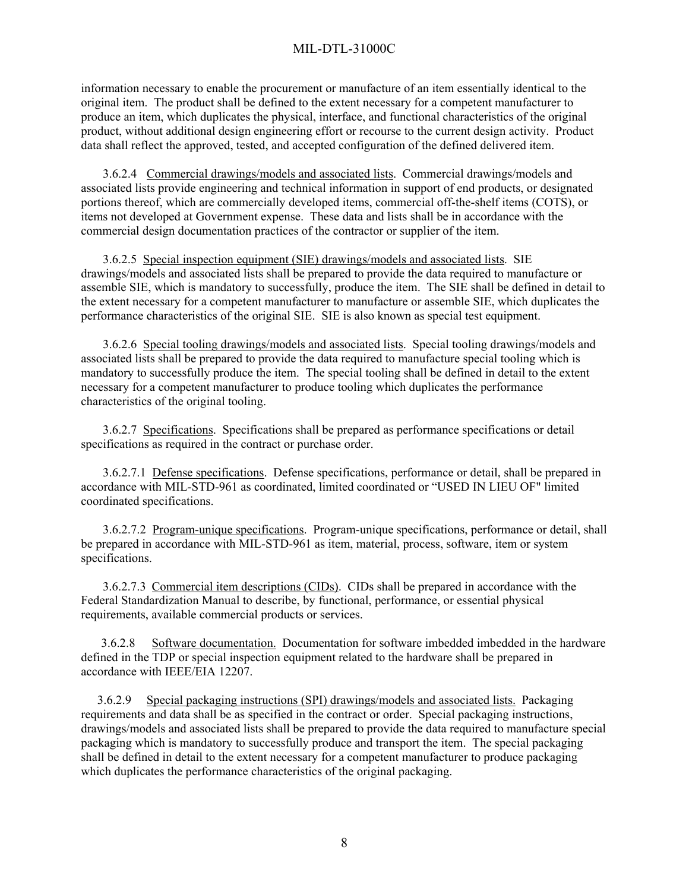information necessary to enable the procurement or manufacture of an item essentially identical to the original item. The product shall be defined to the extent necessary for a competent manufacturer to produce an item, which duplicates the physical, interface, and functional characteristics of the original product, without additional design engineering effort or recourse to the current design activity. Product data shall reflect the approved, tested, and accepted configuration of the defined delivered item.

3.6.2.4 Commercial drawings/models and associated lists. Commercial drawings/models and associated lists provide engineering and technical information in support of end products, or designated portions thereof, which are commercially developed items, commercial off-the-shelf items (COTS), or items not developed at Government expense. These data and lists shall be in accordance with the commercial design documentation practices of the contractor or supplier of the item.

3.6.2.5 Special inspection equipment (SIE) drawings/models and associated lists. SIE drawings/models and associated lists shall be prepared to provide the data required to manufacture or assemble SIE, which is mandatory to successfully, produce the item. The SIE shall be defined in detail to the extent necessary for a competent manufacturer to manufacture or assemble SIE, which duplicates the performance characteristics of the original SIE. SIE is also known as special test equipment.

3.6.2.6 Special tooling drawings/models and associated lists. Special tooling drawings/models and associated lists shall be prepared to provide the data required to manufacture special tooling which is mandatory to successfully produce the item. The special tooling shall be defined in detail to the extent necessary for a competent manufacturer to produce tooling which duplicates the performance characteristics of the original tooling.

3.6.2.7 Specifications. Specifications shall be prepared as performance specifications or detail specifications as required in the contract or purchase order.

3.6.2.7.1 Defense specifications. Defense specifications, performance or detail, shall be prepared in accordance with MIL-STD-961 as coordinated, limited coordinated or “USED IN LIEU OF" limited coordinated specifications.

3.6.2.7.2 Program-unique specifications. Program-unique specifications, performance or detail, shall be prepared in accordance with MIL-STD-961 as item, material, process, software, item or system specifications.

3.6.2.7.3 Commercial item descriptions (CIDs). CIDs shall be prepared in accordance with the Federal Standardization Manual to describe, by functional, performance, or essential physical requirements, available commercial products or services.

3.6.2.8 Software documentation. Documentation for software imbedded imbedded in the hardware defined in the TDP or special inspection equipment related to the hardware shall be prepared in accordance with IEEE/EIA 12207.

3.6.2.9 Special packaging instructions (SPI) drawings/models and associated lists. Packaging requirements and data shall be as specified in the contract or order. Special packaging instructions, drawings/models and associated lists shall be prepared to provide the data required to manufacture special packaging which is mandatory to successfully produce and transport the item. The special packaging shall be defined in detail to the extent necessary for a competent manufacturer to produce packaging which duplicates the performance characteristics of the original packaging.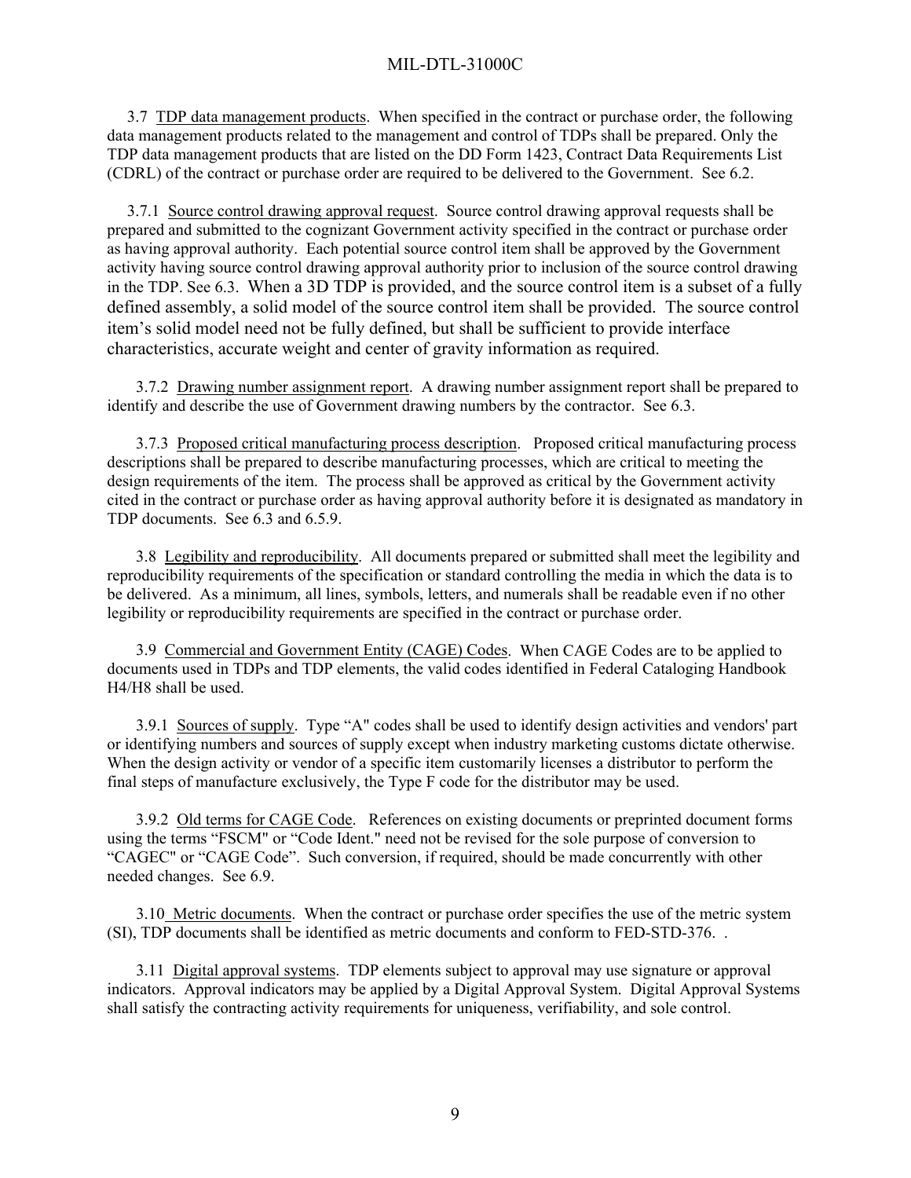3.7 <u>TDP data management products</u>. When specified in the contract or purchase order, the following data management products related to the management and control of TDPs shall be prepared. Only the TDP data management products that are listed on the DD Form 1423, Contract Data Requirements List (CDRL) of the contract or purchase order are required to be delivered to the Government. See 6.2.

3.7.1 <u>Source control drawing approval request</u>. Source control drawing approval requests shall be prepared and submitted to the cognizant Government activity specified in the contract or purchase order as having approval authority. Each potential source control item shall be approved by the Government activity having source control drawing approval authority prior to inclusion of the source control drawing in the TDP. See 6.3. When a 3D TDP is provided, and the source control item is a subset of a fully defined assembly, a solid model of the source control item shall be provided. The source control item's solid model need not be fully defined, but shall be sufficient to provide interface characteristics, accurate weight and center of gravity information as required.

3.7.2 <u>Drawing number assignment report</u>. A drawing number assignment report shall be prepared to identify and describe the use of Government drawing numbers by the contractor. See 6.3.

3.7.3 <u>Proposed critical manufacturing process description</u>. Proposed critical manufacturing process descriptions shall be prepared to describe manufacturing processes, which are critical to meeting the design requirements of the item. The process shall be approved as critical by the Government activity cited in the contract or purchase order as having approval authority before it is designated as mandatory in TDP documents. See 6.3 and 6.5.9.

3.8 <u>Legibility and reproducibility</u>. All documents prepared or submitted shall meet the legibility and reproducibility requirements of the specification or standard controlling the media in which the data is to be delivered. As a minimum, all lines, symbols, letters, and numerals shall be readable even if no other legibility or reproducibility requirements are specified in the contract or purchase order.

3.9 <u>Commercial and Government Entity (CAGE) Codes</u>. When CAGE Codes are to be applied to documents used in TDPs and TDP elements, the valid codes identified in Federal Cataloging Handbook H4/H8 shall be used.

3.9.1 <u>Sources of supply</u>. Type "A" codes shall be used to identify design activities and vendors' part or identifying numbers and sources of supply except when industry marketing customs dictate otherwise. When the design activity or vendor of a specific item customarily licenses a distributor to perform the final steps of manufacture exclusively, the Type F code for the distributor may be used.

3.9.2 <u>Old terms for CAGE Code</u>. References on existing documents or preprinted document forms using the terms "FSCM" or "Code Ident." need not be revised for the sole purpose of conversion to "CAGEC" or "CAGE Code". Such conversion, if required, should be made concurrently with other needed changes. See 6.9.

3.10 <u>Metric documents</u>. When the contract or purchase order specifies the use of the metric system (SI), TDP documents shall be identified as metric documents and conform to FED-STD-376. .

3.11 <u>Digital approval systems</u>. TDP elements subject to approval may use signature or approval indicators. Approval indicators may be applied by a Digital Approval System. Digital Approval Systems shall satisfy the contracting activity requirements for uniqueness, verifiability, and sole control.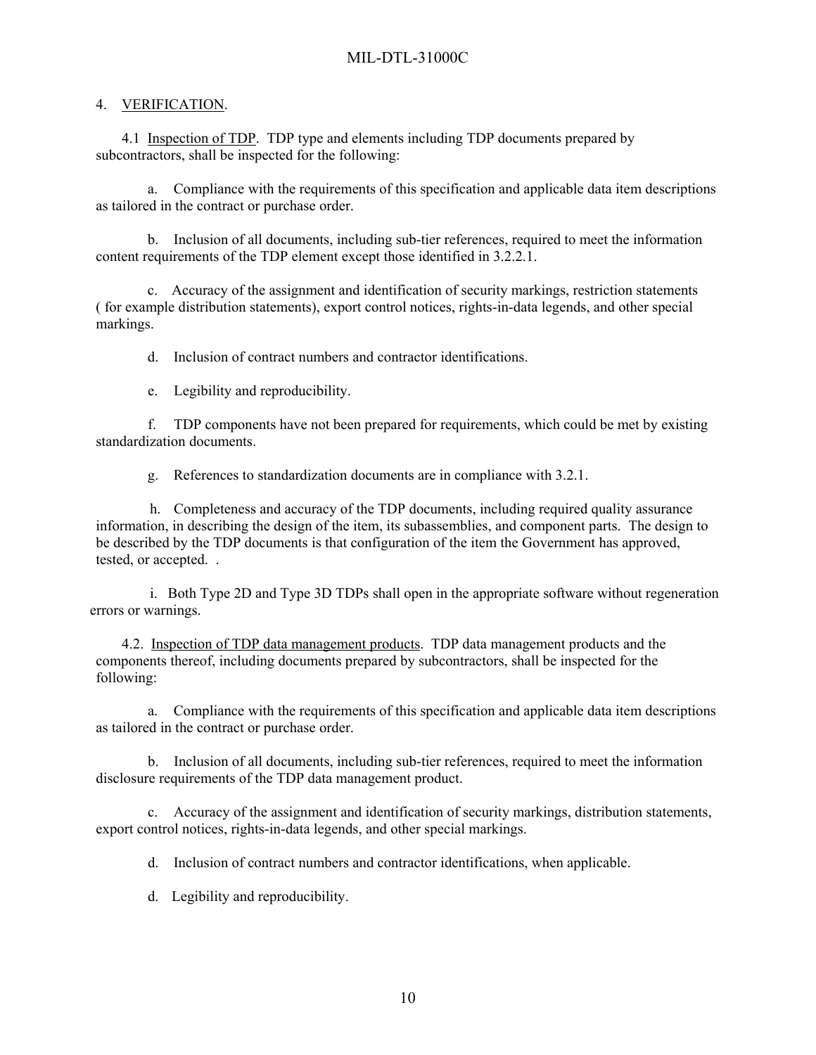## 4. VERIFICATION.

4.1 Inspection of TDP. TDP type and elements including TDP documents prepared by subcontractors, shall be inspected for the following:

a. Compliance with the requirements of this specification and applicable data item descriptions as tailored in the contract or purchase order.

b. Inclusion of all documents, including sub-tier references, required to meet the information content requirements of the TDP element except those identified in 3.2.2.1.

c. Accuracy of the assignment and identification of security markings, restriction statements ( for example distribution statements), export control notices, rights-in-data legends, and other special markings.

d. Inclusion of contract numbers and contractor identifications.

e. Legibility and reproducibility.

f. TDP components have not been prepared for requirements, which could be met by existing standardization documents.

g. References to standardization documents are in compliance with 3.2.1.

h. Completeness and accuracy of the TDP documents, including required quality assurance information, in describing the design of the item, its subassemblies, and component parts. The design to be described by the TDP documents is that configuration of the item the Government has approved, tested, or accepted. .

i. Both Type 2D and Type 3D TDPs shall open in the appropriate software without regeneration errors or warnings.

4.2. Inspection of TDP data management products. TDP data management products and the components thereof, including documents prepared by subcontractors, shall be inspected for the following:

a. Compliance with the requirements of this specification and applicable data item descriptions as tailored in the contract or purchase order.

b. Inclusion of all documents, including sub-tier references, required to meet the information disclosure requirements of the TDP data management product.

c. Accuracy of the assignment and identification of security markings, distribution statements, export control notices, rights-in-data legends, and other special markings.

d. Inclusion of contract numbers and contractor identifications, when applicable.

d. Legibility and reproducibility.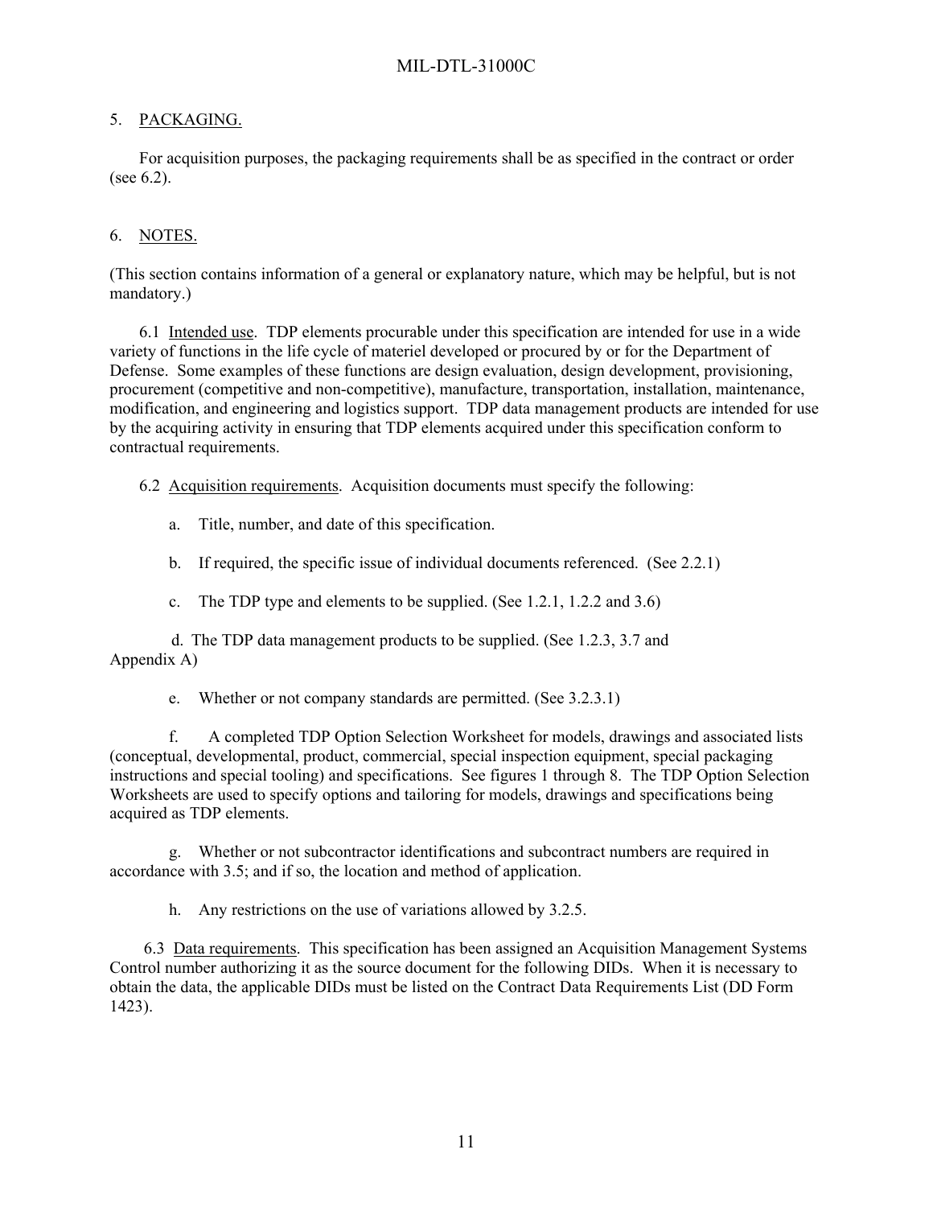## 5. PACKAGING.

For acquisition purposes, the packaging requirements shall be as specified in the contract or order (see 6.2).

## 6. NOTES.

(This section contains information of a general or explanatory nature, which may be helpful, but is not mandatory.)

6.1 Intended use. TDP elements procurable under this specification are intended for use in a wide variety of functions in the life cycle of materiel developed or procured by or for the Department of Defense. Some examples of these functions are design evaluation, design development, provisioning, procurement (competitive and non-competitive), manufacture, transportation, installation, maintenance, modification, and engineering and logistics support. TDP data management products are intended for use by the acquiring activity in ensuring that TDP elements acquired under this specification conform to contractual requirements.

6.2 Acquisition requirements. Acquisition documents must specify the following:

a. Title, number, and date of this specification.

b. If required, the specific issue of individual documents referenced. (See 2.2.1)

c. The TDP type and elements to be supplied. (See 1.2.1, 1.2.2 and 3.6)

d. The TDP data management products to be supplied. (See 1.2.3, 3.7 and Appendix A)

e. Whether or not company standards are permitted. (See 3.2.3.1)

f. A completed TDP Option Selection Worksheet for models, drawings and associated lists (conceptual, developmental, product, commercial, special inspection equipment, special packaging instructions and special tooling) and specifications. See figures 1 through 8. The TDP Option Selection Worksheets are used to specify options and tailoring for models, drawings and specifications being acquired as TDP elements.

g. Whether or not subcontractor identifications and subcontract numbers are required in accordance with 3.5; and if so, the location and method of application.

h. Any restrictions on the use of variations allowed by 3.2.5.

6.3 Data requirements. This specification has been assigned an Acquisition Management Systems Control number authorizing it as the source document for the following DIDs. When it is necessary to obtain the data, the applicable DIDs must be listed on the Contract Data Requirements List (DD Form 1423).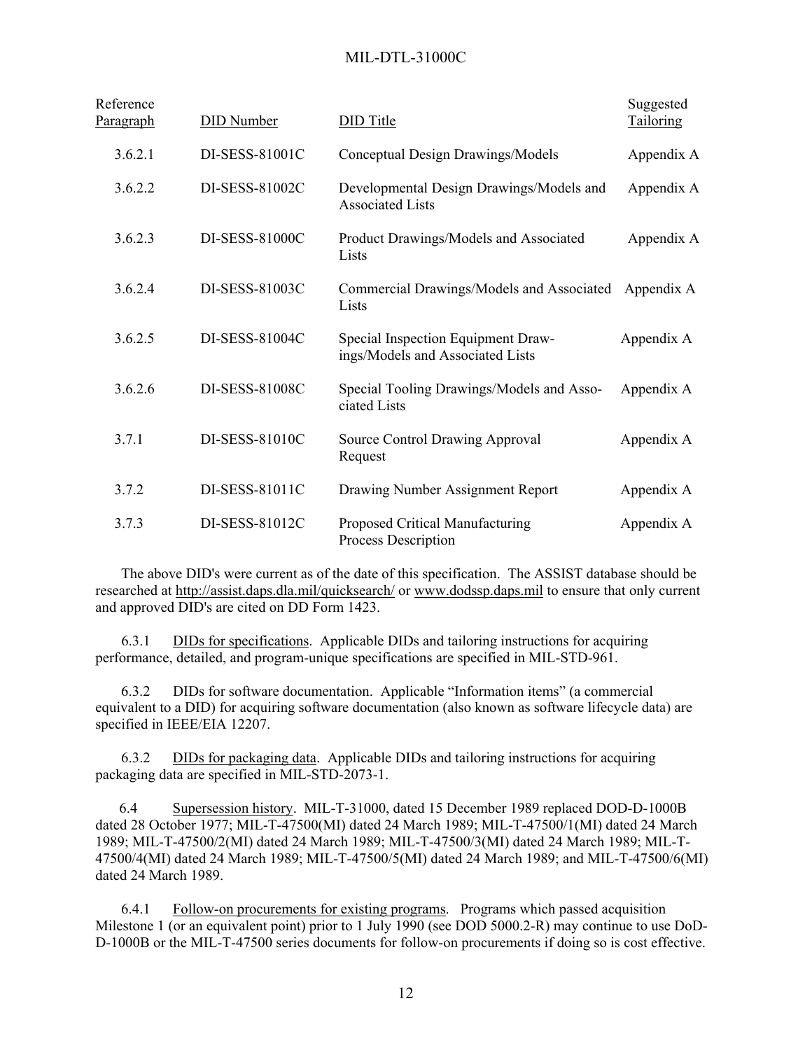| Reference Paragraph | DID Number | DID Title | Suggested Tailoring |
|---|---|---|---|
| 3.6.2.1 | DI-SESS-81001C | Conceptual Design Drawings/Models | Appendix A |
| 3.6.2.2 | DI-SESS-81002C | Developmental Design Drawings/Models and Associated Lists | Appendix A |
| 3.6.2.3 | DI-SESS-81000C | Product Drawings/Models and Associated Lists | Appendix A |
| 3.6.2.4 | DI-SESS-81003C | Commercial Drawings/Models and Associated Lists | Appendix A |
| 3.6.2.5 | DI-SESS-81004C | Special Inspection Equipment Drawings/Models and Associated Lists | Appendix A |
| 3.6.2.6 | DI-SESS-81008C | Special Tooling Drawings/Models and Associated Lists | Appendix A |
| 3.7.1 | DI-SESS-81010C | Source Control Drawing Approval Request | Appendix A |
| 3.7.2 | DI-SESS-81011C | Drawing Number Assignment Report | Appendix A |
| 3.7.3 | DI-SESS-81012C | Proposed Critical Manufacturing Process Description | Appendix A |

The above DID's were current as of the date of this specification. The ASSIST database should be researched at http://assist.daps.dla.mil/quicksearch/ or www.dodssp.daps.mil to ensure that only current and approved DID's are cited on DD Form 1423.

6.3.1 DIDs for specifications. Applicable DIDs and tailoring instructions for acquiring performance, detailed, and program-unique specifications are specified in MIL-STD-961.

6.3.2 DIDs for software documentation. Applicable "Information items" (a commercial equivalent to a DID) for acquiring software documentation (also known as software lifecycle data) are specified in IEEE/EIA 12207.

6.3.2 DIDs for packaging data. Applicable DIDs and tailoring instructions for acquiring packaging data are specified in MIL-STD-2073-1.

6.4 Supersession history. MIL-T-31000, dated 15 December 1989 replaced DOD-D-1000B dated 28 October 1977; MIL-T-47500(MI) dated 24 March 1989; MIL-T-47500/1(MI) dated 24 March 1989; MIL-T-47500/2(MI) dated 24 March 1989; MIL-T-47500/3(MI) dated 24 March 1989; MIL-T-47500/4(MI) dated 24 March 1989; MIL-T-47500/5(MI) dated 24 March 1989; and MIL-T-47500/6(MI) dated 24 March 1989.

6.4.1 Follow-on procurements for existing programs. Programs which passed acquisition Milestone 1 (or an equivalent point) prior to 1 July 1990 (see DOD 5000.2-R) may continue to use DoD-D-1000B or the MIL-T-47500 series documents for follow-on procurements if doing so is cost effective.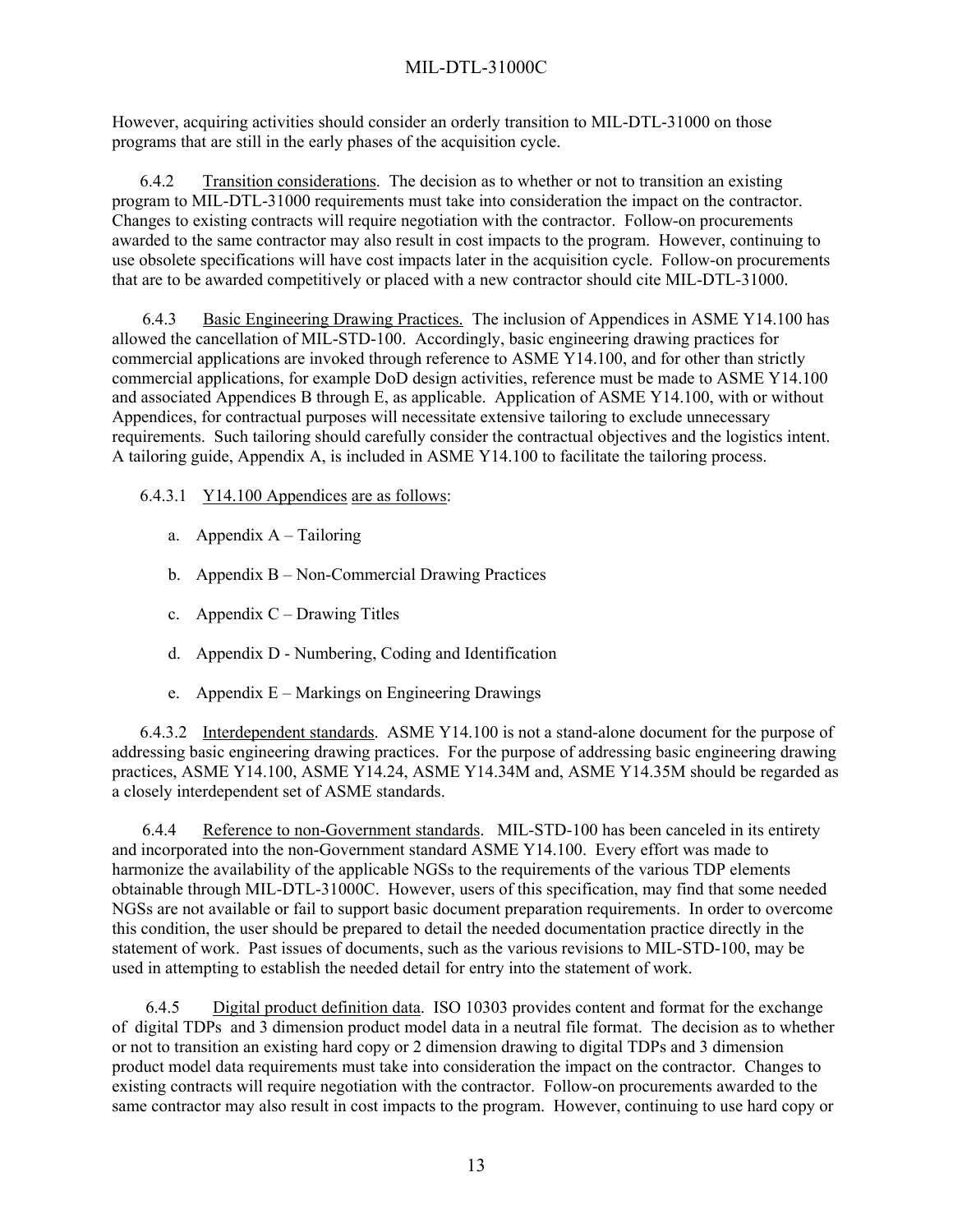However, acquiring activities should consider an orderly transition to MIL-DTL-31000 on those programs that are still in the early phases of the acquisition cycle.

6.4.2 Transition considerations. The decision as to whether or not to transition an existing program to MIL-DTL-31000 requirements must take into consideration the impact on the contractor. Changes to existing contracts will require negotiation with the contractor. Follow-on procurements awarded to the same contractor may also result in cost impacts to the program. However, continuing to use obsolete specifications will have cost impacts later in the acquisition cycle. Follow-on procurements that are to be awarded competitively or placed with a new contractor should cite MIL-DTL-31000.

6.4.3 Basic Engineering Drawing Practices. The inclusion of Appendices in ASME Y14.100 has allowed the cancellation of MIL-STD-100. Accordingly, basic engineering drawing practices for commercial applications are invoked through reference to ASME Y14.100, and for other than strictly commercial applications, for example DoD design activities, reference must be made to ASME Y14.100 and associated Appendices B through E, as applicable. Application of ASME Y14.100, with or without Appendices, for contractual purposes will necessitate extensive tailoring to exclude unnecessary requirements. Such tailoring should carefully consider the contractual objectives and the logistics intent. A tailoring guide, Appendix A, is included in ASME Y14.100 to facilitate the tailoring process.

6.4.3.1 Y14.100 Appendices are as follows:

a. Appendix A – Tailoring

b. Appendix B – Non-Commercial Drawing Practices

c. Appendix C – Drawing Titles

d. Appendix D - Numbering, Coding and Identification

e. Appendix E – Markings on Engineering Drawings

6.4.3.2 Interdependent standards. ASME Y14.100 is not a stand-alone document for the purpose of addressing basic engineering drawing practices. For the purpose of addressing basic engineering drawing practices, ASME Y14.100, ASME Y14.24, ASME Y14.34M and, ASME Y14.35M should be regarded as a closely interdependent set of ASME standards.

6.4.4 Reference to non-Government standards. MIL-STD-100 has been canceled in its entirety and incorporated into the non-Government standard ASME Y14.100. Every effort was made to harmonize the availability of the applicable NGSs to the requirements of the various TDP elements obtainable through MIL-DTL-31000C. However, users of this specification, may find that some needed NGSs are not available or fail to support basic document preparation requirements. In order to overcome this condition, the user should be prepared to detail the needed documentation practice directly in the statement of work. Past issues of documents, such as the various revisions to MIL-STD-100, may be used in attempting to establish the needed detail for entry into the statement of work.

6.4.5 Digital product definition data. ISO 10303 provides content and format for the exchange of digital TDPs and 3 dimension product model data in a neutral file format. The decision as to whether or not to transition an existing hard copy or 2 dimension drawing to digital TDPs and 3 dimension product model data requirements must take into consideration the impact on the contractor. Changes to existing contracts will require negotiation with the contractor. Follow-on procurements awarded to the same contractor may also result in cost impacts to the program. However, continuing to use hard copy or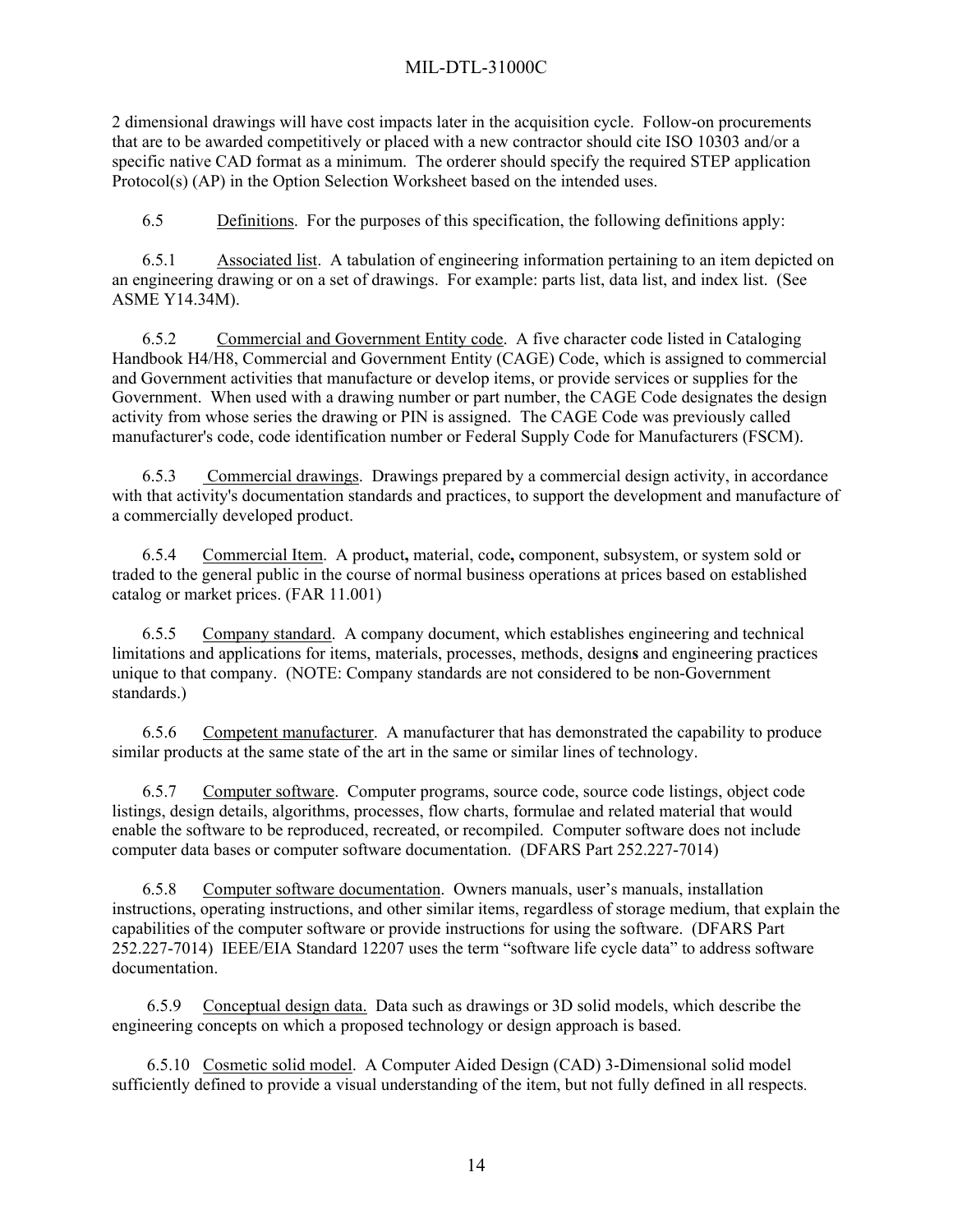2 dimensional drawings will have cost impacts later in the acquisition cycle. Follow-on procurements that are to be awarded competitively or placed with a new contractor should cite ISO 10303 and/or a specific native CAD format as a minimum. The orderer should specify the required STEP application Protocol(s) (AP) in the Option Selection Worksheet based on the intended uses.

6.5 Definitions. For the purposes of this specification, the following definitions apply:

6.5.1 Associated list. A tabulation of engineering information pertaining to an item depicted on an engineering drawing or on a set of drawings. For example: parts list, data list, and index list. (See ASME Y14.34M).

6.5.2 Commercial and Government Entity code. A five character code listed in Cataloging Handbook H4/H8, Commercial and Government Entity (CAGE) Code, which is assigned to commercial and Government activities that manufacture or develop items, or provide services or supplies for the Government. When used with a drawing number or part number, the CAGE Code designates the design activity from whose series the drawing or PIN is assigned. The CAGE Code was previously called manufacturer's code, code identification number or Federal Supply Code for Manufacturers (FSCM).

6.5.3 Commercial drawings. Drawings prepared by a commercial design activity, in accordance with that activity's documentation standards and practices, to support the development and manufacture of a commercially developed product.

6.5.4 Commercial Item. A product, material, code, component, subsystem, or system sold or traded to the general public in the course of normal business operations at prices based on established catalog or market prices. (FAR 11.001)

6.5.5 Company standard. A company document, which establishes engineering and technical limitations and applications for items, materials, processes, methods, designs and engineering practices unique to that company. (NOTE: Company standards are not considered to be non-Government standards.)

6.5.6 Competent manufacturer. A manufacturer that has demonstrated the capability to produce similar products at the same state of the art in the same or similar lines of technology.

6.5.7 Computer software. Computer programs, source code, source code listings, object code listings, design details, algorithms, processes, flow charts, formulae and related material that would enable the software to be reproduced, recreated, or recompiled. Computer software does not include computer data bases or computer software documentation. (DFARS Part 252.227-7014)

6.5.8 Computer software documentation. Owners manuals, user's manuals, installation instructions, operating instructions, and other similar items, regardless of storage medium, that explain the capabilities of the computer software or provide instructions for using the software. (DFARS Part 252.227-7014) IEEE/EIA Standard 12207 uses the term "software life cycle data" to address software documentation.

6.5.9 Conceptual design data. Data such as drawings or 3D solid models, which describe the engineering concepts on which a proposed technology or design approach is based.

6.5.10 Cosmetic solid model. A Computer Aided Design (CAD) 3-Dimensional solid model sufficiently defined to provide a visual understanding of the item, but not fully defined in all respects.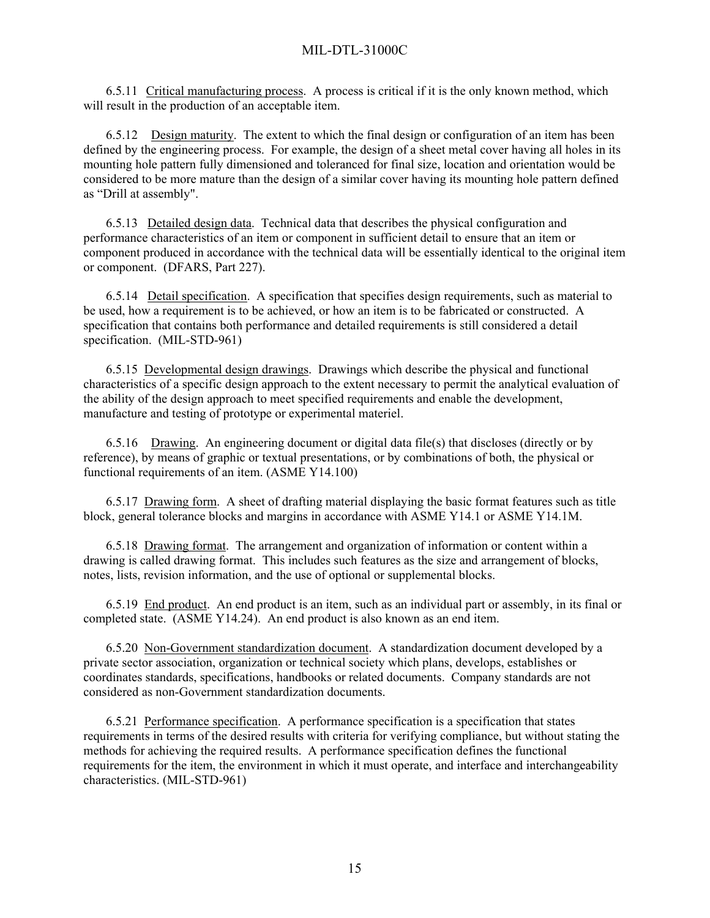6.5.11 Critical manufacturing process. A process is critical if it is the only known method, which will result in the production of an acceptable item.

6.5.12 Design maturity. The extent to which the final design or configuration of an item has been defined by the engineering process. For example, the design of a sheet metal cover having all holes in its mounting hole pattern fully dimensioned and toleranced for final size, location and orientation would be considered to be more mature than the design of a similar cover having its mounting hole pattern defined as "Drill at assembly".

6.5.13 Detailed design data. Technical data that describes the physical configuration and performance characteristics of an item or component in sufficient detail to ensure that an item or component produced in accordance with the technical data will be essentially identical to the original item or component. (DFARS, Part 227).

6.5.14 Detail specification. A specification that specifies design requirements, such as material to be used, how a requirement is to be achieved, or how an item is to be fabricated or constructed. A specification that contains both performance and detailed requirements is still considered a detail specification. (MIL-STD-961)

6.5.15 Developmental design drawings. Drawings which describe the physical and functional characteristics of a specific design approach to the extent necessary to permit the analytical evaluation of the ability of the design approach to meet specified requirements and enable the development, manufacture and testing of prototype or experimental materiel.

6.5.16 Drawing. An engineering document or digital data file(s) that discloses (directly or by reference), by means of graphic or textual presentations, or by combinations of both, the physical or functional requirements of an item. (ASME Y14.100)

6.5.17 Drawing form. A sheet of drafting material displaying the basic format features such as title block, general tolerance blocks and margins in accordance with ASME Y14.1 or ASME Y14.1M.

6.5.18 Drawing format. The arrangement and organization of information or content within a drawing is called drawing format. This includes such features as the size and arrangement of blocks, notes, lists, revision information, and the use of optional or supplemental blocks.

6.5.19 End product. An end product is an item, such as an individual part or assembly, in its final or completed state. (ASME Y14.24). An end product is also known as an end item.

6.5.20 Non-Government standardization document. A standardization document developed by a private sector association, organization or technical society which plans, develops, establishes or coordinates standards, specifications, handbooks or related documents. Company standards are not considered as non-Government standardization documents.

6.5.21 Performance specification. A performance specification is a specification that states requirements in terms of the desired results with criteria for verifying compliance, but without stating the methods for achieving the required results. A performance specification defines the functional requirements for the item, the environment in which it must operate, and interface and interchangeability characteristics. (MIL-STD-961)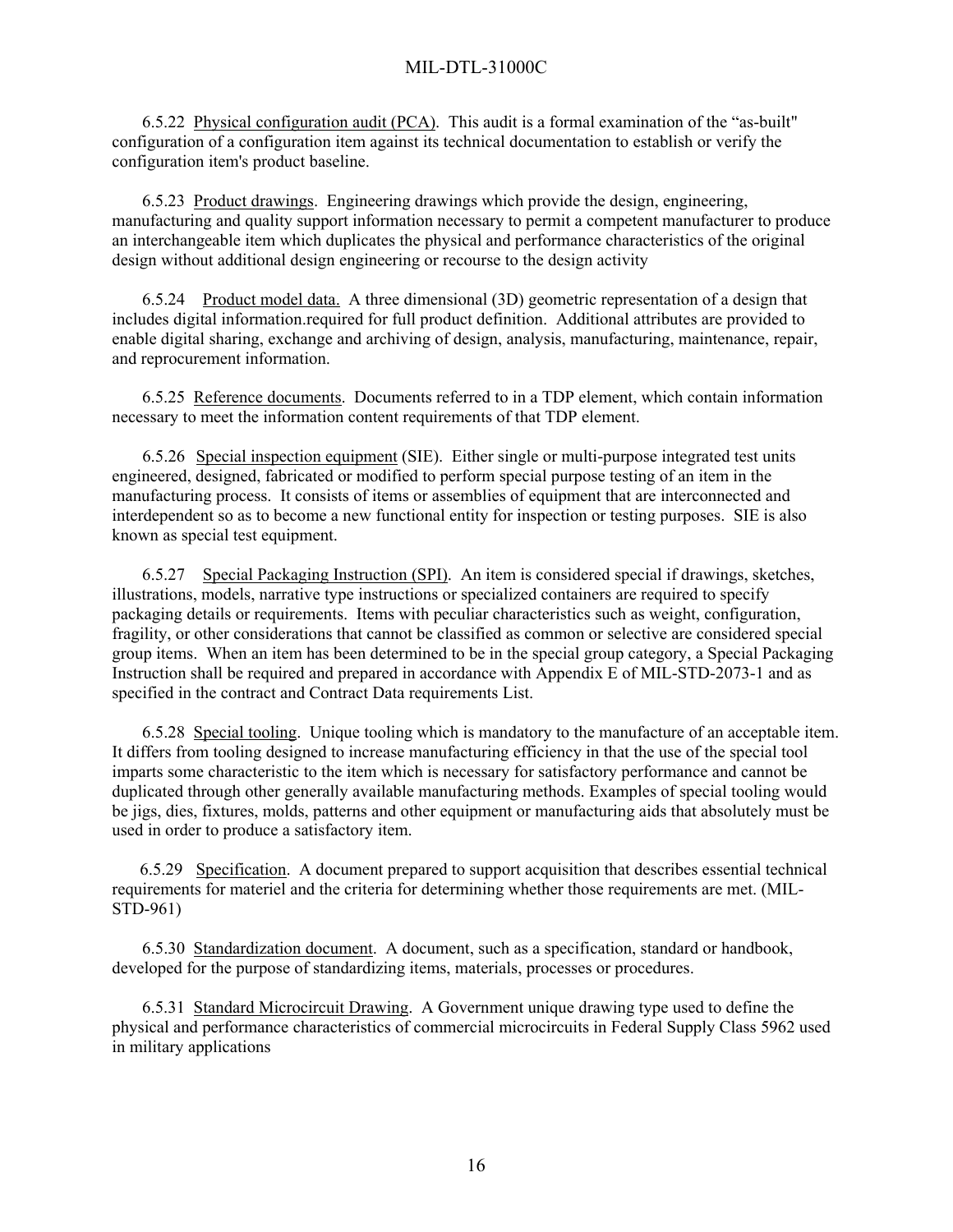6.5.22 Physical configuration audit (PCA). This audit is a formal examination of the "as-built" configuration of a configuration item against its technical documentation to establish or verify the configuration item's product baseline.

6.5.23 Product drawings. Engineering drawings which provide the design, engineering, manufacturing and quality support information necessary to permit a competent manufacturer to produce an interchangeable item which duplicates the physical and performance characteristics of the original design without additional design engineering or recourse to the design activity

6.5.24 Product model data. A three dimensional (3D) geometric representation of a design that includes digital information.required for full product definition. Additional attributes are provided to enable digital sharing, exchange and archiving of design, analysis, manufacturing, maintenance, repair, and reprocurement information.

6.5.25 Reference documents. Documents referred to in a TDP element, which contain information necessary to meet the information content requirements of that TDP element.

6.5.26 Special inspection equipment (SIE). Either single or multi-purpose integrated test units engineered, designed, fabricated or modified to perform special purpose testing of an item in the manufacturing process. It consists of items or assemblies of equipment that are interconnected and interdependent so as to become a new functional entity for inspection or testing purposes. SIE is also known as special test equipment.

6.5.27 Special Packaging Instruction (SPI). An item is considered special if drawings, sketches, illustrations, models, narrative type instructions or specialized containers are required to specify packaging details or requirements. Items with peculiar characteristics such as weight, configuration, fragility, or other considerations that cannot be classified as common or selective are considered special group items. When an item has been determined to be in the special group category, a Special Packaging Instruction shall be required and prepared in accordance with Appendix E of MIL-STD-2073-1 and as specified in the contract and Contract Data requirements List.

6.5.28 Special tooling. Unique tooling which is mandatory to the manufacture of an acceptable item. It differs from tooling designed to increase manufacturing efficiency in that the use of the special tool imparts some characteristic to the item which is necessary for satisfactory performance and cannot be duplicated through other generally available manufacturing methods. Examples of special tooling would be jigs, dies, fixtures, molds, patterns and other equipment or manufacturing aids that absolutely must be used in order to produce a satisfactory item.

6.5.29 Specification. A document prepared to support acquisition that describes essential technical requirements for materiel and the criteria for determining whether those requirements are met. (MIL-STD-961)

6.5.30 Standardization document. A document, such as a specification, standard or handbook, developed for the purpose of standardizing items, materials, processes or procedures.

6.5.31 Standard Microcircuit Drawing. A Government unique drawing type used to define the physical and performance characteristics of commercial microcircuits in Federal Supply Class 5962 used in military applications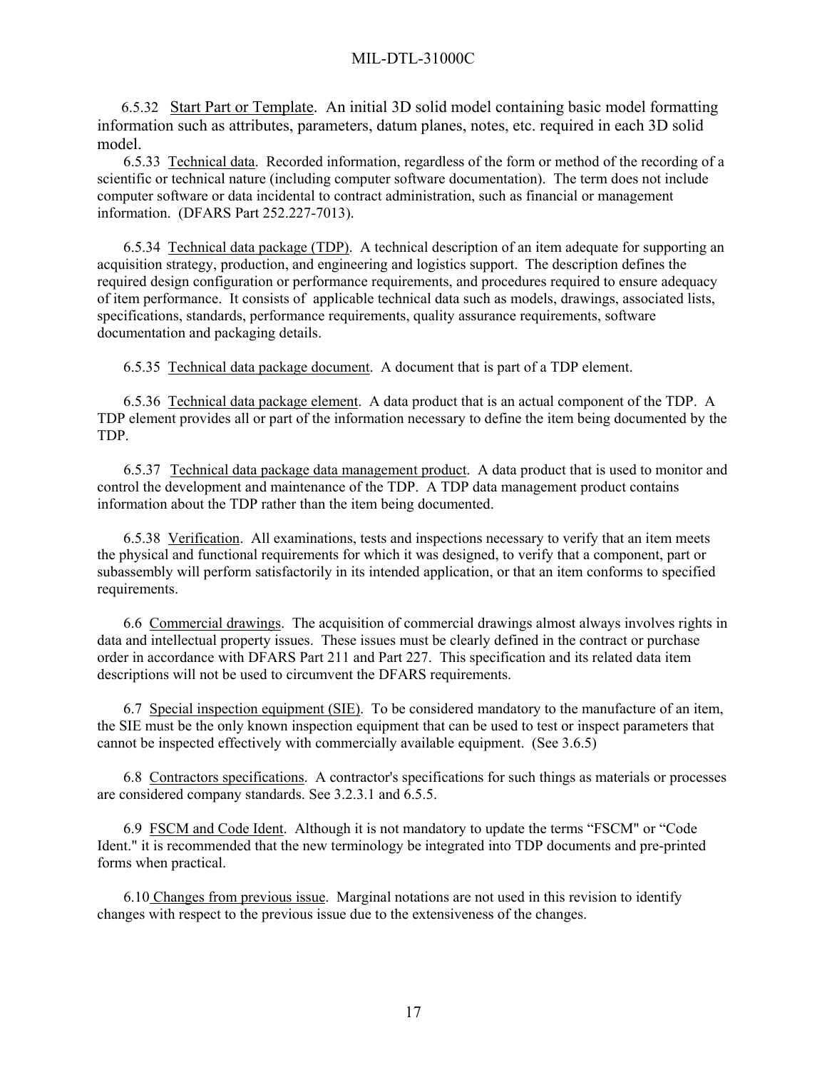6.5.32 Start Part or Template. An initial 3D solid model containing basic model formatting information such as attributes, parameters, datum planes, notes, etc. required in each 3D solid model.

6.5.33 Technical data. Recorded information, regardless of the form or method of the recording of a scientific or technical nature (including computer software documentation). The term does not include computer software or data incidental to contract administration, such as financial or management information. (DFARS Part 252.227-7013).

6.5.34 Technical data package (TDP). A technical description of an item adequate for supporting an acquisition strategy, production, and engineering and logistics support. The description defines the required design configuration or performance requirements, and procedures required to ensure adequacy of item performance. It consists of applicable technical data such as models, drawings, associated lists, specifications, standards, performance requirements, quality assurance requirements, software documentation and packaging details.

6.5.35 Technical data package document. A document that is part of a TDP element.

6.5.36 Technical data package element. A data product that is an actual component of the TDP. A TDP element provides all or part of the information necessary to define the item being documented by the TDP.

6.5.37 Technical data package data management product. A data product that is used to monitor and control the development and maintenance of the TDP. A TDP data management product contains information about the TDP rather than the item being documented.

6.5.38 Verification. All examinations, tests and inspections necessary to verify that an item meets the physical and functional requirements for which it was designed, to verify that a component, part or subassembly will perform satisfactorily in its intended application, or that an item conforms to specified requirements.

6.6 Commercial drawings. The acquisition of commercial drawings almost always involves rights in data and intellectual property issues. These issues must be clearly defined in the contract or purchase order in accordance with DFARS Part 211 and Part 227. This specification and its related data item descriptions will not be used to circumvent the DFARS requirements.

6.7 Special inspection equipment (SIE). To be considered mandatory to the manufacture of an item, the SIE must be the only known inspection equipment that can be used to test or inspect parameters that cannot be inspected effectively with commercially available equipment. (See 3.6.5)

6.8 Contractors specifications. A contractor's specifications for such things as materials or processes are considered company standards. See 3.2.3.1 and 6.5.5.

6.9 FSCM and Code Ident. Although it is not mandatory to update the terms “FSCM" or “Code Ident." it is recommended that the new terminology be integrated into TDP documents and pre-printed forms when practical.

6.10 Changes from previous issue. Marginal notations are not used in this revision to identify changes with respect to the previous issue due to the extensiveness of the changes.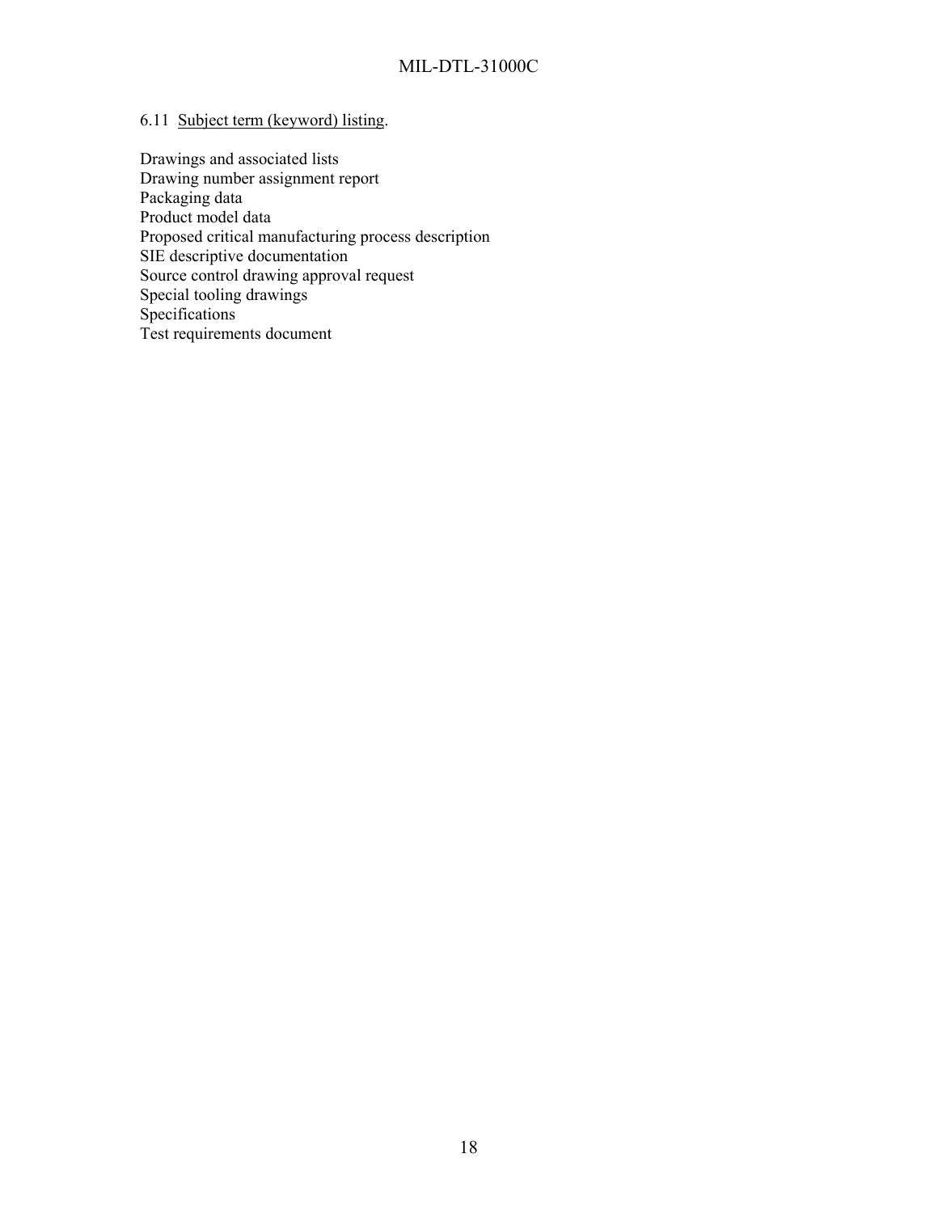6.11 Subject term (keyword) listing.

Drawings and associated lists
Drawing number assignment report
Packaging data
Product model data
Proposed critical manufacturing process description
SIE descriptive documentation
Source control drawing approval request
Special tooling drawings
Specifications
Test requirements document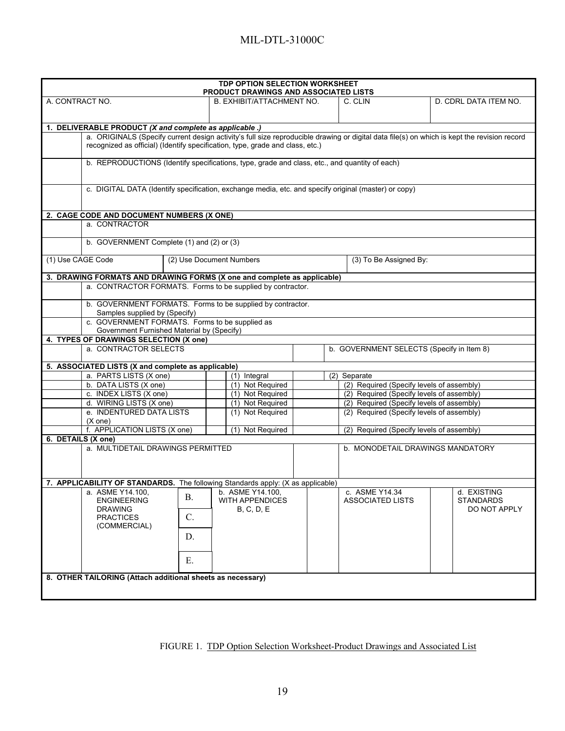| TDP OPTION SELECTION WORKSHEET PRODUCT DRAWINGS AND ASSOCIATED LISTS | | | | | | | |
|---|---|---|---|---|---|---|---|
| A. CONTRACT NO. | | B. EXHIBIT/ATTACHMENT NO. | | C. CLIN | | D. CDRL DATA ITEM NO. | |
| **1. DELIVERABLE PRODUCT *(X and complete as applicable .)*** | | | | | | | |
| | a. ORIGINALS (Specify current design activity's full size reproducible drawing or digital data file(s) on which is kept the revision record recognized as official) (Identify specification, type, grade and class, etc.) | | | | | | |
| | b. REPRODUCTIONS (Identify specifications, type, grade and class, etc., and quantity of each) | | | | | | |
| | c. DIGITAL DATA (Identify specification, exchange media, etc. and specify original (master) or copy) | | | | | | |
| **2. CAGE CODE AND DOCUMENT NUMBERS (X ONE)** | | | | | | | |
| | a. CONTRACTOR | | | | | | |
| | b. GOVERNMENT Complete (1) and (2) or (3) | | | | | | |
| (1) Use CAGE Code | | (2) Use Document Numbers | | (3) To Be Assigned By: | | | |
| **3. DRAWING FORMATS AND DRAWING FORMS (X one and complete as applicable)** | | | | | | | |
| | a. CONTRACTOR FORMATS. Forms to be supplied by contractor. | | | | | | |
| | b. GOVERNMENT FORMATS. Forms to be supplied by contractor. Samples supplied by (Specify) | | | | | | |
| | c. GOVERNMENT FORMATS. Forms to be supplied as Government Furnished Material by (Specify) | | | | | | |
| **4. TYPES OF DRAWINGS SELECTION (X one)** | | | | | | | |
| | a. CONTRACTOR SELECTS | | | | b. GOVERNMENT SELECTS (Specify in Item 8) | | |
| **5. ASSOCIATED LISTS (X and complete as applicable)** | | | | | | | |
| | a. PARTS LISTS (X one) | | (1) Integral | | (2) Separate | | |
| | b. DATA LISTS (X one) | | (1) Not Required | | (2) Required (Specify levels of assembly) | | |
| | c. INDEX LISTS (X one) | | (1) Not Required | | (2) Required (Specify levels of assembly) | | |
| | d. WIRING LISTS (X one) | | (1) Not Required | | (2) Required (Specify levels of assembly) | | |
| | e. INDENTURED DATA LISTS (X one) | | (1) Not Required | | (2) Required (Specify levels of assembly) | | |
| | f. APPLICATION LISTS (X one) | | (1) Not Required | | (2) Required (Specify levels of assembly) | | |
| **6. DETAILS (X one)** | | | | | | | |
| | a. MULTIDETAIL DRAWINGS PERMITTED | | | | b. MONODETAIL DRAWINGS MANDATORY | | |
| **7. APPLICABILITY OF STANDARDS.** The following Standards apply: (X as applicable) | | | | | | | |
| | a. ASME Y14.100, ENGINEERING DRAWING PRACTICES (COMMERCIAL) | B. C. D. E. | b. ASME Y14.100, WITH APPENDICES B, C, D, E | | c. ASME Y14.34 ASSOCIATED LISTS | | d. EXISTING STANDARDS DO NOT APPLY |
| **8. OTHER TAILORING (Attach additional sheets as necessary)** | | | | | | | |

FIGURE 1. TDP Option Selection Worksheet-Product Drawings and Associated List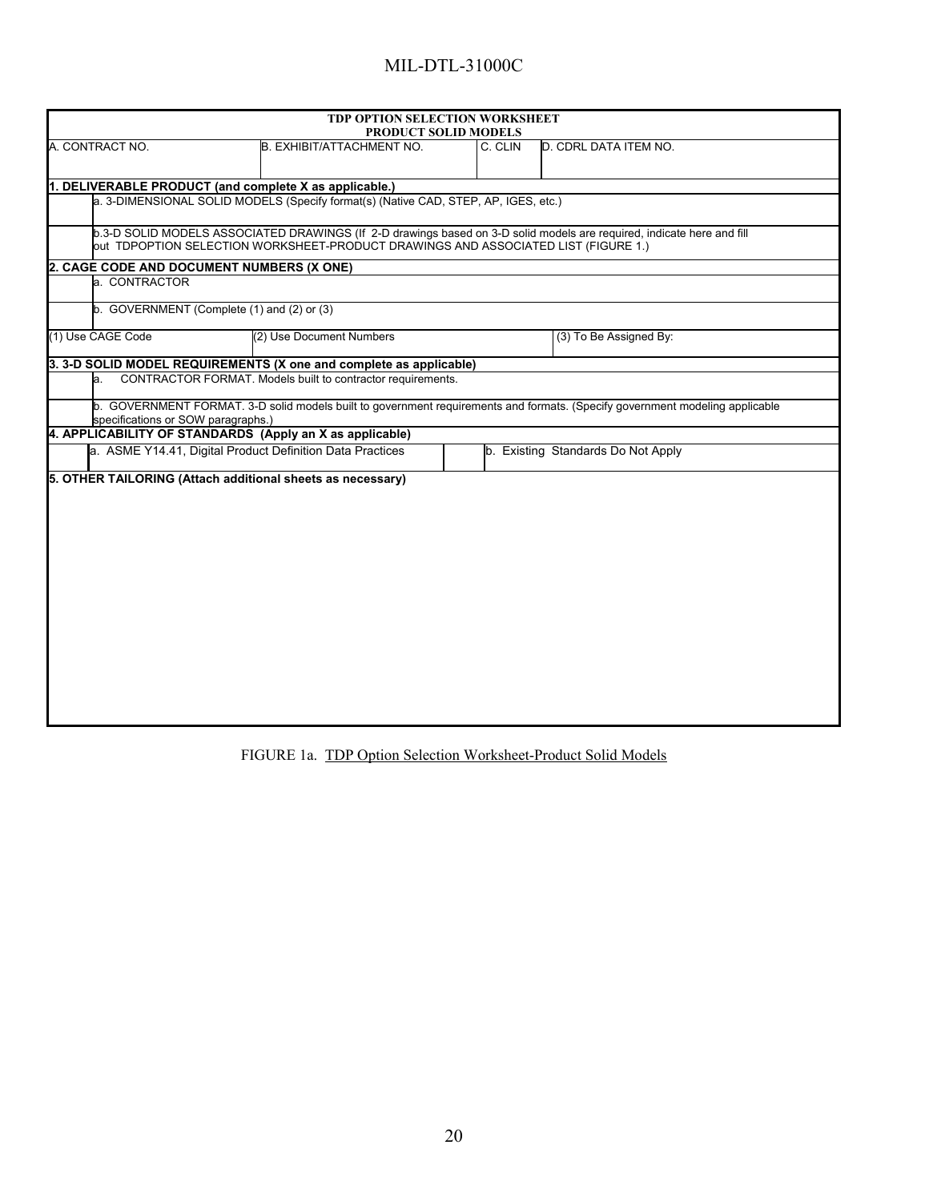| TDP OPTION SELECTION WORKSHEET<br>PRODUCT SOLID MODELS | | | |
|---|---|---|---|
| A. CONTRACT NO. | B. EXHIBIT/ATTACHMENT NO. | C. CLIN | D. CDRL DATA ITEM NO. |

| **1. DELIVERABLE PRODUCT (and complete X as applicable.)** | |
|---|---|
| | a. 3-DIMENSIONAL SOLID MODELS (Specify format(s) (Native CAD, STEP, AP, IGES, etc.) |
| | b.3-D SOLID MODELS ASSOCIATED DRAWINGS (If 2-D drawings based on 3-D solid models are required, indicate here and fill out TDPOPTION SELECTION WORKSHEET-PRODUCT DRAWINGS AND ASSOCIATED LIST (FIGURE 1.) |

| **2. CAGE CODE AND DOCUMENT NUMBERS (X ONE)** | | |
|---|---|---|
| | a. CONTRACTOR | |
| | b. GOVERNMENT (Complete (1) and (2) or (3) | |
| (1) Use CAGE Code | (2) Use Document Numbers | (3) To Be Assigned By: |

| **3. 3-D SOLID MODEL REQUIREMENTS (X one and complete as applicable)** | |
|---|---|
| | a. CONTRACTOR FORMAT. Models built to contractor requirements. |
| | b. GOVERNMENT FORMAT. 3-D solid models built to government requirements and formats. (Specify government modeling applicable specifications or SOW paragraphs.) |

| **4. APPLICABILITY OF STANDARDS (Apply an X as applicable)** | | | |
|---|---|---|---|
| | a. ASME Y14.41, Digital Product Definition Data Practices | | b. Existing Standards Do Not Apply |

**5. OTHER TAILORING (Attach additional sheets as necessary)**

FIGURE 1a. TDP Option Selection Worksheet-Product Solid Models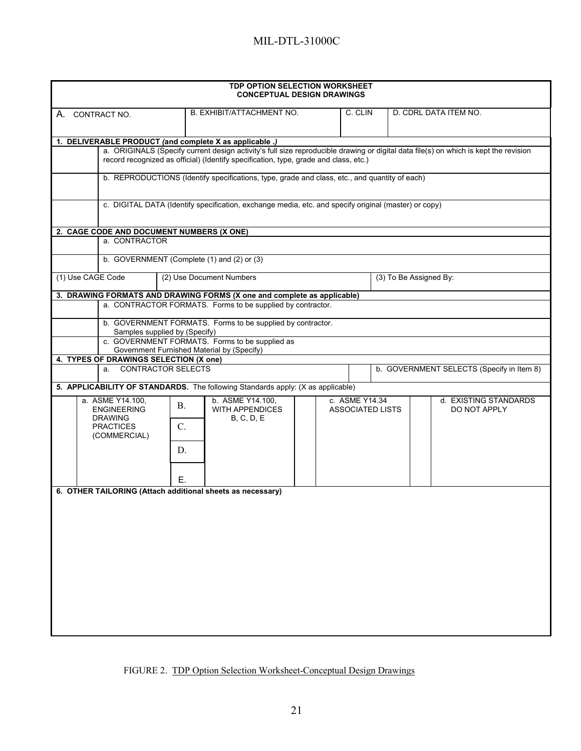**TDP OPTION SELECTION WORKSHEET**
**CONCEPTUAL DESIGN DRAWINGS**

| A. CONTRACT NO. | B. EXHIBIT/ATTACHMENT NO. | C. CLIN | D. CDRL DATA ITEM NO. |
|---|---|---|---|
| | | | |

**1. DELIVERABLE PRODUCT *(and complete X as applicable .)***

| | |
|---|---|
| | a. ORIGINALS (Specify current design activity's full size reproducible drawing or digital data file(s) on which is kept the revision record recognized as official) (Identify specification, type, grade and class, etc.) |
| | b. REPRODUCTIONS (Identify specifications, type, grade and class, etc., and quantity of each) |
| | c. DIGITAL DATA (Identify specification, exchange media, etc. and specify original (master) or copy) |

**2. CAGE CODE AND DOCUMENT NUMBERS (X ONE)**

| | |
|---|---|
| | a. CONTRACTOR |
| | b. GOVERNMENT (Complete (1) and (2) or (3) |

| (1) Use CAGE Code | (2) Use Document Numbers | (3) To Be Assigned By: |
|---|---|---|
| | | |

**3. DRAWING FORMATS AND DRAWING FORMS (X one and complete as applicable)**

| | |
|---|---|
| | a. CONTRACTOR FORMATS. Forms to be supplied by contractor. |
| | b. GOVERNMENT FORMATS. Forms to be supplied by contractor. Samples supplied by (Specify) |
| | c. GOVERNMENT FORMATS. Forms to be supplied as Government Furnished Material by (Specify) |

**4. TYPES OF DRAWINGS SELECTION (X one)**

| | | | |
|---|---|---|---|
| | a. CONTRACTOR SELECTS | | b. GOVERNMENT SELECTS (Specify in Item 8) |

**5. APPLICABILITY OF STANDARDS.** The following Standards apply: (X as applicable)

| | | | | | | | |
|---|---|---|---|---|---|---|---|
| a. ASME Y14.100, ENGINEERING DRAWING PRACTICES (COMMERCIAL) | B. | b. ASME Y14.100, WITH APPENDICES B, C, D, E | | c. ASME Y14.34 ASSOCIATED LISTS | | | d. EXISTING STANDARDS DO NOT APPLY |
| | C. | | | | | | |
| | D. | | | | | | |
| | E. | | | | | | |

**6. OTHER TAILORING (Attach additional sheets as necessary)**

FIGURE 2. TDP Option Selection Worksheet-Conceptual Design Drawings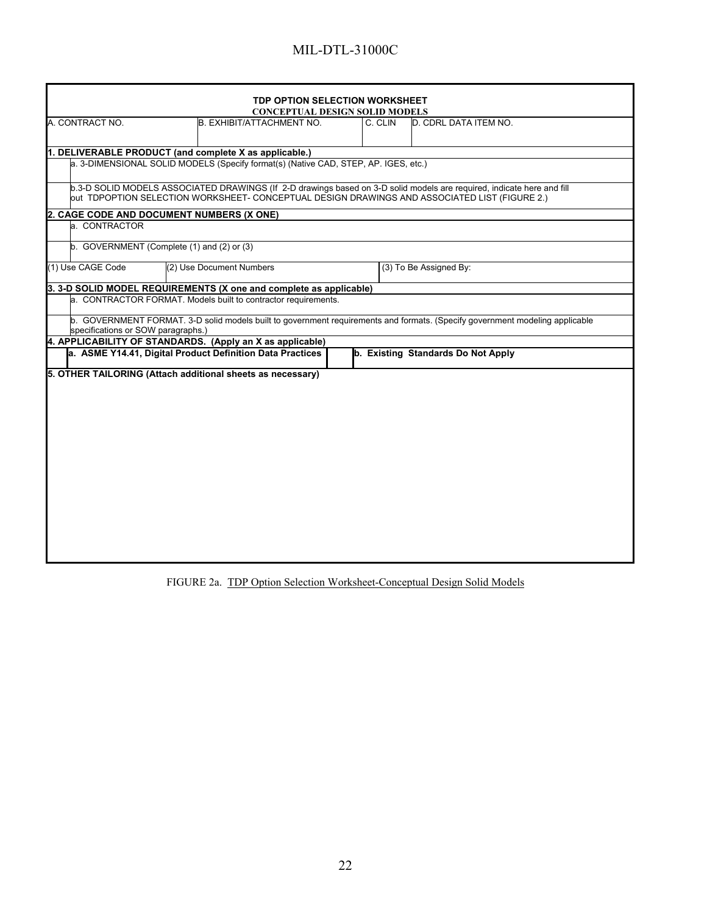**TDP OPTION SELECTION WORKSHEET**
**CONCEPTUAL DESIGN SOLID MODELS**

| A. CONTRACT NO. | B. EXHIBIT/ATTACHMENT NO. | C. CLIN | D. CDRL DATA ITEM NO. |
|---|---|---|---|
| | | | |

**1. DELIVERABLE PRODUCT (and complete X as applicable.)**

| | |
|---|---|
| | a. 3-DIMENSIONAL SOLID MODELS (Specify format(s) (Native CAD, STEP, AP. IGES, etc.) |
| | b.3-D SOLID MODELS ASSOCIATED DRAWINGS (If 2-D drawings based on 3-D solid models are required, indicate here and fill out TDPOPTION SELECTION WORKSHEET- CONCEPTUAL DESIGN DRAWINGS AND ASSOCIATED LIST (FIGURE 2.) |

**2. CAGE CODE AND DOCUMENT NUMBERS (X ONE)**

| | |
|---|---|
| | a. CONTRACTOR |
| | b. GOVERNMENT (Complete (1) and (2) or (3) |

| (1) Use CAGE Code | (2) Use Document Numbers | (3) To Be Assigned By: |
|---|---|---|
| | | |

**3. 3-D SOLID MODEL REQUIREMENTS (X one and complete as applicable)**

| | |
|---|---|
| | a. CONTRACTOR FORMAT. Models built to contractor requirements. |
| | b. GOVERNMENT FORMAT. 3-D solid models built to government requirements and formats. (Specify government modeling applicable specifications or SOW paragraphs.) |

**4. APPLICABILITY OF STANDARDS. (Apply an X as applicable)**

| | | | |
|---|---|---|---|
| | **a. ASME Y14.41, Digital Product Definition Data Practices** | | **b. Existing Standards Do Not Apply** |

**5. OTHER TAILORING (Attach additional sheets as necessary)**

FIGURE 2a. TDP Option Selection Worksheet-Conceptual Design Solid Models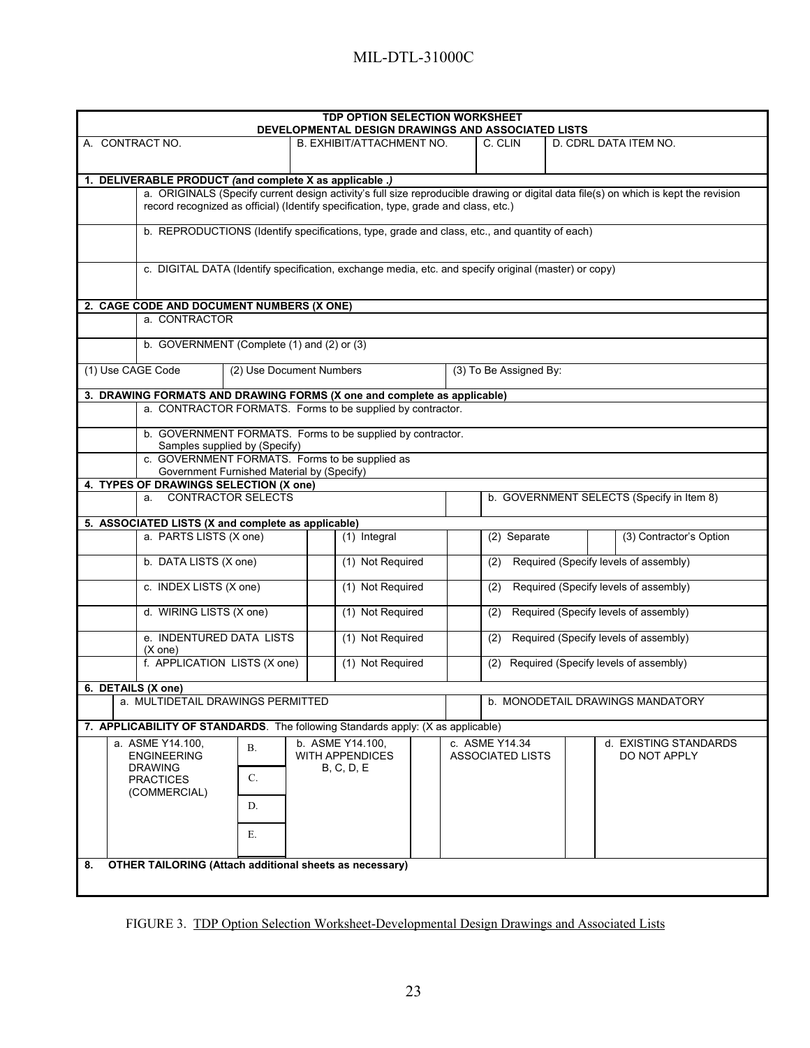**TDP OPTION SELECTION WORKSHEET**
**DEVELOPMENTAL DESIGN DRAWINGS AND ASSOCIATED LISTS**

| A. CONTRACT NO. | B. EXHIBIT/ATTACHMENT NO. | C. CLIN | D. CDRL DATA ITEM NO. |
|---|---|---|---|
| | | | |

**1. DELIVERABLE PRODUCT *(and complete X as applicable .)***

| | |
|---|---|
| | a. ORIGINALS (Specify current design activity's full size reproducible drawing or digital data file(s) on which is kept the revision record recognized as official) (Identify specification, type, grade and class, etc.) |
| | b. REPRODUCTIONS (Identify specifications, type, grade and class, etc., and quantity of each) |
| | c. DIGITAL DATA (Identify specification, exchange media, etc. and specify original (master) or copy) |

**2. CAGE CODE AND DOCUMENT NUMBERS (X ONE)**

| | |
|---|---|
| | a. CONTRACTOR |
| | b. GOVERNMENT (Complete (1) and (2) or (3) |

| (1) Use CAGE Code | (2) Use Document Numbers | (3) To Be Assigned By: |
|---|---|---|

**3. DRAWING FORMATS AND DRAWING FORMS (X one and complete as applicable)**

| | |
|---|---|
| | a. CONTRACTOR FORMATS. Forms to be supplied by contractor. |
| | b. GOVERNMENT FORMATS. Forms to be supplied by contractor. Samples supplied by (Specify) |
| | c. GOVERNMENT FORMATS. Forms to be supplied as Government Furnished Material by (Specify) |

**4. TYPES OF DRAWINGS SELECTION (X one)**

| | | | |
|---|---|---|---|
| | a. CONTRACTOR SELECTS | | b. GOVERNMENT SELECTS (Specify in Item 8) |

**5. ASSOCIATED LISTS (X and complete as applicable)**

| | | | | | | | |
|---|---|---|---|---|---|---|---|
| | a. PARTS LISTS (X one) | | (1) Integral | | (2) Separate | | (3) Contractor's Option |
| | b. DATA LISTS (X one) | | (1) Not Required | | (2) Required (Specify levels of assembly) | | |
| | c. INDEX LISTS (X one) | | (1) Not Required | | (2) Required (Specify levels of assembly) | | |
| | d. WIRING LISTS (X one) | | (1) Not Required | | (2) Required (Specify levels of assembly) | | |
| | e. INDENTURED DATA LISTS (X one) | | (1) Not Required | | (2) Required (Specify levels of assembly) | | |
| | f. APPLICATION LISTS (X one) | | (1) Not Required | | (2) Required (Specify levels of assembly) | | |

**6. DETAILS (X one)**

| | | | |
|---|---|---|---|
| | a. MULTIDETAIL DRAWINGS PERMITTED | | b. MONODETAIL DRAWINGS MANDATORY |

**7. APPLICABILITY OF STANDARDS**. The following Standards apply: (X as applicable)

| | | | | | | | | |
|---|---|---|---|---|---|---|---|---|
| | a. ASME Y14.100, ENGINEERING DRAWING PRACTICES (COMMERCIAL) | B. | b. ASME Y14.100, WITH APPENDICES B, C, D, E | | c. ASME Y14.34 ASSOCIATED LISTS | | d. EXISTING STANDARDS DO NOT APPLY | |
| | | C. | | | | | | |
| | | D. | | | | | | |
| | | E. | | | | | | |

**8. OTHER TAILORING (Attach additional sheets as necessary)**

FIGURE 3. TDP Option Selection Worksheet-Developmental Design Drawings and Associated Lists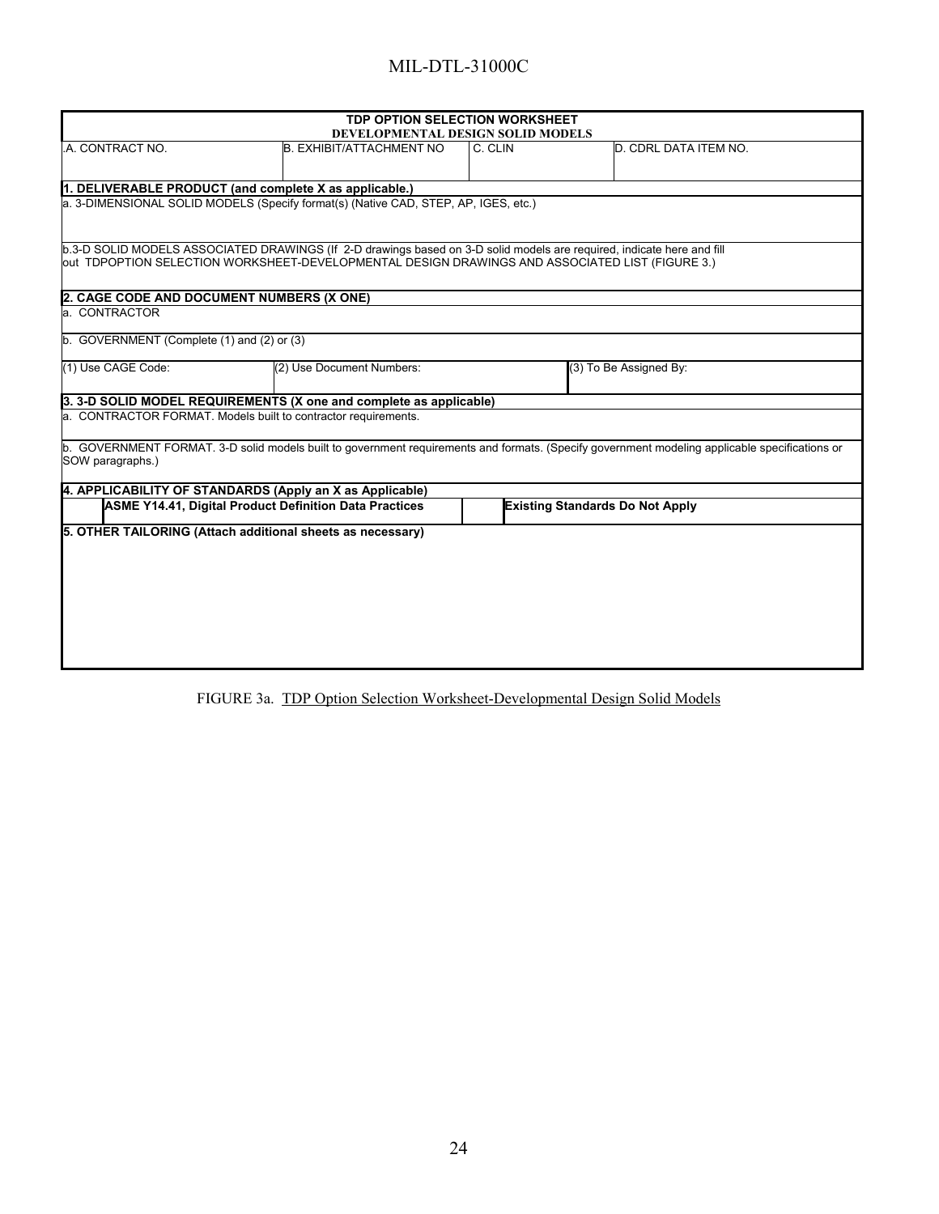| TDP OPTION SELECTION WORKSHEET<br>DEVELOPMENTAL DESIGN SOLID MODELS | | | |
|---|---|---|---|
| .A. CONTRACT NO. | B. EXHIBIT/ATTACHMENT NO | C. CLIN | D. CDRL DATA ITEM NO. |
| **1. DELIVERABLE PRODUCT (and complete X as applicable.)** | | | |
| a. 3-DIMENSIONAL SOLID MODELS (Specify format(s) (Native CAD, STEP, AP, IGES, etc.) | | | |
| b.3-D SOLID MODELS ASSOCIATED DRAWINGS (If 2-D drawings based on 3-D solid models are required, indicate here and fill out TDPOPTION SELECTION WORKSHEET-DEVELOPMENTAL DESIGN DRAWINGS AND ASSOCIATED LIST (FIGURE 3.) | | | |
| **2. CAGE CODE AND DOCUMENT NUMBERS (X ONE)** | | | |
| a. CONTRACTOR | | | |
| b. GOVERNMENT (Complete (1) and (2) or (3) | | | |
| (1) Use CAGE Code: | (2) Use Document Numbers: | | (3) To Be Assigned By: |
| **3. 3-D SOLID MODEL REQUIREMENTS (X one and complete as applicable)** | | | |
| a. CONTRACTOR FORMAT. Models built to contractor requirements. | | | |
| b. GOVERNMENT FORMAT. 3-D solid models built to government requirements and formats. (Specify government modeling applicable specifications or SOW paragraphs.) | | | |
| **4. APPLICABILITY OF STANDARDS (Apply an X as Applicable)** | | | |
| **ASME Y14.41, Digital Product Definition Data Practices** | | **Existing Standards Do Not Apply** | |
| **5. OTHER TAILORING (Attach additional sheets as necessary)** | | | |

FIGURE 3a. TDP Option Selection Worksheet-Developmental Design Solid Models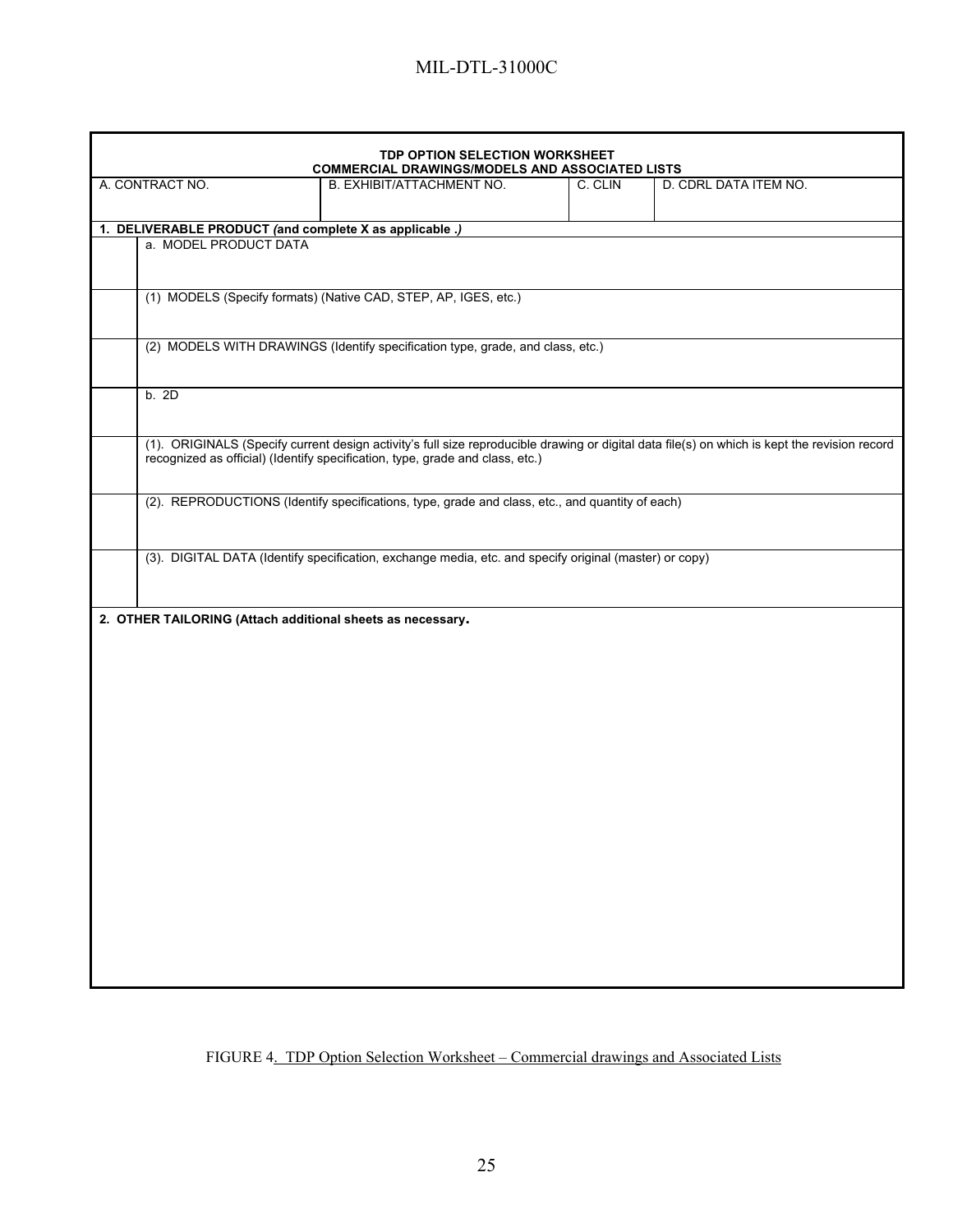| TDP OPTION SELECTION WORKSHEET<br>COMMERCIAL DRAWINGS/MODELS AND ASSOCIATED LISTS | | | |
|---|---|---|---|
| A. CONTRACT NO. | B. EXHIBIT/ATTACHMENT NO. | C. CLIN | D. CDRL DATA ITEM NO. |

**1. DELIVERABLE PRODUCT** *(and complete X as applicable .)*

| | |
|---|---|
| | a. MODEL PRODUCT DATA |
| | (1) MODELS (Specify formats) (Native CAD, STEP, AP, IGES, etc.) |
| | (2) MODELS WITH DRAWINGS (Identify specification type, grade, and class, etc.) |
| | b. 2D |
| | (1). ORIGINALS (Specify current design activity's full size reproducible drawing or digital data file(s) on which is kept the revision record recognized as official) (Identify specification, type, grade and class, etc.) |
| | (2). REPRODUCTIONS (Identify specifications, type, grade and class, etc., and quantity of each) |
| | (3). DIGITAL DATA (Identify specification, exchange media, etc. and specify original (master) or copy) |

**2. OTHER TAILORING (Attach additional sheets as necessary.**

FIGURE 4. TDP Option Selection Worksheet – Commercial drawings and Associated Lists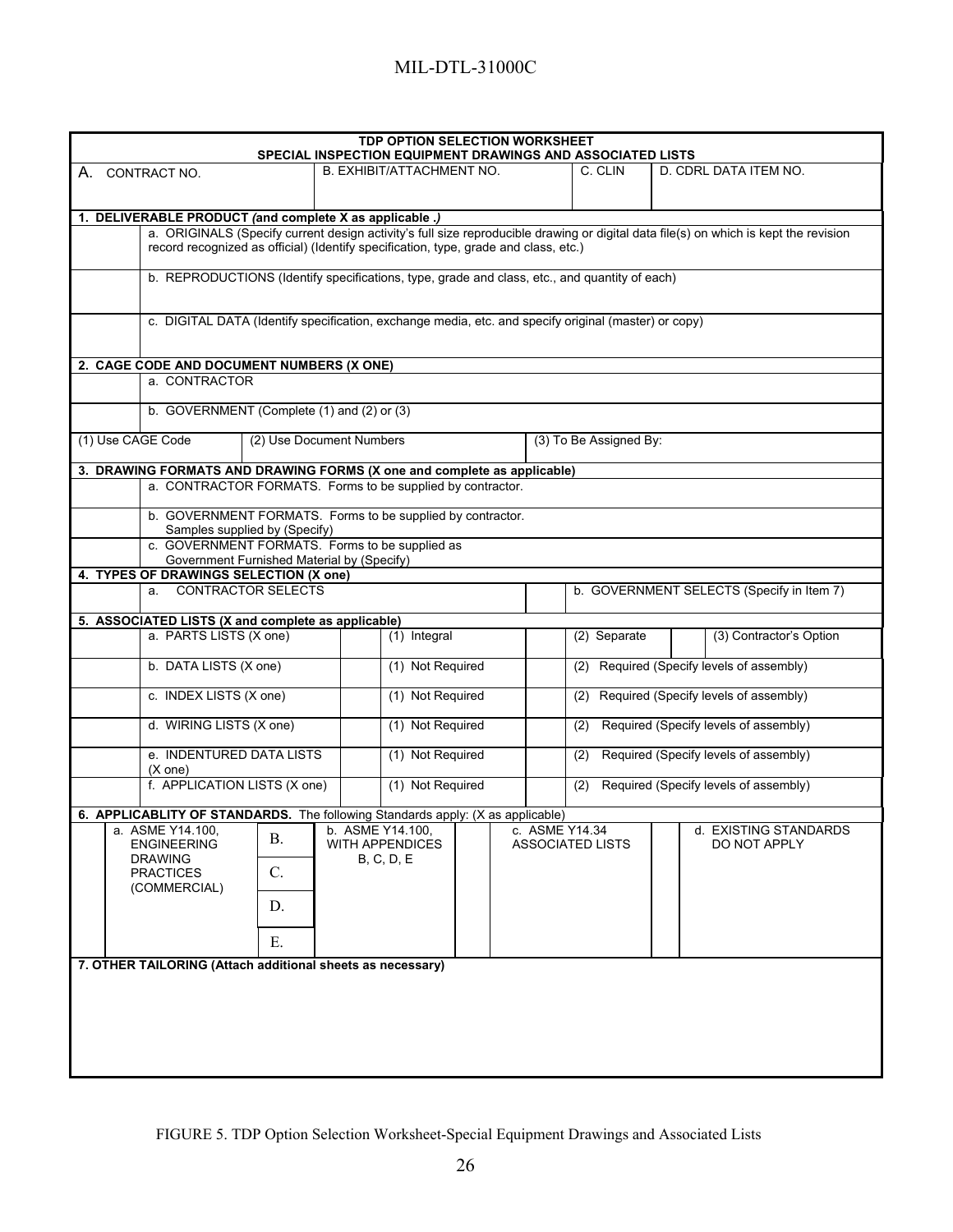**TDP OPTION SELECTION WORKSHEET**
**SPECIAL INSPECTION EQUIPMENT DRAWINGS AND ASSOCIATED LISTS**

| A. CONTRACT NO. | B. EXHIBIT/ATTACHMENT NO. | C. CLIN | D. CDRL DATA ITEM NO. |
|---|---|---|---|
| | | | |

**1. DELIVERABLE PRODUCT** *(and complete X as applicable .)*

| | |
|---|---|
| | a. ORIGINALS (Specify current design activity's full size reproducible drawing or digital data file(s) on which is kept the revision record recognized as official) (Identify specification, type, grade and class, etc.) |
| | b. REPRODUCTIONS (Identify specifications, type, grade and class, etc., and quantity of each) |
| | c. DIGITAL DATA (Identify specification, exchange media, etc. and specify original (master) or copy) |

**2. CAGE CODE AND DOCUMENT NUMBERS (X ONE)**

| | |
|---|---|
| | a. CONTRACTOR |
| | b. GOVERNMENT (Complete (1) and (2) or (3) |

| (1) Use CAGE Code | (2) Use Document Numbers | (3) To Be Assigned By: |
|---|---|---|
| | | |

**3. DRAWING FORMATS AND DRAWING FORMS (X one and complete as applicable)**

| | |
|---|---|
| | a. CONTRACTOR FORMATS. Forms to be supplied by contractor. |
| | b. GOVERNMENT FORMATS. Forms to be supplied by contractor. Samples supplied by (Specify) |
| | c. GOVERNMENT FORMATS. Forms to be supplied as Government Furnished Material by (Specify) |

**4. TYPES OF DRAWINGS SELECTION (X one)**

| | | | |
|---|---|---|---|
| | a. CONTRACTOR SELECTS | | b. GOVERNMENT SELECTS (Specify in Item 7) |

**5. ASSOCIATED LISTS (X and complete as applicable)**

| | | | | | | | |
|---|---|---|---|---|---|---|---|
| | a. PARTS LISTS (X one) | | (1) Integral | | (2) Separate | | (3) Contractor's Option |
| | b. DATA LISTS (X one) | | (1) Not Required | | (2) Required (Specify levels of assembly) | | |
| | c. INDEX LISTS (X one) | | (1) Not Required | | (2) Required (Specify levels of assembly) | | |
| | d. WIRING LISTS (X one) | | (1) Not Required | | (2) Required (Specify levels of assembly) | | |
| | e. INDENTURED DATA LISTS (X one) | | (1) Not Required | | (2) Required (Specify levels of assembly) | | |
| | f. APPLICATION LISTS (X one) | | (1) Not Required | | (2) Required (Specify levels of assembly) | | |

**6. APPLICABLITY OF STANDARDS.** The following Standards apply: (X as applicable)

| | | | | | | | |
|---|---|---|---|---|---|---|---|
| | a. ASME Y14.100, ENGINEERING DRAWING PRACTICES (COMMERCIAL) | B. | b. ASME Y14.100, WITH APPENDICES B, C, D, E | | c. ASME Y14.34 ASSOCIATED LISTS | | d. EXISTING STANDARDS DO NOT APPLY |
| | | C. | | | | | |
| | | D. | | | | | |
| | | E. | | | | | |

**7. OTHER TAILORING (Attach additional sheets as necessary)**

FIGURE 5. TDP Option Selection Worksheet-Special Equipment Drawings and Associated Lists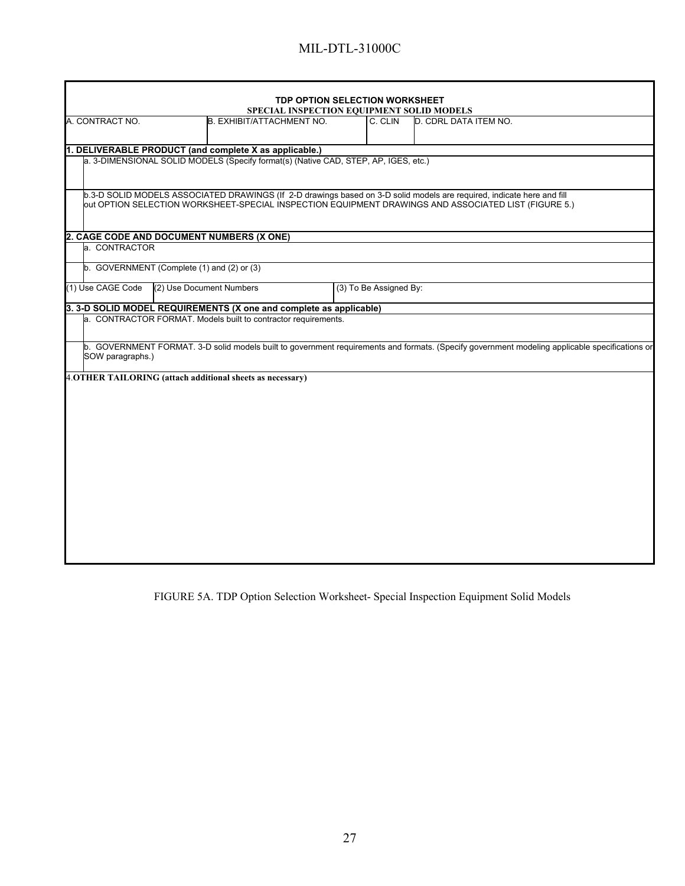**TDP OPTION SELECTION WORKSHEET**
**SPECIAL INSPECTION EQUIPMENT SOLID MODELS**

| A. CONTRACT NO. | B. EXHIBIT/ATTACHMENT NO. | C. CLIN | D. CDRL DATA ITEM NO. |
|---|---|---|---|
| | | | |

**1. DELIVERABLE PRODUCT (and complete X as applicable.)**

a. 3-DIMENSIONAL SOLID MODELS (Specify format(s) (Native CAD, STEP, AP, IGES, etc.)

b.3-D SOLID MODELS ASSOCIATED DRAWINGS (If 2-D drawings based on 3-D solid models are required, indicate here and fill out OPTION SELECTION WORKSHEET-SPECIAL INSPECTION EQUIPMENT DRAWINGS AND ASSOCIATED LIST (FIGURE 5.)

**2. CAGE CODE AND DOCUMENT NUMBERS (X ONE)**

a. CONTRACTOR

b. GOVERNMENT (Complete (1) and (2) or (3)

| (1) Use CAGE Code | (2) Use Document Numbers | (3) To Be Assigned By: |
|---|---|---|
| | | |

**3. 3-D SOLID MODEL REQUIREMENTS (X one and complete as applicable)**

a. CONTRACTOR FORMAT. Models built to contractor requirements.

b. GOVERNMENT FORMAT. 3-D solid models built to government requirements and formats. (Specify government modeling applicable specifications or SOW paragraphs.)

4.**OTHER TAILORING (attach additional sheets as necessary)**

FIGURE 5A. TDP Option Selection Worksheet- Special Inspection Equipment Solid Models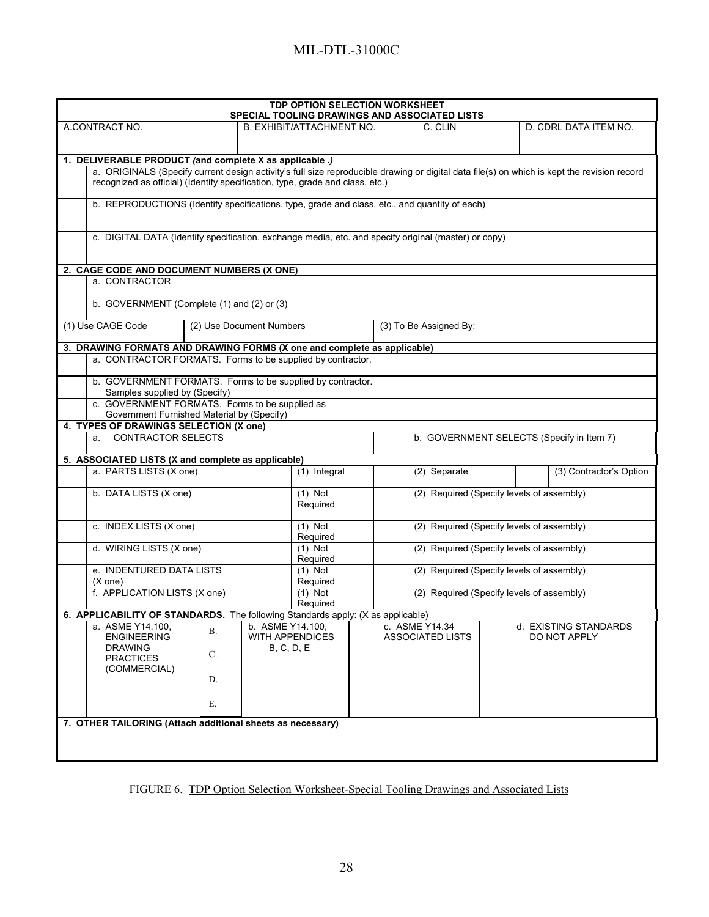| TDP OPTION SELECTION WORKSHEET<br>SPECIAL TOOLING DRAWINGS AND ASSOCIATED LISTS | | | |
|---|---|---|---|
| A.CONTRACT NO. | B. EXHIBIT/ATTACHMENT NO. | C. CLIN | D. CDRL DATA ITEM NO. |

**1. DELIVERABLE PRODUCT** *(and complete X as applicable .)*

| | |
|---|---|
| | a. ORIGINALS (Specify current design activity's full size reproducible drawing or digital data file(s) on which is kept the revision record recognized as official) (Identify specification, type, grade and class, etc.) |
| | b. REPRODUCTIONS (Identify specifications, type, grade and class, etc., and quantity of each) |
| | c. DIGITAL DATA (Identify specification, exchange media, etc. and specify original (master) or copy) |

**2. CAGE CODE AND DOCUMENT NUMBERS (X ONE)**

| | | |
|---|---|---|
| | a. CONTRACTOR | |
| | b. GOVERNMENT (Complete (1) and (2) or (3) | |
| (1) Use CAGE Code | (2) Use Document Numbers | (3) To Be Assigned By: |

**3. DRAWING FORMATS AND DRAWING FORMS (X one and complete as applicable)**

| | |
|---|---|
| | a. CONTRACTOR FORMATS. Forms to be supplied by contractor. |
| | b. GOVERNMENT FORMATS. Forms to be supplied by contractor. Samples supplied by (Specify) |
| | c. GOVERNMENT FORMATS. Forms to be supplied as Government Furnished Material by (Specify) |

**4. TYPES OF DRAWINGS SELECTION (X one)**

| | | | |
|---|---|---|---|
| | a. CONTRACTOR SELECTS | | b. GOVERNMENT SELECTS (Specify in Item 7) |

**5. ASSOCIATED LISTS (X and complete as applicable)**

| | | | | | | | |
|---|---|---|---|---|---|---|---|
| | a. PARTS LISTS (X one) | | (1) Integral | | (2) Separate | | (3) Contractor's Option |
| | b. DATA LISTS (X one) | | (1) Not Required | | (2) Required (Specify levels of assembly) | | |
| | c. INDEX LISTS (X one) | | (1) Not Required | | (2) Required (Specify levels of assembly) | | |
| | d. WIRING LISTS (X one) | | (1) Not Required | | (2) Required (Specify levels of assembly) | | |
| | e. INDENTURED DATA LISTS (X one) | | (1) Not Required | | (2) Required (Specify levels of assembly) | | |
| | f. APPLICATION LISTS (X one) | | (1) Not Required | | (2) Required (Specify levels of assembly) | | |

**6. APPLICABILITY OF STANDARDS.** The following Standards apply: (X as applicable)

| | | | | | | | |
|---|---|---|---|---|---|---|---|
| | a. ASME Y14.100, ENGINEERING DRAWING PRACTICES (COMMERCIAL) | B. | b. ASME Y14.100, WITH APPENDICES B, C, D, E | | c. ASME Y14.34 ASSOCIATED LISTS | | d. EXISTING STANDARDS DO NOT APPLY |
| | | C. | | | | | |
| | | D. | | | | | |
| | | E. | | | | | |

**7. OTHER TAILORING (Attach additional sheets as necessary)**

FIGURE 6. TDP Option Selection Worksheet-Special Tooling Drawings and Associated Lists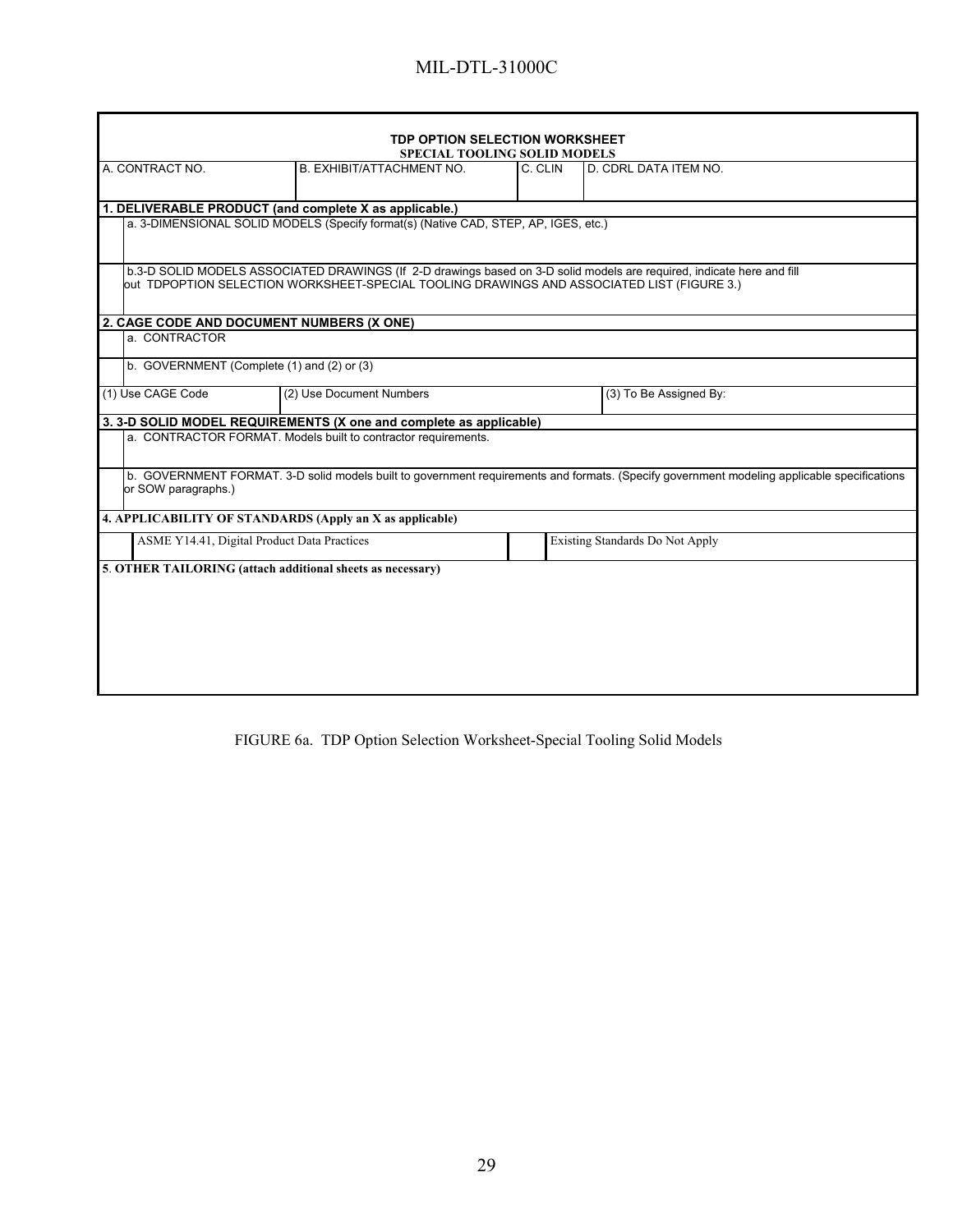**TDP OPTION SELECTION WORKSHEET**
**SPECIAL TOOLING SOLID MODELS**

| A. CONTRACT NO. | B. EXHIBIT/ATTACHMENT NO. | C. CLIN | D. CDRL DATA ITEM NO. |
|---|---|---|---|
| | | | |

**1. DELIVERABLE PRODUCT (and complete X as applicable.)**

| | |
|---|---|
| | a. 3-DIMENSIONAL SOLID MODELS (Specify format(s) (Native CAD, STEP, AP, IGES, etc.) |
| | b.3-D SOLID MODELS ASSOCIATED DRAWINGS (If 2-D drawings based on 3-D solid models are required, indicate here and fill out TDPOPTION SELECTION WORKSHEET-SPECIAL TOOLING DRAWINGS AND ASSOCIATED LIST (FIGURE 3.) |

**2. CAGE CODE AND DOCUMENT NUMBERS (X ONE)**

| | |
|---|---|
| | a. CONTRACTOR |
| | b. GOVERNMENT (Complete (1) and (2) or (3) |

| (1) Use CAGE Code | (2) Use Document Numbers | (3) To Be Assigned By: |
|---|---|---|
| | | |

**3. 3-D SOLID MODEL REQUIREMENTS (X one and complete as applicable)**

| | |
|---|---|
| | a. CONTRACTOR FORMAT. Models built to contractor requirements. |
| | b. GOVERNMENT FORMAT. 3-D solid models built to government requirements and formats. (Specify government modeling applicable specifications or SOW paragraphs.) |

**4. APPLICABILITY OF STANDARDS (Apply an X as applicable)**

| | | | |
|---|---|---|---|
| | ASME Y14.41, Digital Product Data Practices | | Existing Standards Do Not Apply |

**5. OTHER TAILORING (attach additional sheets as necessary)**

FIGURE 6a. TDP Option Selection Worksheet-Special Tooling Solid Models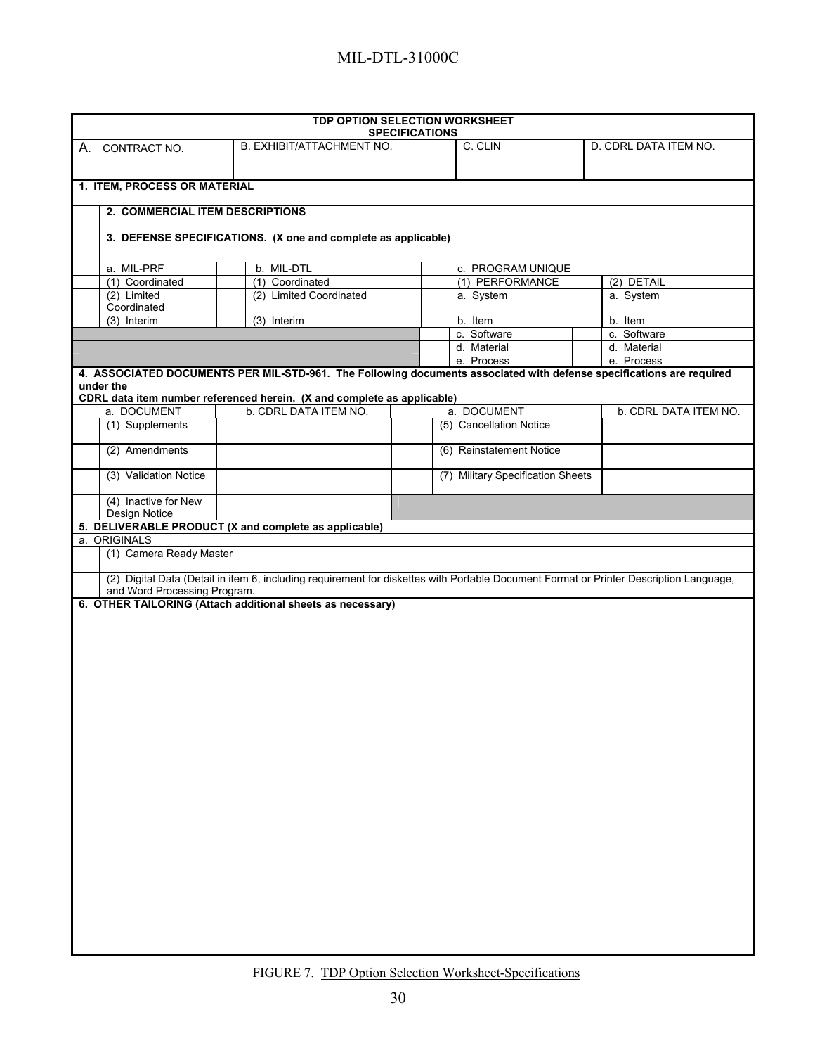**TDP OPTION SELECTION WORKSHEET**
**SPECIFICATIONS**

| A. CONTRACT NO. | B. EXHIBIT/ATTACHMENT NO. | C. CLIN | D. CDRL DATA ITEM NO. |
|---|---|---|---|
| | | | |

**1. ITEM, PROCESS OR MATERIAL**

**2. COMMERCIAL ITEM DESCRIPTIONS**

**3. DEFENSE SPECIFICATIONS. (X one and complete as applicable)**

| a. MIL-PRF | | b. MIL-DTL | | c. PROGRAM UNIQUE | | |
|---|---|---|---|---|---|---|
| (1) Coordinated | | (1) Coordinated | | (1) PERFORMANCE | | (2) DETAIL |
| (2) Limited Coordinated | | (2) Limited Coordinated | | a. System | | a. System |
| (3) Interim | | (3) Interim | | b. Item | | b. Item |
| | | | | c. Software | | c. Software |
| | | | | d. Material | | d. Material |
| | | | | e. Process | | e. Process |

**4. ASSOCIATED DOCUMENTS PER MIL-STD-961. The Following documents associated with defense specifications are required under the CDRL data item number referenced herein. (X and complete as applicable)**

| a. DOCUMENT | b. CDRL DATA ITEM NO. | | a. DOCUMENT | b. CDRL DATA ITEM NO. |
|---|---|---|---|---|
| (1) Supplements | | | (5) Cancellation Notice | |
| (2) Amendments | | | (6) Reinstatement Notice | |
| (3) Validation Notice | | | (7) Military Specification Sheets | |
| (4) Inactive for New Design Notice | | | | |

**5. DELIVERABLE PRODUCT (X and complete as applicable)**

a. ORIGINALS

(1) Camera Ready Master

(2) Digital Data (Detail in item 6, including requirement for diskettes with Portable Document Format or Printer Description Language, and Word Processing Program.

**6. OTHER TAILORING (Attach additional sheets as necessary)**

FIGURE 7. TDP Option Selection Worksheet-Specifications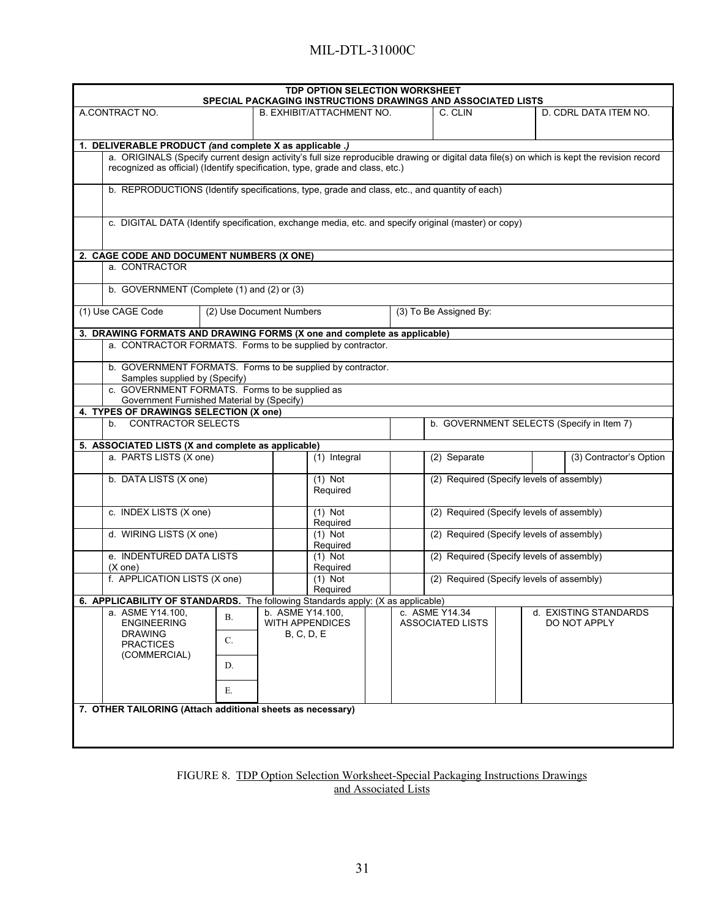**TDP OPTION SELECTION WORKSHEET**
**SPECIAL PACKAGING INSTRUCTIONS DRAWINGS AND ASSOCIATED LISTS**

| A.CONTRACT NO. | B. EXHIBIT/ATTACHMENT NO. | C. CLIN | D. CDRL DATA ITEM NO. |
|---|---|---|---|
| | | | |

**1. DELIVERABLE PRODUCT *(and complete X as applicable .)***

| | |
|---|---|
| | a. ORIGINALS (Specify current design activity's full size reproducible drawing or digital data file(s) on which is kept the revision record recognized as official) (Identify specification, type, grade and class, etc.) |
| | b. REPRODUCTIONS (Identify specifications, type, grade and class, etc., and quantity of each) |
| | c. DIGITAL DATA (Identify specification, exchange media, etc. and specify original (master) or copy) |

**2. CAGE CODE AND DOCUMENT NUMBERS (X ONE)**

| | |
|---|---|
| | a. CONTRACTOR |
| | b. GOVERNMENT (Complete (1) and (2) or (3) |

| (1) Use CAGE Code | (2) Use Document Numbers | (3) To Be Assigned By: |
|---|---|---|
| | | |

**3. DRAWING FORMATS AND DRAWING FORMS (X one and complete as applicable)**

| | |
|---|---|
| | a. CONTRACTOR FORMATS. Forms to be supplied by contractor. |
| | b. GOVERNMENT FORMATS. Forms to be supplied by contractor. Samples supplied by (Specify) |
| | c. GOVERNMENT FORMATS. Forms to be supplied as Government Furnished Material by (Specify) |

**4. TYPES OF DRAWINGS SELECTION (X one)**

| | | | |
|---|---|---|---|
| | b. CONTRACTOR SELECTS | | b. GOVERNMENT SELECTS (Specify in Item 7) |

**5. ASSOCIATED LISTS (X and complete as applicable)**

| | | | | | | | |
|---|---|---|---|---|---|---|---|
| | a. PARTS LISTS (X one) | | (1) Integral | | (2) Separate | | (3) Contractor's Option |
| | b. DATA LISTS (X one) | | (1) Not Required | | (2) Required (Specify levels of assembly) | | |
| | c. INDEX LISTS (X one) | | (1) Not Required | | (2) Required (Specify levels of assembly) | | |
| | d. WIRING LISTS (X one) | | (1) Not Required | | (2) Required (Specify levels of assembly) | | |
| | e. INDENTURED DATA LISTS (X one) | | (1) Not Required | | (2) Required (Specify levels of assembly) | | |
| | f. APPLICATION LISTS (X one) | | (1) Not Required | | (2) Required (Specify levels of assembly) | | |

**6. APPLICABILITY OF STANDARDS.** The following Standards apply: (X as applicable)

| | | | | | | | | |
|---|---|---|---|---|---|---|---|---|
| | a. ASME Y14.100, ENGINEERING DRAWING PRACTICES (COMMERCIAL) | B. | b. ASME Y14.100, WITH APPENDICES B, C, D, E | | c. ASME Y14.34 ASSOCIATED LISTS | | d. EXISTING STANDARDS DO NOT APPLY | |
| | | C. | | | | | | |
| | | D. | | | | | | |
| | | E. | | | | | | |

**7. OTHER TAILORING (Attach additional sheets as necessary)**

FIGURE 8. TDP Option Selection Worksheet-Special Packaging Instructions Drawings and Associated Lists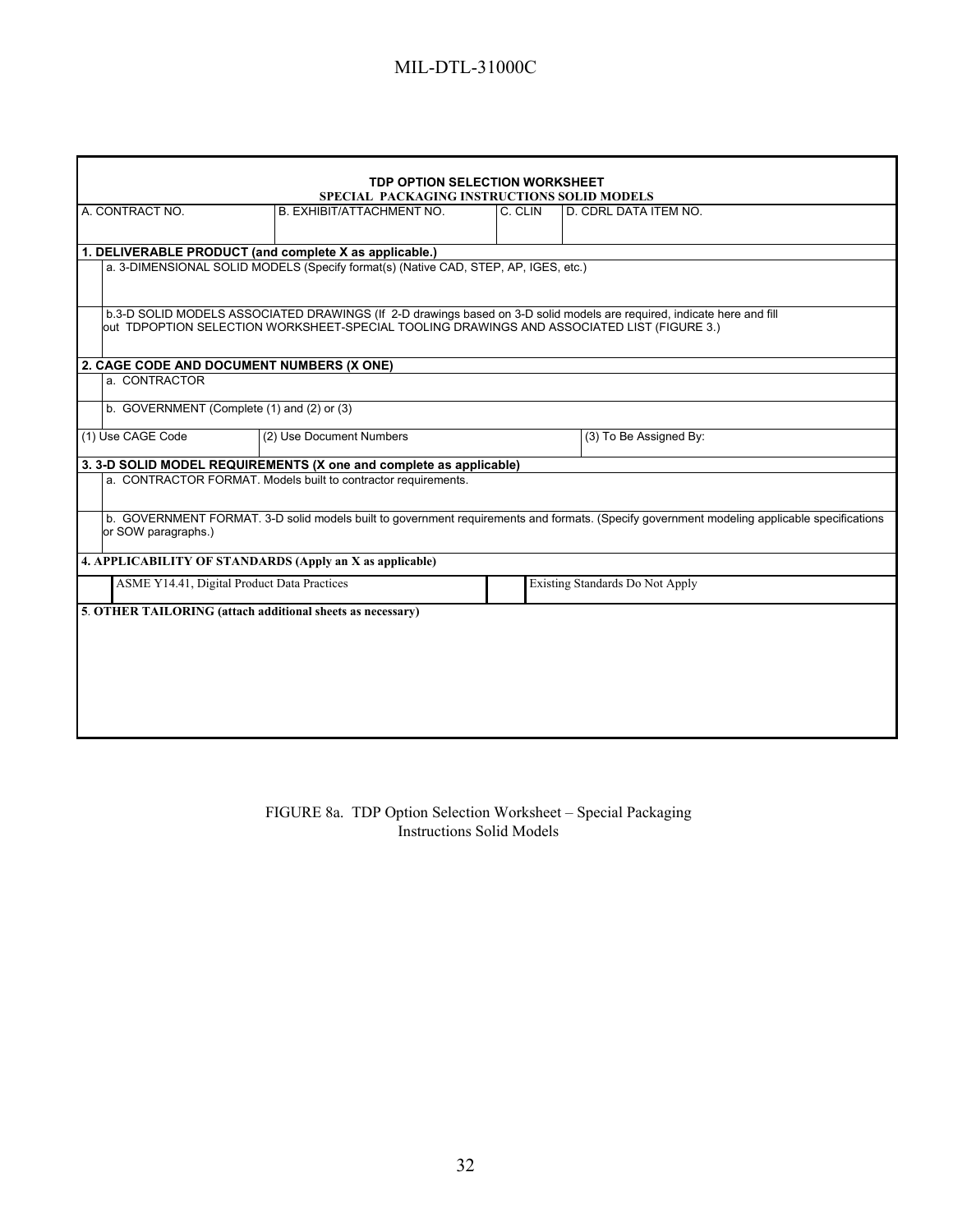**TDP OPTION SELECTION WORKSHEET**
**SPECIAL PACKAGING INSTRUCTIONS SOLID MODELS**

| A. CONTRACT NO. | B. EXHIBIT/ATTACHMENT NO. | C. CLIN | D. CDRL DATA ITEM NO. |
|---|---|---|---|
| | | | |

**1. DELIVERABLE PRODUCT (and complete X as applicable.)**

| | |
|---|---|
| | a. 3-DIMENSIONAL SOLID MODELS (Specify format(s) (Native CAD, STEP, AP, IGES, etc.) |
| | b.3-D SOLID MODELS ASSOCIATED DRAWINGS (If 2-D drawings based on 3-D solid models are required, indicate here and fill out TDPOPTION SELECTION WORKSHEET-SPECIAL TOOLING DRAWINGS AND ASSOCIATED LIST (FIGURE 3.) |

**2. CAGE CODE AND DOCUMENT NUMBERS (X ONE)**

| | |
|---|---|
| | a. CONTRACTOR |
| | b. GOVERNMENT (Complete (1) and (2) or (3) |

| (1) Use CAGE Code | (2) Use Document Numbers | (3) To Be Assigned By: |
|---|---|---|
| | | |

**3. 3-D SOLID MODEL REQUIREMENTS (X one and complete as applicable)**

| | |
|---|---|
| | a. CONTRACTOR FORMAT. Models built to contractor requirements. |
| | b. GOVERNMENT FORMAT. 3-D solid models built to government requirements and formats. (Specify government modeling applicable specifications or SOW paragraphs.) |

**4. APPLICABILITY OF STANDARDS (Apply an X as applicable)**

| | | | |
|---|---|---|---|
| | ASME Y14.41, Digital Product Data Practices | | Existing Standards Do Not Apply |

**5. OTHER TAILORING (attach additional sheets as necessary)**

FIGURE 8a. TDP Option Selection Worksheet – Special Packaging Instructions Solid Models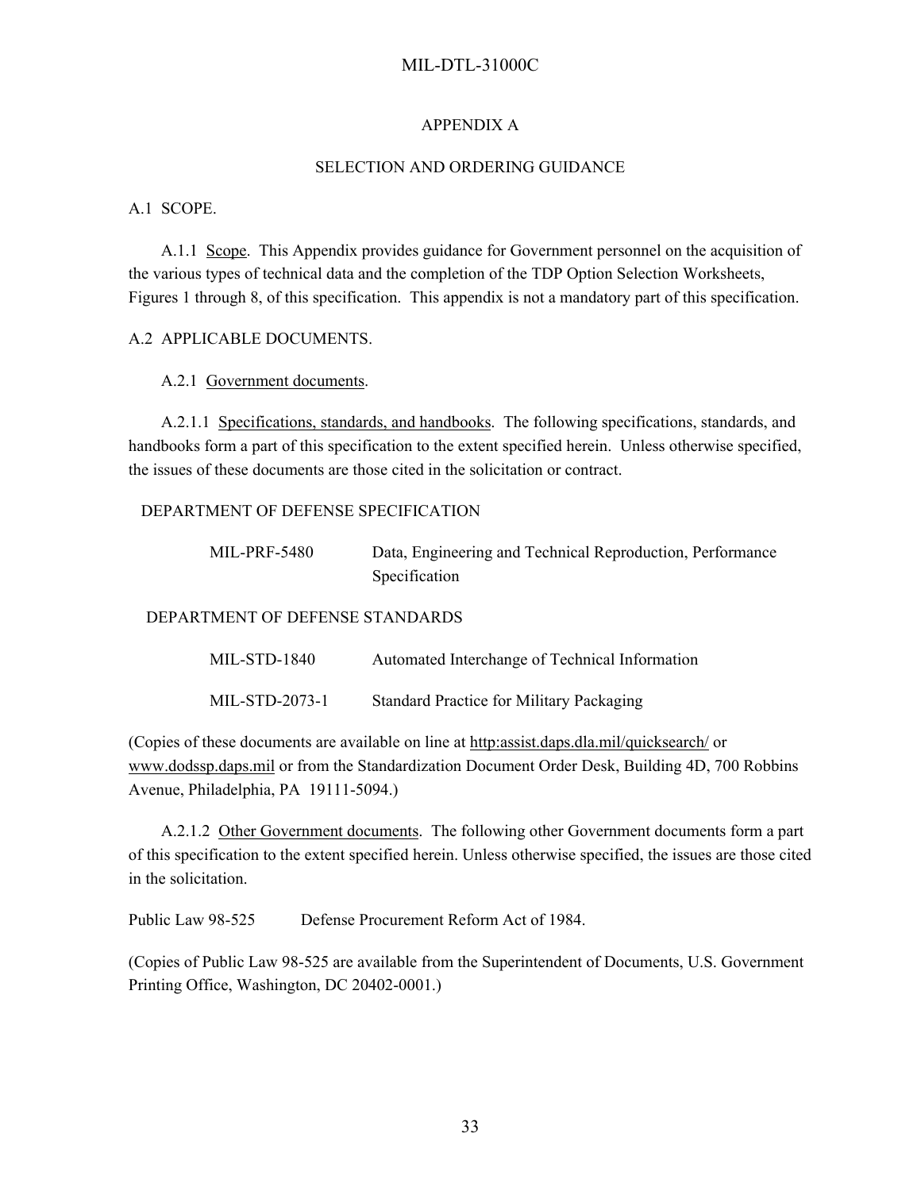# APPENDIX A

## SELECTION AND ORDERING GUIDANCE

A.1 SCOPE.

A.1.1 Scope. This Appendix provides guidance for Government personnel on the acquisition of the various types of technical data and the completion of the TDP Option Selection Worksheets, Figures 1 through 8, of this specification. This appendix is not a mandatory part of this specification.

A.2 APPLICABLE DOCUMENTS.

A.2.1 Government documents.

A.2.1.1 Specifications, standards, and handbooks. The following specifications, standards, and handbooks form a part of this specification to the extent specified herein. Unless otherwise specified, the issues of these documents are those cited in the solicitation or contract.

DEPARTMENT OF DEFENSE SPECIFICATION

| | |
|---|---|
| MIL-PRF-5480 | Data, Engineering and Technical Reproduction, Performance Specification |

DEPARTMENT OF DEFENSE STANDARDS

| | |
|---|---|
| MIL-STD-1840 | Automated Interchange of Technical Information |
| MIL-STD-2073-1 | Standard Practice for Military Packaging |

(Copies of these documents are available on line at http:assist.daps.dla.mil/quicksearch/ or www.dodssp.daps.mil or from the Standardization Document Order Desk, Building 4D, 700 Robbins Avenue, Philadelphia, PA 19111-5094.)

A.2.1.2 Other Government documents. The following other Government documents form a part of this specification to the extent specified herein. Unless otherwise specified, the issues are those cited in the solicitation.

| | |
|---|---|
| Public Law 98-525 | Defense Procurement Reform Act of 1984. |

(Copies of Public Law 98-525 are available from the Superintendent of Documents, U.S. Government Printing Office, Washington, DC 20402-0001.)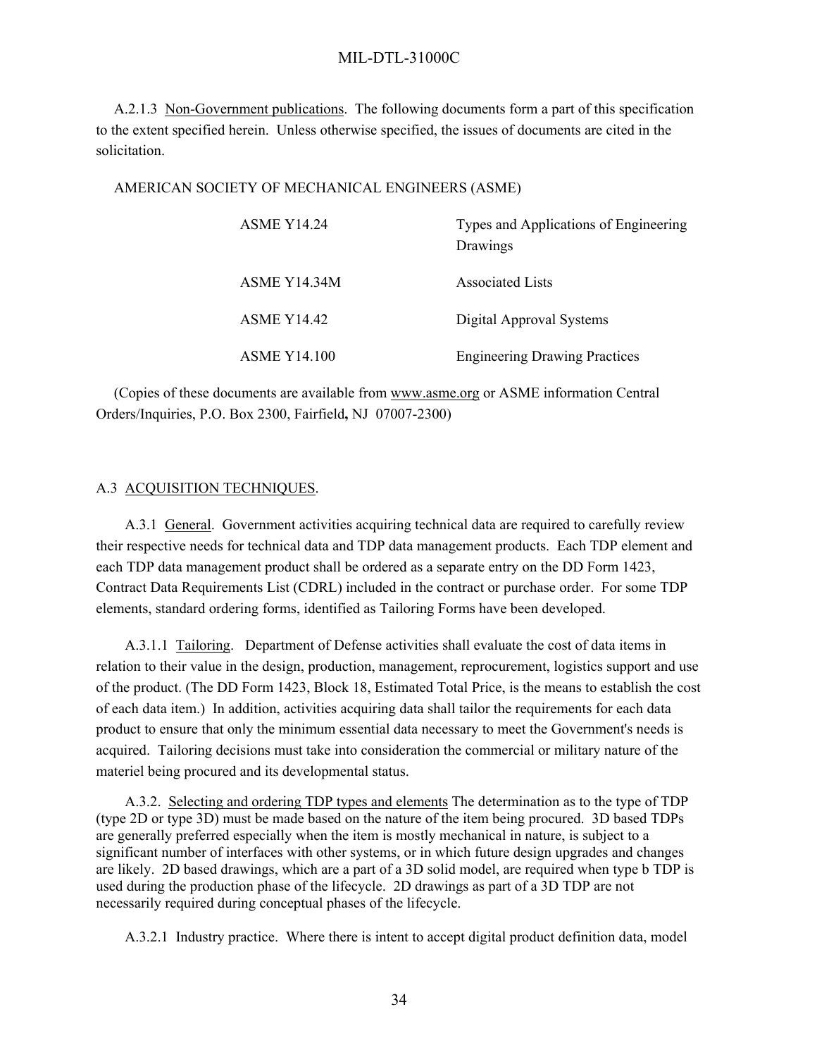A.2.1.3 Non-Government publications. The following documents form a part of this specification to the extent specified herein. Unless otherwise specified, the issues of documents are cited in the solicitation.

AMERICAN SOCIETY OF MECHANICAL ENGINEERS (ASME)

| | |
|---|---|
| ASME Y14.24 | Types and Applications of Engineering Drawings |
| ASME Y14.34M | Associated Lists |
| ASME Y14.42 | Digital Approval Systems |
| ASME Y14.100 | Engineering Drawing Practices |

(Copies of these documents are available from www.asme.org or ASME information Central Orders/Inquiries, P.O. Box 2300, Fairfield, NJ 07007-2300)

A.3 ACQUISITION TECHNIQUES.

A.3.1 General. Government activities acquiring technical data are required to carefully review their respective needs for technical data and TDP data management products. Each TDP element and each TDP data management product shall be ordered as a separate entry on the DD Form 1423, Contract Data Requirements List (CDRL) included in the contract or purchase order. For some TDP elements, standard ordering forms, identified as Tailoring Forms have been developed.

A.3.1.1 Tailoring. Department of Defense activities shall evaluate the cost of data items in relation to their value in the design, production, management, reprocurement, logistics support and use of the product. (The DD Form 1423, Block 18, Estimated Total Price, is the means to establish the cost of each data item.) In addition, activities acquiring data shall tailor the requirements for each data product to ensure that only the minimum essential data necessary to meet the Government's needs is acquired. Tailoring decisions must take into consideration the commercial or military nature of the materiel being procured and its developmental status.

A.3.2. Selecting and ordering TDP types and elements The determination as to the type of TDP (type 2D or type 3D) must be made based on the nature of the item being procured. 3D based TDPs are generally preferred especially when the item is mostly mechanical in nature, is subject to a significant number of interfaces with other systems, or in which future design upgrades and changes are likely. 2D based drawings, which are a part of a 3D solid model, are required when type b TDP is used during the production phase of the lifecycle. 2D drawings as part of a 3D TDP are not necessarily required during conceptual phases of the lifecycle.

A.3.2.1 Industry practice. Where there is intent to accept digital product definition data, model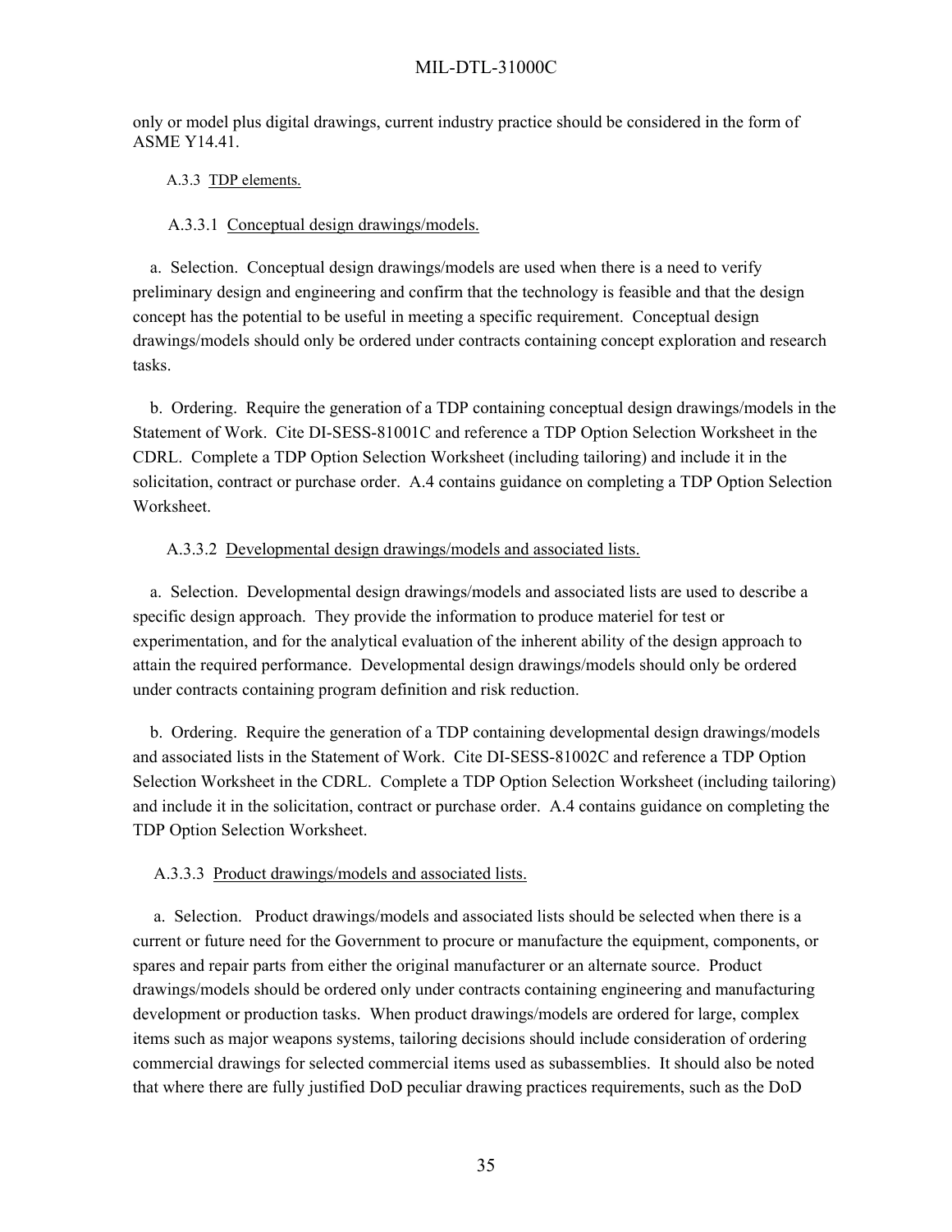only or model plus digital drawings, current industry practice should be considered in the form of ASME Y14.41.

### A.3.3 TDP elements.

#### A.3.3.1 Conceptual design drawings/models.

a. Selection. Conceptual design drawings/models are used when there is a need to verify preliminary design and engineering and confirm that the technology is feasible and that the design concept has the potential to be useful in meeting a specific requirement. Conceptual design drawings/models should only be ordered under contracts containing concept exploration and research tasks.

b. Ordering. Require the generation of a TDP containing conceptual design drawings/models in the Statement of Work. Cite DI-SESS-81001C and reference a TDP Option Selection Worksheet in the CDRL. Complete a TDP Option Selection Worksheet (including tailoring) and include it in the solicitation, contract or purchase order. A.4 contains guidance on completing a TDP Option Selection Worksheet.

#### A.3.3.2 Developmental design drawings/models and associated lists.

a. Selection. Developmental design drawings/models and associated lists are used to describe a specific design approach. They provide the information to produce materiel for test or experimentation, and for the analytical evaluation of the inherent ability of the design approach to attain the required performance. Developmental design drawings/models should only be ordered under contracts containing program definition and risk reduction.

b. Ordering. Require the generation of a TDP containing developmental design drawings/models and associated lists in the Statement of Work. Cite DI-SESS-81002C and reference a TDP Option Selection Worksheet in the CDRL. Complete a TDP Option Selection Worksheet (including tailoring) and include it in the solicitation, contract or purchase order. A.4 contains guidance on completing the TDP Option Selection Worksheet.

#### A.3.3.3 Product drawings/models and associated lists.

a. Selection. Product drawings/models and associated lists should be selected when there is a current or future need for the Government to procure or manufacture the equipment, components, or spares and repair parts from either the original manufacturer or an alternate source. Product drawings/models should be ordered only under contracts containing engineering and manufacturing development or production tasks. When product drawings/models are ordered for large, complex items such as major weapons systems, tailoring decisions should include consideration of ordering commercial drawings for selected commercial items used as subassemblies. It should also be noted that where there are fully justified DoD peculiar drawing practices requirements, such as the DoD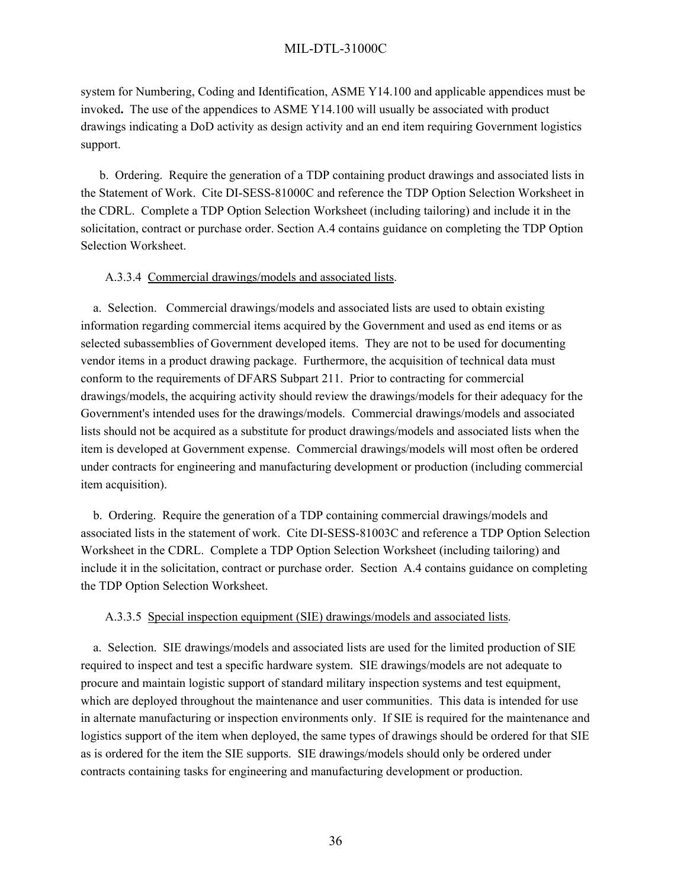system for Numbering, Coding and Identification, ASME Y14.100 and applicable appendices must be invoked**.** The use of the appendices to ASME Y14.100 will usually be associated with product drawings indicating a DoD activity as design activity and an end item requiring Government logistics support.

b. Ordering. Require the generation of a TDP containing product drawings and associated lists in the Statement of Work. Cite DI-SESS-81000C and reference the TDP Option Selection Worksheet in the CDRL. Complete a TDP Option Selection Worksheet (including tailoring) and include it in the solicitation, contract or purchase order. Section A.4 contains guidance on completing the TDP Option Selection Worksheet.

A.3.3.4 Commercial drawings/models and associated lists.

a. Selection. Commercial drawings/models and associated lists are used to obtain existing information regarding commercial items acquired by the Government and used as end items or as selected subassemblies of Government developed items. They are not to be used for documenting vendor items in a product drawing package. Furthermore, the acquisition of technical data must conform to the requirements of DFARS Subpart 211. Prior to contracting for commercial drawings/models, the acquiring activity should review the drawings/models for their adequacy for the Government's intended uses for the drawings/models. Commercial drawings/models and associated lists should not be acquired as a substitute for product drawings/models and associated lists when the item is developed at Government expense. Commercial drawings/models will most often be ordered under contracts for engineering and manufacturing development or production (including commercial item acquisition).

b. Ordering. Require the generation of a TDP containing commercial drawings/models and associated lists in the statement of work. Cite DI-SESS-81003C and reference a TDP Option Selection Worksheet in the CDRL. Complete a TDP Option Selection Worksheet (including tailoring) and include it in the solicitation, contract or purchase order. Section A.4 contains guidance on completing the TDP Option Selection Worksheet.

A.3.3.5 Special inspection equipment (SIE) drawings/models and associated lists.

a. Selection. SIE drawings/models and associated lists are used for the limited production of SIE required to inspect and test a specific hardware system. SIE drawings/models are not adequate to procure and maintain logistic support of standard military inspection systems and test equipment, which are deployed throughout the maintenance and user communities. This data is intended for use in alternate manufacturing or inspection environments only. If SIE is required for the maintenance and logistics support of the item when deployed, the same types of drawings should be ordered for that SIE as is ordered for the item the SIE supports. SIE drawings/models should only be ordered under contracts containing tasks for engineering and manufacturing development or production.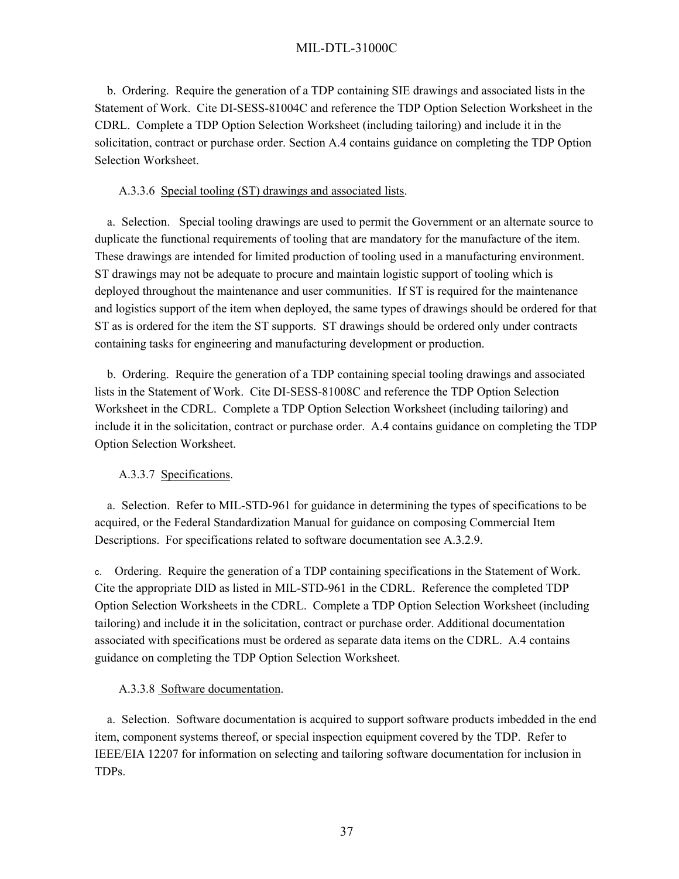b. Ordering. Require the generation of a TDP containing SIE drawings and associated lists in the Statement of Work. Cite DI-SESS-81004C and reference the TDP Option Selection Worksheet in the CDRL. Complete a TDP Option Selection Worksheet (including tailoring) and include it in the solicitation, contract or purchase order. Section A.4 contains guidance on completing the TDP Option Selection Worksheet.

A.3.3.6 Special tooling (ST) drawings and associated lists.

a. Selection. Special tooling drawings are used to permit the Government or an alternate source to duplicate the functional requirements of tooling that are mandatory for the manufacture of the item. These drawings are intended for limited production of tooling used in a manufacturing environment. ST drawings may not be adequate to procure and maintain logistic support of tooling which is deployed throughout the maintenance and user communities. If ST is required for the maintenance and logistics support of the item when deployed, the same types of drawings should be ordered for that ST as is ordered for the item the ST supports. ST drawings should be ordered only under contracts containing tasks for engineering and manufacturing development or production.

b. Ordering. Require the generation of a TDP containing special tooling drawings and associated lists in the Statement of Work. Cite DI-SESS-81008C and reference the TDP Option Selection Worksheet in the CDRL. Complete a TDP Option Selection Worksheet (including tailoring) and include it in the solicitation, contract or purchase order. A.4 contains guidance on completing the TDP Option Selection Worksheet.

A.3.3.7 Specifications.

a. Selection. Refer to MIL-STD-961 for guidance in determining the types of specifications to be acquired, or the Federal Standardization Manual for guidance on composing Commercial Item Descriptions. For specifications related to software documentation see A.3.2.9.

c. Ordering. Require the generation of a TDP containing specifications in the Statement of Work. Cite the appropriate DID as listed in MIL-STD-961 in the CDRL. Reference the completed TDP Option Selection Worksheets in the CDRL. Complete a TDP Option Selection Worksheet (including tailoring) and include it in the solicitation, contract or purchase order. Additional documentation associated with specifications must be ordered as separate data items on the CDRL. A.4 contains guidance on completing the TDP Option Selection Worksheet.

A.3.3.8 Software documentation.

a. Selection. Software documentation is acquired to support software products imbedded in the end item, component systems thereof, or special inspection equipment covered by the TDP. Refer to IEEE/EIA 12207 for information on selecting and tailoring software documentation for inclusion in TDPs.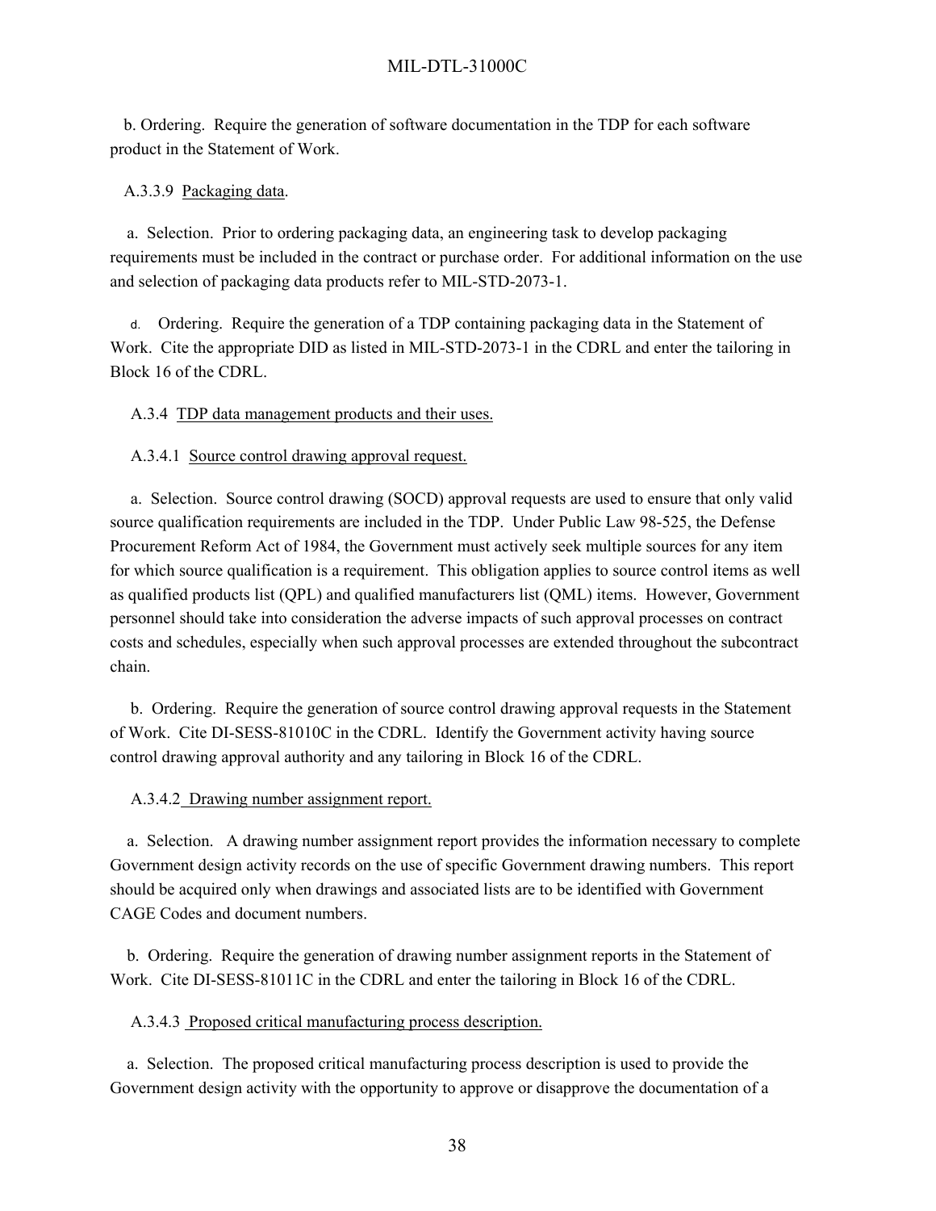b. Ordering. Require the generation of software documentation in the TDP for each software product in the Statement of Work.

A.3.3.9 Packaging data.

a. Selection. Prior to ordering packaging data, an engineering task to develop packaging requirements must be included in the contract or purchase order. For additional information on the use and selection of packaging data products refer to MIL-STD-2073-1.

d. Ordering. Require the generation of a TDP containing packaging data in the Statement of Work. Cite the appropriate DID as listed in MIL-STD-2073-1 in the CDRL and enter the tailoring in Block 16 of the CDRL.

A.3.4 TDP data management products and their uses.

A.3.4.1 Source control drawing approval request.

a. Selection. Source control drawing (SOCD) approval requests are used to ensure that only valid source qualification requirements are included in the TDP. Under Public Law 98-525, the Defense Procurement Reform Act of 1984, the Government must actively seek multiple sources for any item for which source qualification is a requirement. This obligation applies to source control items as well as qualified products list (QPL) and qualified manufacturers list (QML) items. However, Government personnel should take into consideration the adverse impacts of such approval processes on contract costs and schedules, especially when such approval processes are extended throughout the subcontract chain.

b. Ordering. Require the generation of source control drawing approval requests in the Statement of Work. Cite DI-SESS-81010C in the CDRL. Identify the Government activity having source control drawing approval authority and any tailoring in Block 16 of the CDRL.

A.3.4.2 Drawing number assignment report.

a. Selection. A drawing number assignment report provides the information necessary to complete Government design activity records on the use of specific Government drawing numbers. This report should be acquired only when drawings and associated lists are to be identified with Government CAGE Codes and document numbers.

b. Ordering. Require the generation of drawing number assignment reports in the Statement of Work. Cite DI-SESS-81011C in the CDRL and enter the tailoring in Block 16 of the CDRL.

A.3.4.3 Proposed critical manufacturing process description.

a. Selection. The proposed critical manufacturing process description is used to provide the Government design activity with the opportunity to approve or disapprove the documentation of a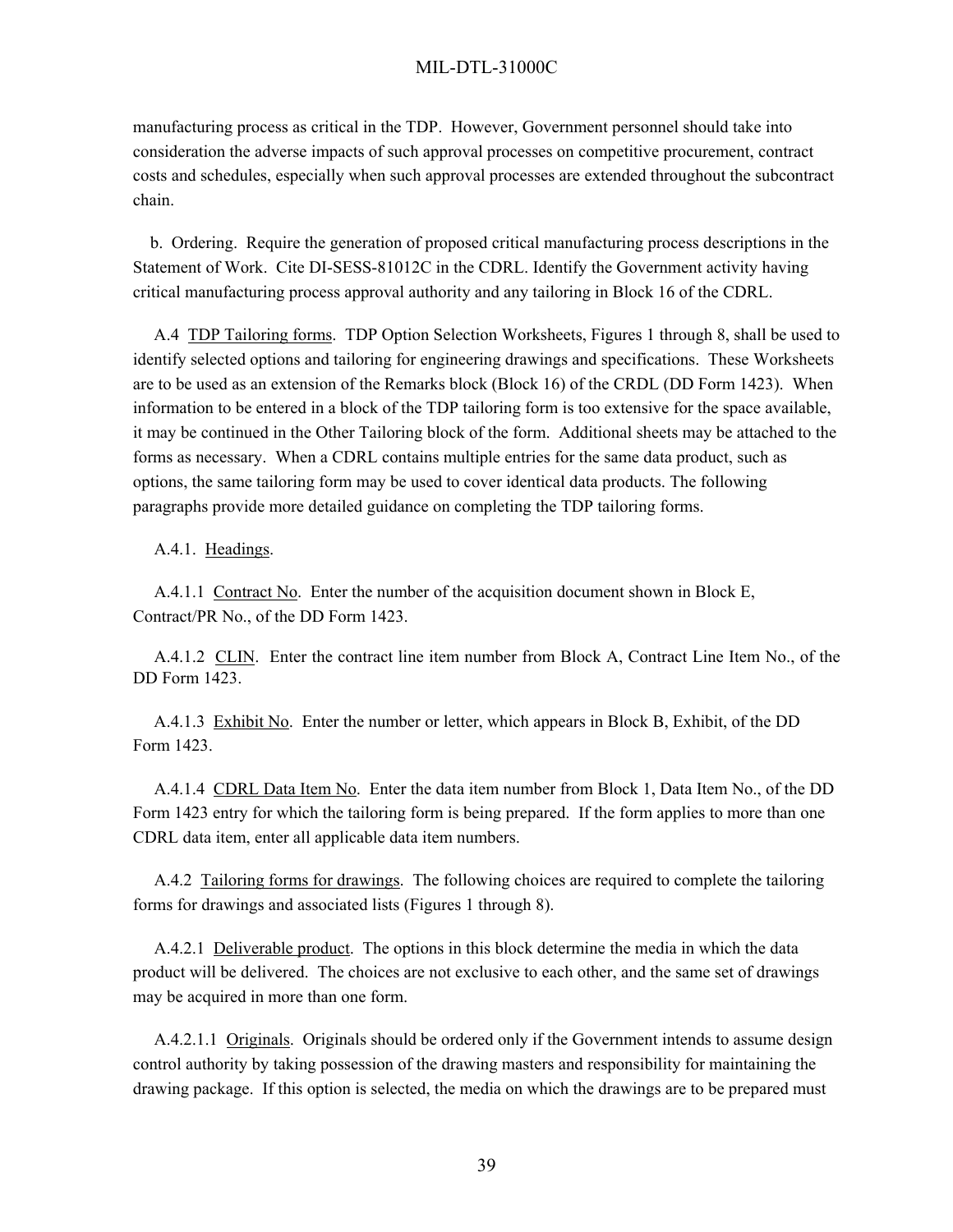manufacturing process as critical in the TDP. However, Government personnel should take into consideration the adverse impacts of such approval processes on competitive procurement, contract costs and schedules, especially when such approval processes are extended throughout the subcontract chain.

b. Ordering. Require the generation of proposed critical manufacturing process descriptions in the Statement of Work. Cite DI-SESS-81012C in the CDRL. Identify the Government activity having critical manufacturing process approval authority and any tailoring in Block 16 of the CDRL.

A.4 TDP Tailoring forms. TDP Option Selection Worksheets, Figures 1 through 8, shall be used to identify selected options and tailoring for engineering drawings and specifications. These Worksheets are to be used as an extension of the Remarks block (Block 16) of the CRDL (DD Form 1423). When information to be entered in a block of the TDP tailoring form is too extensive for the space available, it may be continued in the Other Tailoring block of the form. Additional sheets may be attached to the forms as necessary. When a CDRL contains multiple entries for the same data product, such as options, the same tailoring form may be used to cover identical data products. The following paragraphs provide more detailed guidance on completing the TDP tailoring forms.

A.4.1. Headings.

A.4.1.1 Contract No. Enter the number of the acquisition document shown in Block E, Contract/PR No., of the DD Form 1423.

A.4.1.2 CLIN. Enter the contract line item number from Block A, Contract Line Item No., of the DD Form 1423.

A.4.1.3 Exhibit No. Enter the number or letter, which appears in Block B, Exhibit, of the DD Form 1423.

A.4.1.4 CDRL Data Item No. Enter the data item number from Block 1, Data Item No., of the DD Form 1423 entry for which the tailoring form is being prepared. If the form applies to more than one CDRL data item, enter all applicable data item numbers.

A.4.2 Tailoring forms for drawings. The following choices are required to complete the tailoring forms for drawings and associated lists (Figures 1 through 8).

A.4.2.1 Deliverable product. The options in this block determine the media in which the data product will be delivered. The choices are not exclusive to each other, and the same set of drawings may be acquired in more than one form.

A.4.2.1.1 Originals. Originals should be ordered only if the Government intends to assume design control authority by taking possession of the drawing masters and responsibility for maintaining the drawing package. If this option is selected, the media on which the drawings are to be prepared must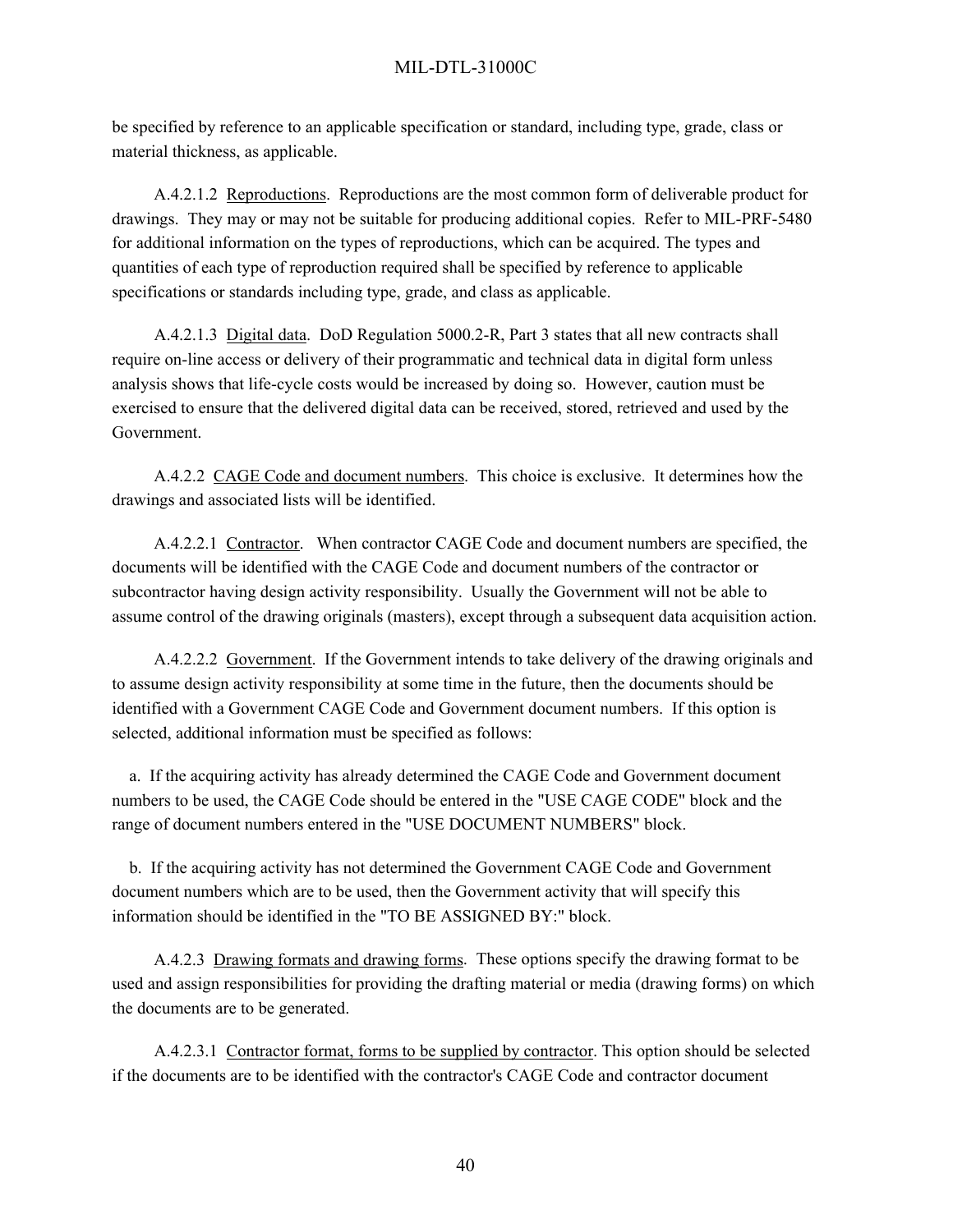be specified by reference to an applicable specification or standard, including type, grade, class or material thickness, as applicable.

A.4.2.1.2 Reproductions. Reproductions are the most common form of deliverable product for drawings. They may or may not be suitable for producing additional copies. Refer to MIL-PRF-5480 for additional information on the types of reproductions, which can be acquired. The types and quantities of each type of reproduction required shall be specified by reference to applicable specifications or standards including type, grade, and class as applicable.

A.4.2.1.3 Digital data. DoD Regulation 5000.2-R, Part 3 states that all new contracts shall require on-line access or delivery of their programmatic and technical data in digital form unless analysis shows that life-cycle costs would be increased by doing so. However, caution must be exercised to ensure that the delivered digital data can be received, stored, retrieved and used by the Government.

A.4.2.2 CAGE Code and document numbers. This choice is exclusive. It determines how the drawings and associated lists will be identified.

A.4.2.2.1 Contractor. When contractor CAGE Code and document numbers are specified, the documents will be identified with the CAGE Code and document numbers of the contractor or subcontractor having design activity responsibility. Usually the Government will not be able to assume control of the drawing originals (masters), except through a subsequent data acquisition action.

A.4.2.2.2 Government. If the Government intends to take delivery of the drawing originals and to assume design activity responsibility at some time in the future, then the documents should be identified with a Government CAGE Code and Government document numbers. If this option is selected, additional information must be specified as follows:

a. If the acquiring activity has already determined the CAGE Code and Government document numbers to be used, the CAGE Code should be entered in the "USE CAGE CODE" block and the range of document numbers entered in the "USE DOCUMENT NUMBERS" block.

b. If the acquiring activity has not determined the Government CAGE Code and Government document numbers which are to be used, then the Government activity that will specify this information should be identified in the "TO BE ASSIGNED BY:" block.

A.4.2.3 Drawing formats and drawing forms. These options specify the drawing format to be used and assign responsibilities for providing the drafting material or media (drawing forms) on which the documents are to be generated.

A.4.2.3.1 Contractor format, forms to be supplied by contractor. This option should be selected if the documents are to be identified with the contractor's CAGE Code and contractor document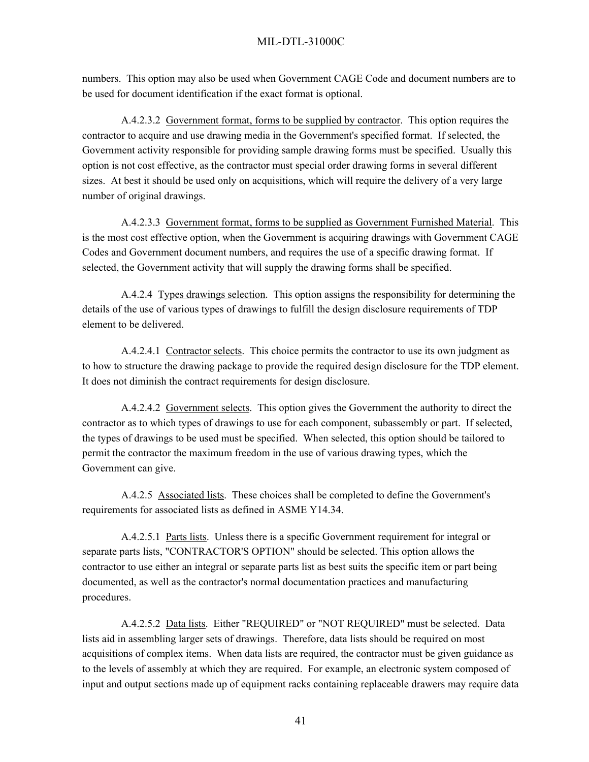numbers. This option may also be used when Government CAGE Code and document numbers are to be used for document identification if the exact format is optional.

A.4.2.3.2 Government format, forms to be supplied by contractor. This option requires the contractor to acquire and use drawing media in the Government's specified format. If selected, the Government activity responsible for providing sample drawing forms must be specified. Usually this option is not cost effective, as the contractor must special order drawing forms in several different sizes. At best it should be used only on acquisitions, which will require the delivery of a very large number of original drawings.

A.4.2.3.3 Government format, forms to be supplied as Government Furnished Material. This is the most cost effective option, when the Government is acquiring drawings with Government CAGE Codes and Government document numbers, and requires the use of a specific drawing format. If selected, the Government activity that will supply the drawing forms shall be specified.

A.4.2.4 Types drawings selection. This option assigns the responsibility for determining the details of the use of various types of drawings to fulfill the design disclosure requirements of TDP element to be delivered.

A.4.2.4.1 Contractor selects. This choice permits the contractor to use its own judgment as to how to structure the drawing package to provide the required design disclosure for the TDP element. It does not diminish the contract requirements for design disclosure.

A.4.2.4.2 Government selects. This option gives the Government the authority to direct the contractor as to which types of drawings to use for each component, subassembly or part. If selected, the types of drawings to be used must be specified. When selected, this option should be tailored to permit the contractor the maximum freedom in the use of various drawing types, which the Government can give.

A.4.2.5 Associated lists. These choices shall be completed to define the Government's requirements for associated lists as defined in ASME Y14.34.

A.4.2.5.1 Parts lists. Unless there is a specific Government requirement for integral or separate parts lists, "CONTRACTOR'S OPTION" should be selected. This option allows the contractor to use either an integral or separate parts list as best suits the specific item or part being documented, as well as the contractor's normal documentation practices and manufacturing procedures.

A.4.2.5.2 Data lists. Either "REQUIRED" or "NOT REQUIRED" must be selected. Data lists aid in assembling larger sets of drawings. Therefore, data lists should be required on most acquisitions of complex items. When data lists are required, the contractor must be given guidance as to the levels of assembly at which they are required. For example, an electronic system composed of input and output sections made up of equipment racks containing replaceable drawers may require data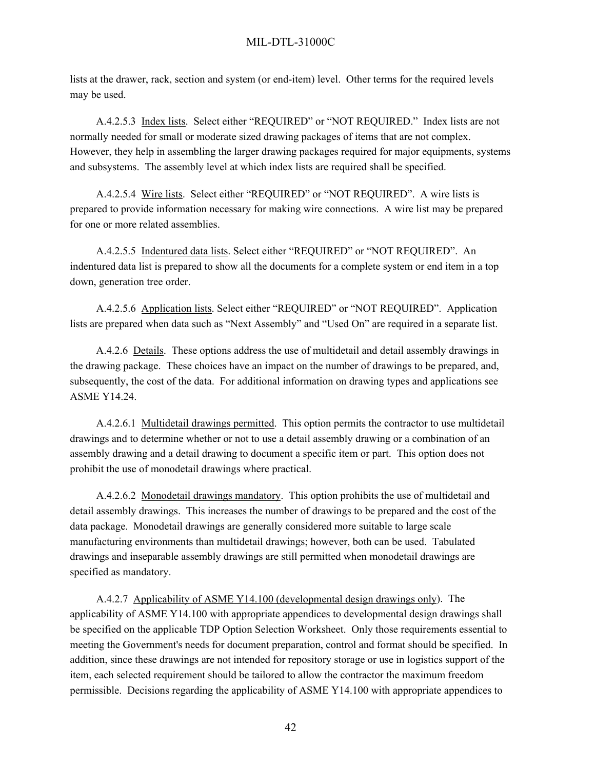lists at the drawer, rack, section and system (or end-item) level. Other terms for the required levels may be used.

A.4.2.5.3 Index lists. Select either "REQUIRED" or "NOT REQUIRED." Index lists are not normally needed for small or moderate sized drawing packages of items that are not complex. However, they help in assembling the larger drawing packages required for major equipments, systems and subsystems. The assembly level at which index lists are required shall be specified.

A.4.2.5.4 Wire lists. Select either "REQUIRED" or "NOT REQUIRED". A wire lists is prepared to provide information necessary for making wire connections. A wire list may be prepared for one or more related assemblies.

A.4.2.5.5 Indentured data lists. Select either "REQUIRED" or "NOT REQUIRED". An indentured data list is prepared to show all the documents for a complete system or end item in a top down, generation tree order.

A.4.2.5.6 Application lists. Select either "REQUIRED" or "NOT REQUIRED". Application lists are prepared when data such as "Next Assembly" and "Used On" are required in a separate list.

A.4.2.6 Details. These options address the use of multidetail and detail assembly drawings in the drawing package. These choices have an impact on the number of drawings to be prepared, and, subsequently, the cost of the data. For additional information on drawing types and applications see ASME Y14.24.

A.4.2.6.1 Multidetail drawings permitted. This option permits the contractor to use multidetail drawings and to determine whether or not to use a detail assembly drawing or a combination of an assembly drawing and a detail drawing to document a specific item or part. This option does not prohibit the use of monodetail drawings where practical.

A.4.2.6.2 Monodetail drawings mandatory. This option prohibits the use of multidetail and detail assembly drawings. This increases the number of drawings to be prepared and the cost of the data package. Monodetail drawings are generally considered more suitable to large scale manufacturing environments than multidetail drawings; however, both can be used. Tabulated drawings and inseparable assembly drawings are still permitted when monodetail drawings are specified as mandatory.

A.4.2.7 Applicability of ASME Y14.100 (developmental design drawings only). The applicability of ASME Y14.100 with appropriate appendices to developmental design drawings shall be specified on the applicable TDP Option Selection Worksheet. Only those requirements essential to meeting the Government's needs for document preparation, control and format should be specified. In addition, since these drawings are not intended for repository storage or use in logistics support of the item, each selected requirement should be tailored to allow the contractor the maximum freedom permissible. Decisions regarding the applicability of ASME Y14.100 with appropriate appendices to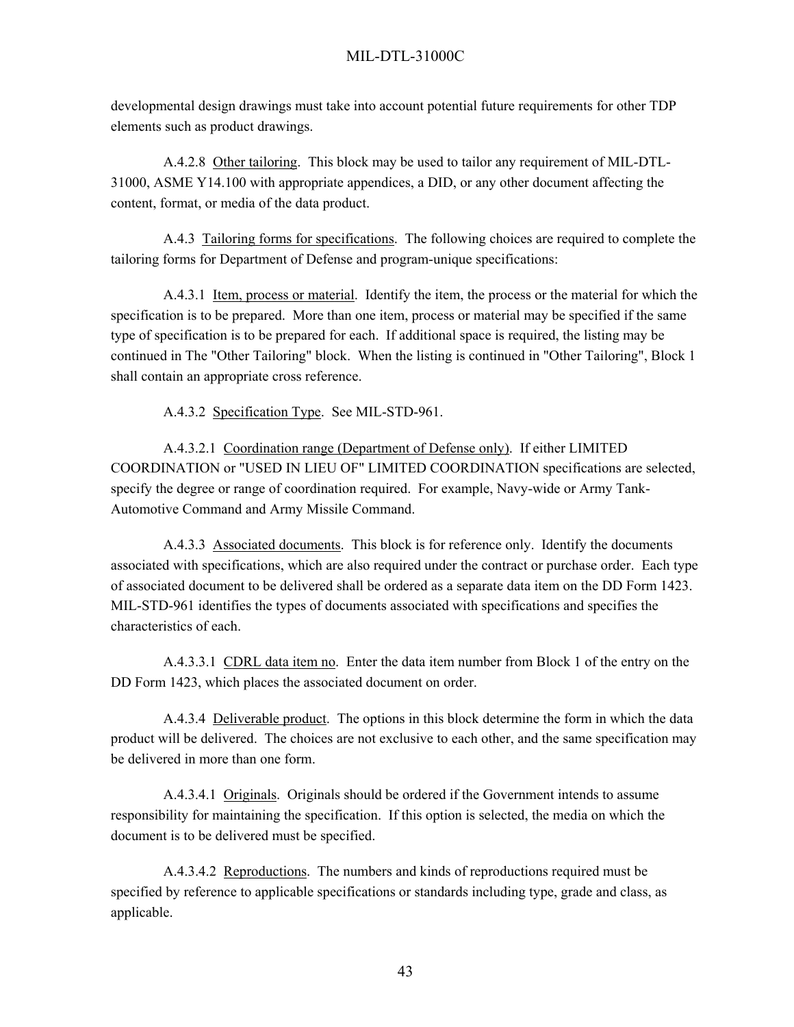developmental design drawings must take into account potential future requirements for other TDP elements such as product drawings.

A.4.2.8 Other tailoring. This block may be used to tailor any requirement of MIL-DTL-31000, ASME Y14.100 with appropriate appendices, a DID, or any other document affecting the content, format, or media of the data product.

A.4.3 Tailoring forms for specifications. The following choices are required to complete the tailoring forms for Department of Defense and program-unique specifications:

A.4.3.1 Item, process or material. Identify the item, the process or the material for which the specification is to be prepared. More than one item, process or material may be specified if the same type of specification is to be prepared for each. If additional space is required, the listing may be continued in The "Other Tailoring" block. When the listing is continued in "Other Tailoring", Block 1 shall contain an appropriate cross reference.

A.4.3.2 Specification Type. See MIL-STD-961.

A.4.3.2.1 Coordination range (Department of Defense only). If either LIMITED COORDINATION or "USED IN LIEU OF" LIMITED COORDINATION specifications are selected, specify the degree or range of coordination required. For example, Navy-wide or Army Tank-Automotive Command and Army Missile Command.

A.4.3.3 Associated documents. This block is for reference only. Identify the documents associated with specifications, which are also required under the contract or purchase order. Each type of associated document to be delivered shall be ordered as a separate data item on the DD Form 1423. MIL-STD-961 identifies the types of documents associated with specifications and specifies the characteristics of each.

A.4.3.3.1 CDRL data item no. Enter the data item number from Block 1 of the entry on the DD Form 1423, which places the associated document on order.

A.4.3.4 Deliverable product. The options in this block determine the form in which the data product will be delivered. The choices are not exclusive to each other, and the same specification may be delivered in more than one form.

A.4.3.4.1 Originals. Originals should be ordered if the Government intends to assume responsibility for maintaining the specification. If this option is selected, the media on which the document is to be delivered must be specified.

A.4.3.4.2 Reproductions. The numbers and kinds of reproductions required must be specified by reference to applicable specifications or standards including type, grade and class, as applicable.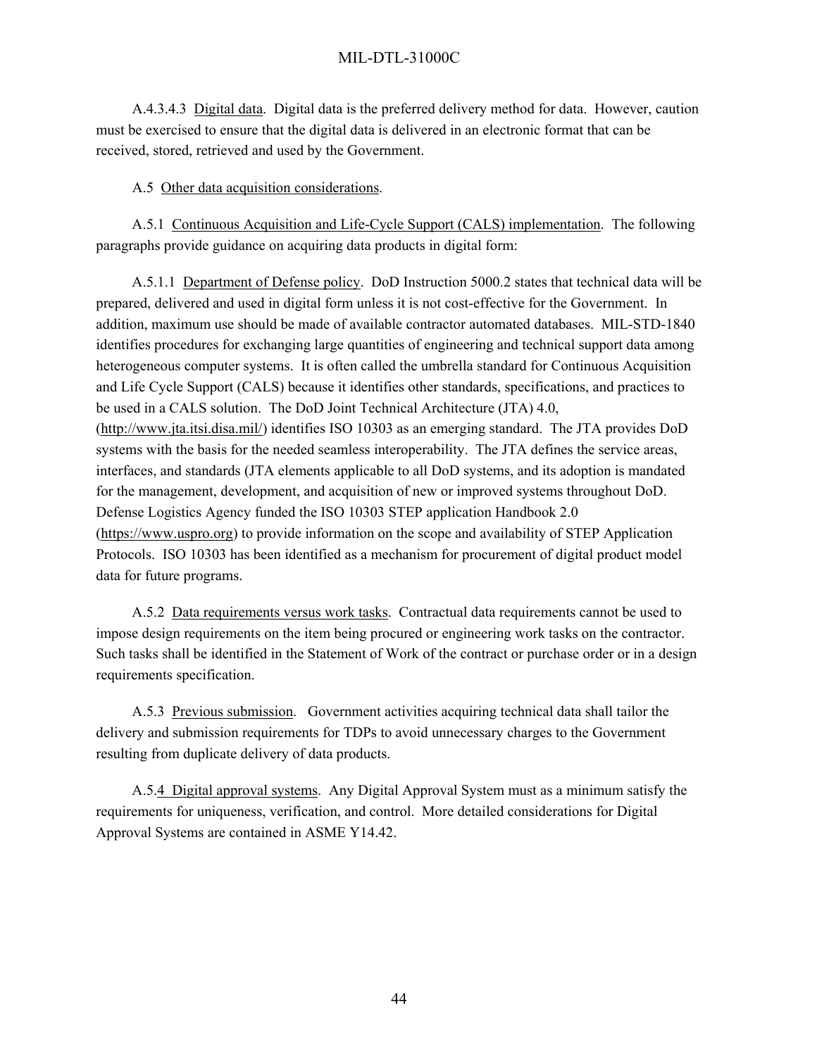A.4.3.4.3 Digital data. Digital data is the preferred delivery method for data. However, caution must be exercised to ensure that the digital data is delivered in an electronic format that can be received, stored, retrieved and used by the Government.

A.5 Other data acquisition considerations.

A.5.1 Continuous Acquisition and Life-Cycle Support (CALS) implementation. The following paragraphs provide guidance on acquiring data products in digital form:

A.5.1.1 Department of Defense policy. DoD Instruction 5000.2 states that technical data will be prepared, delivered and used in digital form unless it is not cost-effective for the Government. In addition, maximum use should be made of available contractor automated databases. MIL-STD-1840 identifies procedures for exchanging large quantities of engineering and technical support data among heterogeneous computer systems. It is often called the umbrella standard for Continuous Acquisition and Life Cycle Support (CALS) because it identifies other standards, specifications, and practices to be used in a CALS solution. The DoD Joint Technical Architecture (JTA) 4.0, (http://www.jta.itsi.disa.mil/) identifies ISO 10303 as an emerging standard. The JTA provides DoD systems with the basis for the needed seamless interoperability. The JTA defines the service areas, interfaces, and standards (JTA elements applicable to all DoD systems, and its adoption is mandated for the management, development, and acquisition of new or improved systems throughout DoD. Defense Logistics Agency funded the ISO 10303 STEP application Handbook 2.0 (https://www.uspro.org) to provide information on the scope and availability of STEP Application Protocols. ISO 10303 has been identified as a mechanism for procurement of digital product model data for future programs.

A.5.2 Data requirements versus work tasks. Contractual data requirements cannot be used to impose design requirements on the item being procured or engineering work tasks on the contractor. Such tasks shall be identified in the Statement of Work of the contract or purchase order or in a design requirements specification.

A.5.3 Previous submission. Government activities acquiring technical data shall tailor the delivery and submission requirements for TDPs to avoid unnecessary charges to the Government resulting from duplicate delivery of data products.

A.5.4 Digital approval systems. Any Digital Approval System must as a minimum satisfy the requirements for uniqueness, verification, and control. More detailed considerations for Digital Approval Systems are contained in ASME Y14.42.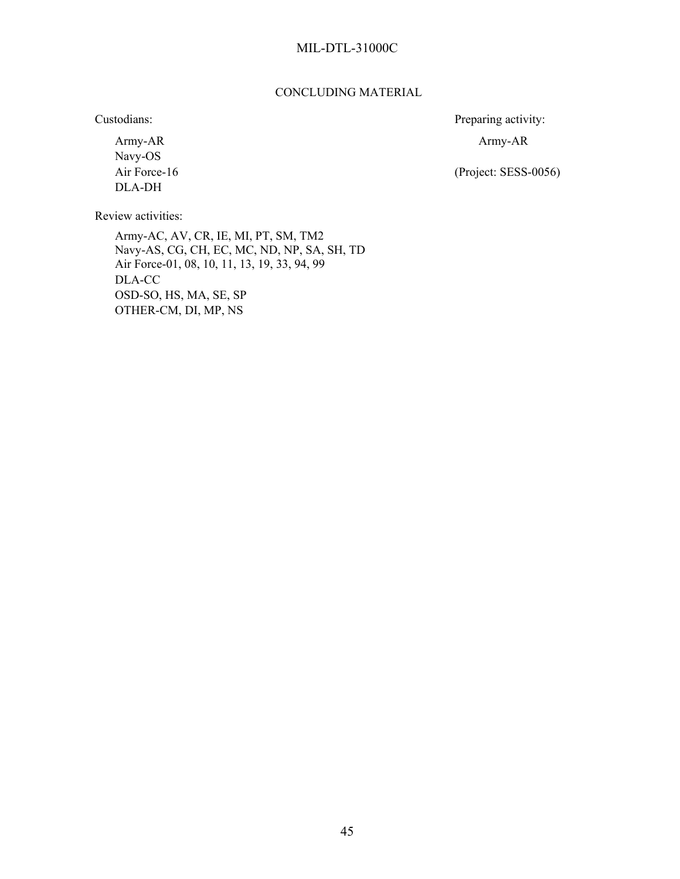## CONCLUDING MATERIAL

Custodians:

Army-AR
Navy-OS
Air Force-16
DLA-DH

Preparing activity:

Army-AR

(Project: SESS-0056)

Review activities:

Army-AC, AV, CR, IE, MI, PT, SM, TM2
Navy-AS, CG, CH, EC, MC, ND, NP, SA, SH, TD
Air Force-01, 08, 10, 11, 13, 19, 33, 94, 99
DLA-CC
OSD-SO, HS, MA, SE, SP
OTHER-CM, DI, MP, NS